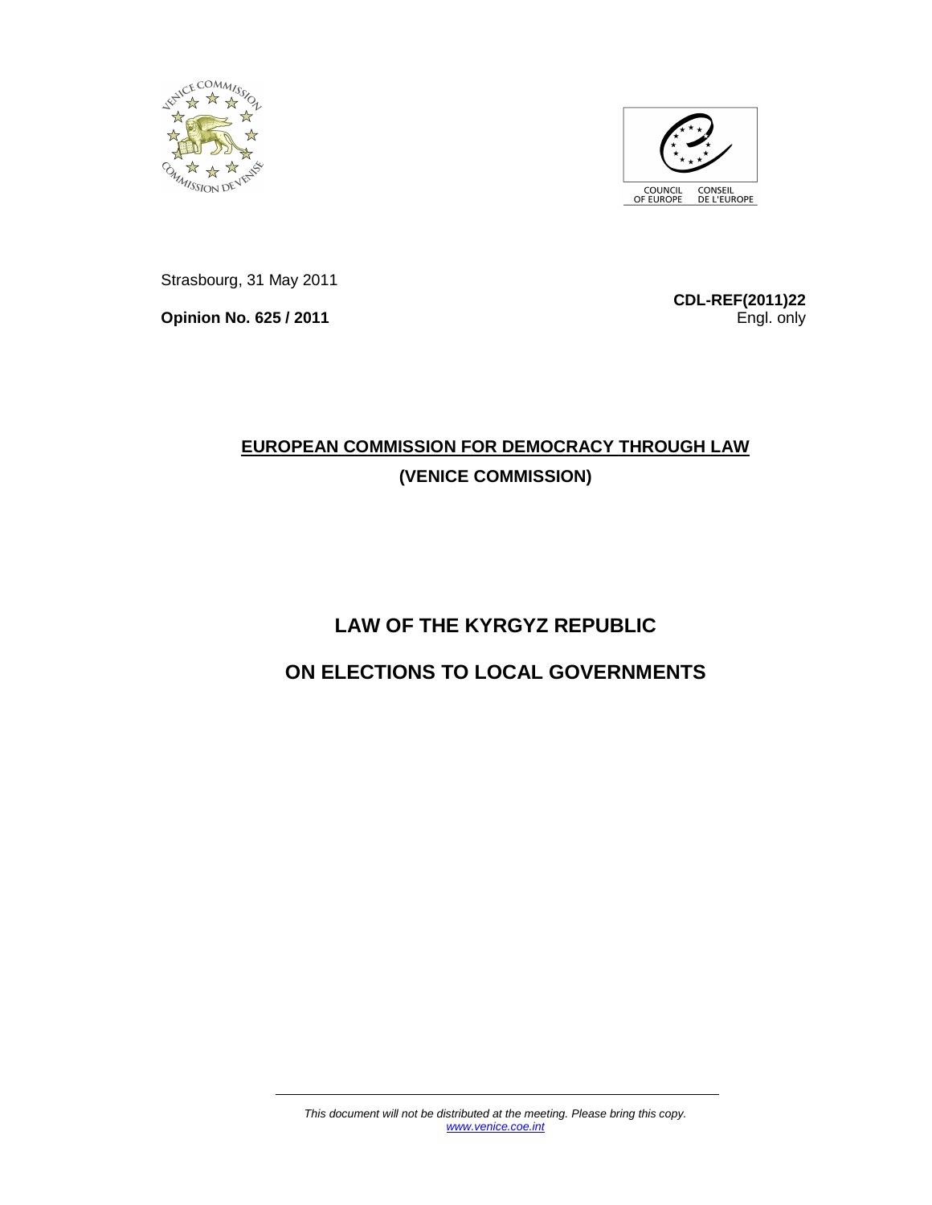Strasbourg, 31 May 2011

**Opinion No. 625 / 2011**

**CDL-REF(2011)22**
Engl. only

# EUROPEAN COMMISSION FOR DEMOCRACY THROUGH LAW
## (VENICE COMMISSION)

# LAW OF THE KYRGYZ REPUBLIC
# ON ELECTIONS TO LOCAL GOVERNMENTS

*This document will not be distributed at the meeting. Please bring this copy.*
*www.venice.coe.int*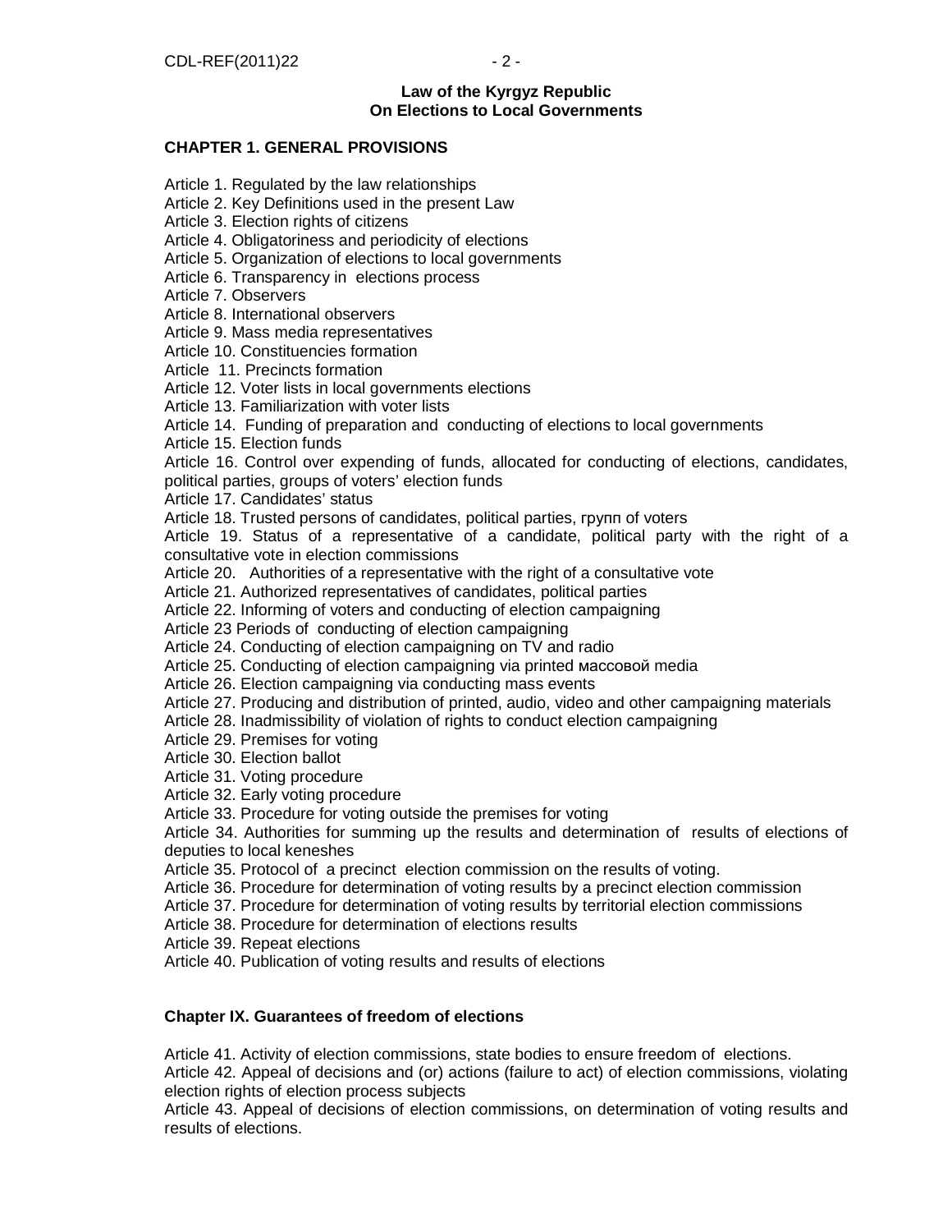**Law of the Kyrgyz Republic**
**On Elections to Local Governments**

## CHAPTER 1. GENERAL PROVISIONS

Article 1. Regulated by the law relationships
Article 2. Key Definitions used in the present Law
Article 3. Election rights of citizens
Article 4. Obligatoriness and periodicity of elections
Article 5. Organization of elections to local governments
Article 6. Transparency in elections process
Article 7. Observers
Article 8. International observers
Article 9. Mass media representatives
Article 10. Constituencies formation
Article 11. Precincts formation
Article 12. Voter lists in local governments elections
Article 13. Familiarization with voter lists
Article 14. Funding of preparation and conducting of elections to local governments
Article 15. Election funds
Article 16. Control over expending of funds, allocated for conducting of elections, candidates, political parties, groups of voters' election funds
Article 17. Candidates' status
Article 18. Trusted persons of candidates, political parties, групп of voters
Article 19. Status of a representative of a candidate, political party with the right of a consultative vote in election commissions
Article 20. Authorities of a representative with the right of a consultative vote
Article 21. Authorized representatives of candidates, political parties
Article 22. Informing of voters and conducting of election campaigning
Article 23 Periods of conducting of election campaigning
Article 24. Conducting of election campaigning on TV and radio
Article 25. Conducting of election campaigning via printed массовой media
Article 26. Election campaigning via conducting mass events
Article 27. Producing and distribution of printed, audio, video and other campaigning materials
Article 28. Inadmissibility of violation of rights to conduct election campaigning
Article 29. Premises for voting
Article 30. Election ballot
Article 31. Voting procedure
Article 32. Early voting procedure
Article 33. Procedure for voting outside the premises for voting
Article 34. Authorities for summing up the results and determination of results of elections of deputies to local keneshes
Article 35. Protocol of a precinct election commission on the results of voting.
Article 36. Procedure for determination of voting results by a precinct election commission
Article 37. Procedure for determination of voting results by territorial election commissions
Article 38. Procedure for determination of elections results
Article 39. Repeat elections
Article 40. Publication of voting results and results of elections

## Chapter IX. Guarantees of freedom of elections

Article 41. Activity of election commissions, state bodies to ensure freedom of elections.
Article 42. Appeal of decisions and (or) actions (failure to act) of election commissions, violating election rights of election process subjects
Article 43. Appeal of decisions of election commissions, on determination of voting results and results of elections.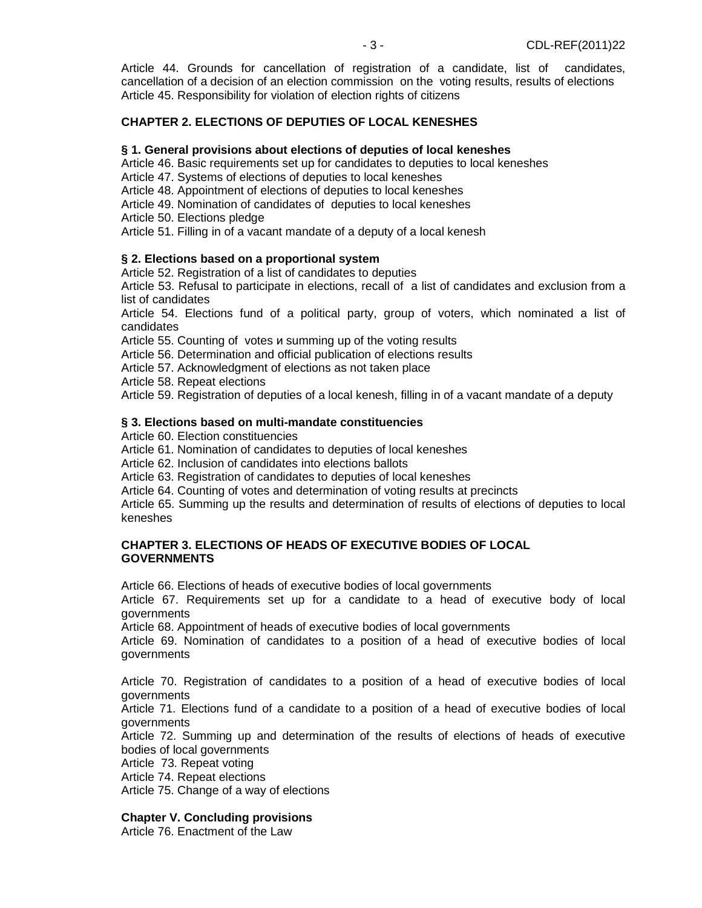Article 44. Grounds for cancellation of registration of a candidate, list of candidates, cancellation of a decision of an election commission on the voting results, results of elections
Article 45. Responsibility for violation of election rights of citizens

**CHAPTER 2. ELECTIONS OF DEPUTIES OF LOCAL KENESHES**

**§ 1. General provisions about elections of deputies of local keneshes**
Article 46. Basic requirements set up for candidates to deputies to local keneshes
Article 47. Systems of elections of deputies to local keneshes
Article 48. Appointment of elections of deputies to local keneshes
Article 49. Nomination of candidates of deputies to local keneshes
Article 50. Elections pledge
Article 51. Filling in of a vacant mandate of a deputy of a local kenesh

**§ 2. Elections based on a proportional system**
Article 52. Registration of a list of candidates to deputies
Article 53. Refusal to participate in elections, recall of a list of candidates and exclusion from a list of candidates
Article 54. Elections fund of a political party, group of voters, which nominated a list of candidates
Article 55. Counting of votes и summing up of the voting results
Article 56. Determination and official publication of elections results
Article 57. Acknowledgment of elections as not taken place
Article 58. Repeat elections
Article 59. Registration of deputies of a local kenesh, filling in of a vacant mandate of a deputy

**§ 3. Elections based on multi-mandate constituencies**
Article 60. Election constituencies
Article 61. Nomination of candidates to deputies of local keneshes
Article 62. Inclusion of candidates into elections ballots
Article 63. Registration of candidates to deputies of local keneshes
Article 64. Counting of votes and determination of voting results at precincts
Article 65. Summing up the results and determination of results of elections of deputies to local keneshes

**CHAPTER 3. ELECTIONS OF HEADS OF EXECUTIVE BODIES OF LOCAL GOVERNMENTS**

Article 66. Elections of heads of executive bodies of local governments
Article 67. Requirements set up for a candidate to a head of executive body of local governments
Article 68. Appointment of heads of executive bodies of local governments
Article 69. Nomination of candidates to a position of a head of executive bodies of local governments

Article 70. Registration of candidates to a position of a head of executive bodies of local governments
Article 71. Elections fund of a candidate to a position of a head of executive bodies of local governments
Article 72. Summing up and determination of the results of elections of heads of executive bodies of local governments
Article 73. Repeat voting
Article 74. Repeat elections
Article 75. Change of a way of elections

**Chapter V. Concluding provisions**
Article 76. Enactment of the Law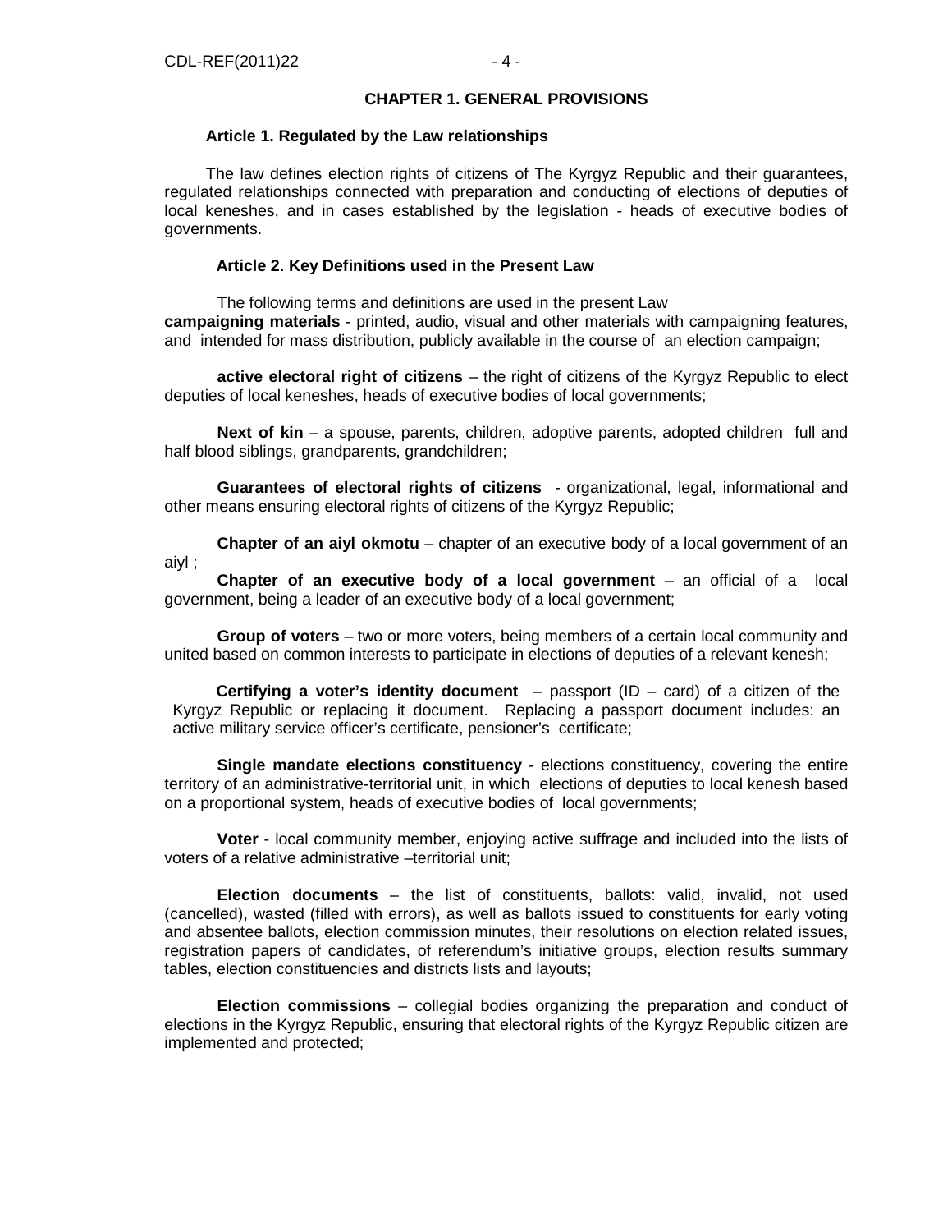## CHAPTER 1. GENERAL PROVISIONS

### Article 1. Regulated by the Law relationships

The law defines election rights of citizens of The Kyrgyz Republic and their guarantees, regulated relationships connected with preparation and conducting of elections of deputies of local keneshes, and in cases established by the legislation - heads of executive bodies of governments.

### Article 2. Key Definitions used in the Present Law

The following terms and definitions are used in the present Law

**campaigning materials** - printed, audio, visual and other materials with campaigning features, and intended for mass distribution, publicly available in the course of an election campaign;

**active electoral right of citizens** – the right of citizens of the Kyrgyz Republic to elect deputies of local keneshes, heads of executive bodies of local governments;

**Next of kin** – a spouse, parents, children, adoptive parents, adopted children full and half blood siblings, grandparents, grandchildren;

**Guarantees of electoral rights of citizens** - organizational, legal, informational and other means ensuring electoral rights of citizens of the Kyrgyz Republic;

**Chapter of an aiyl okmotu** – chapter of an executive body of a local government of an aiyl ;

**Chapter of an executive body of a local government** – an official of a local government, being a leader of an executive body of a local government;

**Group of voters** – two or more voters, being members of a certain local community and united based on common interests to participate in elections of deputies of a relevant kenesh;

**Certifying a voter's identity document** – passport (ID – card) of a citizen of the Kyrgyz Republic or replacing it document. Replacing a passport document includes: an active military service officer's certificate, pensioner's certificate;

**Single mandate elections constituency** - elections constituency, covering the entire territory of an administrative-territorial unit, in which elections of deputies to local kenesh based on a proportional system, heads of executive bodies of local governments;

**Voter** - local community member, enjoying active suffrage and included into the lists of voters of a relative administrative –territorial unit;

**Election documents** – the list of constituents, ballots: valid, invalid, not used (cancelled), wasted (filled with errors), as well as ballots issued to constituents for early voting and absentee ballots, election commission minutes, their resolutions on election related issues, registration papers of candidates, of referendum's initiative groups, election results summary tables, election constituencies and districts lists and layouts;

**Election commissions** – collegial bodies organizing the preparation and conduct of elections in the Kyrgyz Republic, ensuring that electoral rights of the Kyrgyz Republic citizen are implemented and protected;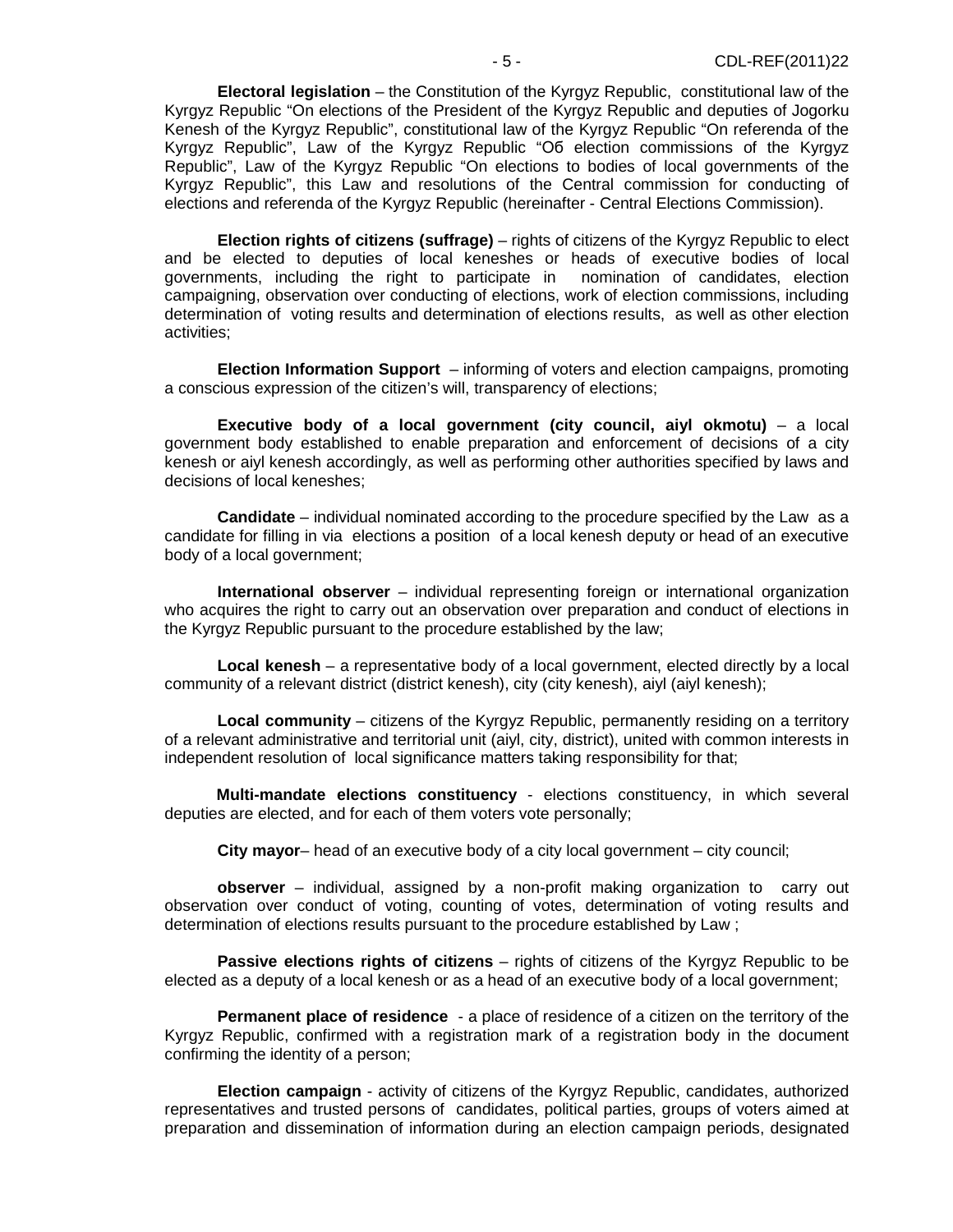**Electoral legislation** – the Constitution of the Kyrgyz Republic, constitutional law of the Kyrgyz Republic "On elections of the President of the Kyrgyz Republic and deputies of Jogorku Kenesh of the Kyrgyz Republic", constitutional law of the Kyrgyz Republic "On referenda of the Kyrgyz Republic", Law of the Kyrgyz Republic "Об election commissions of the Kyrgyz Republic", Law of the Kyrgyz Republic "On elections to bodies of local governments of the Kyrgyz Republic", this Law and resolutions of the Central commission for conducting of elections and referenda of the Kyrgyz Republic (hereinafter - Central Elections Commission).

**Election rights of citizens (suffrage)** – rights of citizens of the Kyrgyz Republic to elect and be elected to deputies of local keneshes or heads of executive bodies of local governments, including the right to participate in nomination of candidates, election campaigning, observation over conducting of elections, work of election commissions, including determination of voting results and determination of elections results, as well as other election activities;

**Election Information Support** – informing of voters and election campaigns, promoting a conscious expression of the citizen's will, transparency of elections;

**Executive body of a local government (city council, aiyl okmotu)** – a local government body established to enable preparation and enforcement of decisions of a city kenesh or aiyl kenesh accordingly, as well as performing other authorities specified by laws and decisions of local keneshes;

**Candidate** – individual nominated according to the procedure specified by the Law as a candidate for filling in via elections a position of a local kenesh deputy or head of an executive body of a local government;

**International observer** – individual representing foreign or international organization who acquires the right to carry out an observation over preparation and conduct of elections in the Kyrgyz Republic pursuant to the procedure established by the law;

**Local kenesh** – a representative body of a local government, elected directly by a local community of a relevant district (district kenesh), city (city kenesh), aiyl (aiyl kenesh);

**Local community** – citizens of the Kyrgyz Republic, permanently residing on a territory of a relevant administrative and territorial unit (aiyl, city, district), united with common interests in independent resolution of local significance matters taking responsibility for that;

**Multi-mandate elections constituency** - elections constituency, in which several deputies are elected, and for each of them voters vote personally;

**City mayor**– head of an executive body of a city local government – city council;

**observer** – individual, assigned by a non-profit making organization to carry out observation over conduct of voting, counting of votes, determination of voting results and determination of elections results pursuant to the procedure established by Law ;

**Passive elections rights of citizens** – rights of citizens of the Kyrgyz Republic to be elected as a deputy of a local kenesh or as a head of an executive body of a local government;

**Permanent place of residence** - a place of residence of a citizen on the territory of the Kyrgyz Republic, confirmed with a registration mark of a registration body in the document confirming the identity of a person;

**Election campaign** - activity of citizens of the Kyrgyz Republic, candidates, authorized representatives and trusted persons of candidates, political parties, groups of voters aimed at preparation and dissemination of information during an election campaign periods, designated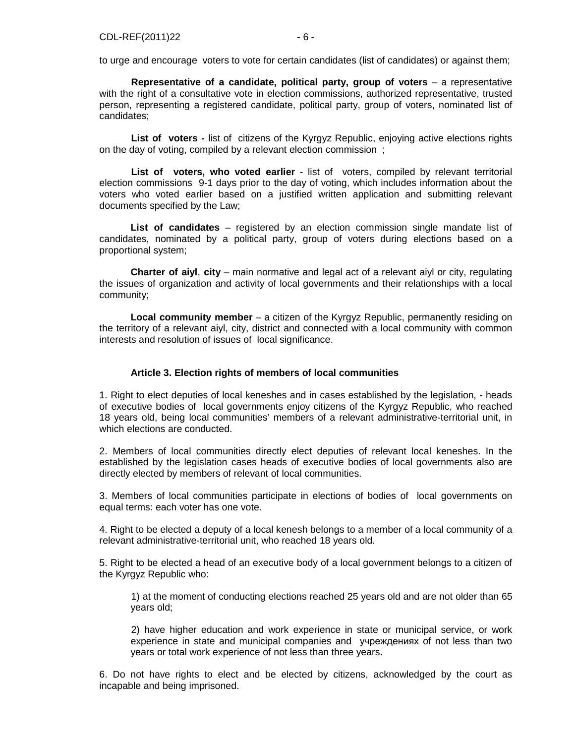to urge and encourage voters to vote for certain candidates (list of candidates) or against them;

**Representative of a candidate, political party, group of voters** – a representative with the right of a consultative vote in election commissions, authorized representative, trusted person, representing a registered candidate, political party, group of voters, nominated list of candidates;

**List of voters -** list of citizens of the Kyrgyz Republic, enjoying active elections rights on the day of voting, compiled by a relevant election commission ;

**List of voters, who voted earlier** - list of voters, compiled by relevant territorial election commissions 9-1 days prior to the day of voting, which includes information about the voters who voted earlier based on a justified written application and submitting relevant documents specified by the Law;

**List of candidates** – registered by an election commission single mandate list of candidates, nominated by a political party, group of voters during elections based on a proportional system;

**Charter of aiyl**, **city** – main normative and legal act of a relevant aiyl or city, regulating the issues of organization and activity of local governments and their relationships with a local community;

**Local community member** – a citizen of the Kyrgyz Republic, permanently residing on the territory of a relevant aiyl, city, district and connected with a local community with common interests and resolution of issues of local significance.

### Article 3. Election rights of members of local communities

1. Right to elect deputies of local keneshes and in cases established by the legislation, - heads of executive bodies of local governments enjoy citizens of the Kyrgyz Republic, who reached 18 years old, being local communities' members of a relevant administrative-territorial unit, in which elections are conducted.

2. Members of local communities directly elect deputies of relevant local keneshes. In the established by the legislation cases heads of executive bodies of local governments also are directly elected by members of relevant of local communities.

3. Members of local communities participate in elections of bodies of local governments on equal terms: each voter has one vote.

4. Right to be elected a deputy of a local kenesh belongs to a member of a local community of a relevant administrative-territorial unit, who reached 18 years old.

5. Right to be elected a head of an executive body of a local government belongs to a citizen of the Kyrgyz Republic who:

   1) at the moment of conducting elections reached 25 years old and are not older than 65 years old;

   2) have higher education and work experience in state or municipal service, or work experience in state and municipal companies and учреждениях of not less than two years or total work experience of not less than three years.

6. Do not have rights to elect and be elected by citizens, acknowledged by the court as incapable and being imprisoned.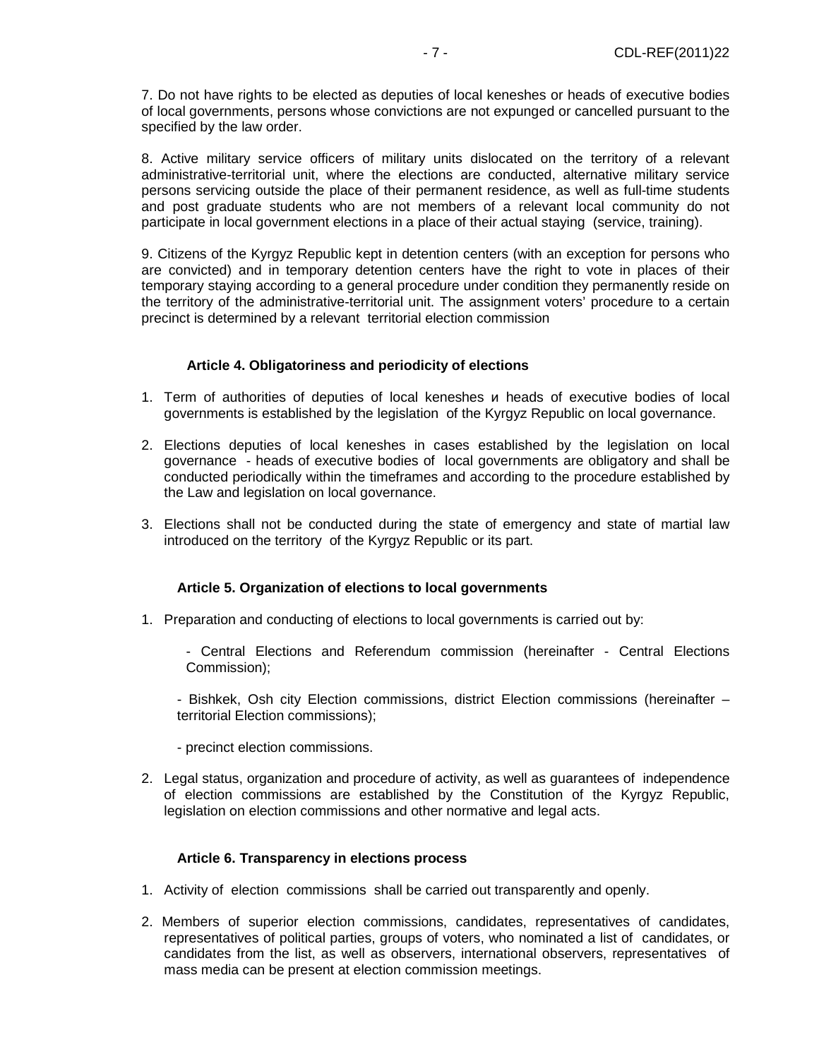7. Do not have rights to be elected as deputies of local keneshes or heads of executive bodies of local governments, persons whose convictions are not expunged or cancelled pursuant to the specified by the law order.

8. Active military service officers of military units dislocated on the territory of a relevant administrative-territorial unit, where the elections are conducted, alternative military service persons servicing outside the place of their permanent residence, as well as full-time students and post graduate students who are not members of a relevant local community do not participate in local government elections in a place of their actual staying (service, training).

9. Citizens of the Kyrgyz Republic kept in detention centers (with an exception for persons who are convicted) and in temporary detention centers have the right to vote in places of their temporary staying according to a general procedure under condition they permanently reside on the territory of the administrative-territorial unit. The assignment voters' procedure to a certain precinct is determined by a relevant territorial election commission

### Article 4. Obligatoriness and periodicity of elections

1. Term of authorities of deputies of local keneshes и heads of executive bodies of local governments is established by the legislation of the Kyrgyz Republic on local governance.
2. Elections deputies of local keneshes in cases established by the legislation on local governance - heads of executive bodies of local governments are obligatory and shall be conducted periodically within the timeframes and according to the procedure established by the Law and legislation on local governance.
3. Elections shall not be conducted during the state of emergency and state of martial law introduced on the territory of the Kyrgyz Republic or its part.

### Article 5. Organization of elections to local governments

1. Preparation and conducting of elections to local governments is carried out by:

   - Central Elections and Referendum commission (hereinafter - Central Elections Commission);
   - Bishkek, Osh city Election commissions, district Election commissions (hereinafter – territorial Election commissions);
   - precinct election commissions.

2. Legal status, organization and procedure of activity, as well as guarantees of independence of election commissions are established by the Constitution of the Kyrgyz Republic, legislation on election commissions and other normative and legal acts.

### Article 6. Transparency in elections process

1. Activity of election commissions shall be carried out transparently and openly.
2. Members of superior election commissions, candidates, representatives of candidates, representatives of political parties, groups of voters, who nominated a list of candidates, or candidates from the list, as well as observers, international observers, representatives of mass media can be present at election commission meetings.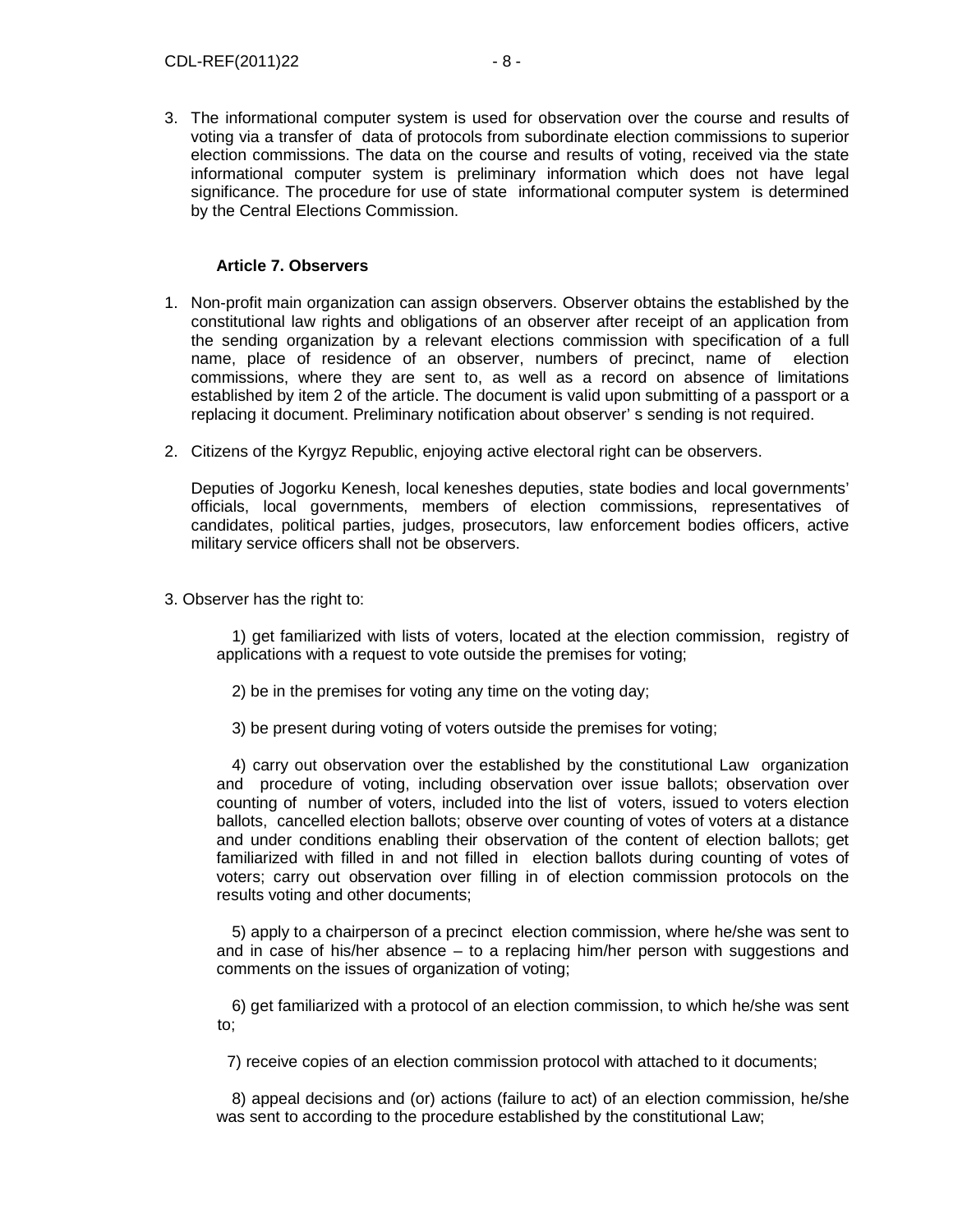3. The informational computer system is used for observation over the course and results of voting via a transfer of data of protocols from subordinate election commissions to superior election commissions. The data on the course and results of voting, received via the state informational computer system is preliminary information which does not have legal significance. The procedure for use of state informational computer system is determined by the Central Elections Commission.

**Article 7. Observers**

1. Non-profit main organization can assign observers. Observer obtains the established by the constitutional law rights and obligations of an observer after receipt of an application from the sending organization by a relevant elections commission with specification of a full name, place of residence of an observer, numbers of precinct, name of election commissions, where they are sent to, as well as a record on absence of limitations established by item 2 of the article. The document is valid upon submitting of a passport or a replacing it document. Preliminary notification about observer' s sending is not required.

2. Citizens of the Kyrgyz Republic, enjoying active electoral right can be observers.

   Deputies of Jogorku Kenesh, local keneshes deputies, state bodies and local governments' officials, local governments, members of election commissions, representatives of candidates, political parties, judges, prosecutors, law enforcement bodies officers, active military service officers shall not be observers.

3. Observer has the right to:

   1) get familiarized with lists of voters, located at the election commission, registry of applications with a request to vote outside the premises for voting;

   2) be in the premises for voting any time on the voting day;

   3) be present during voting of voters outside the premises for voting;

   4) carry out observation over the established by the constitutional Law organization and procedure of voting, including observation over issue ballots; observation over counting of number of voters, included into the list of voters, issued to voters election ballots, cancelled election ballots; observe over counting of votes of voters at a distance and under conditions enabling their observation of the content of election ballots; get familiarized with filled in and not filled in election ballots during counting of votes of voters; carry out observation over filling in of election commission protocols on the results voting and other documents;

   5) apply to a chairperson of a precinct election commission, where he/she was sent to and in case of his/her absence – to a replacing him/her person with suggestions and comments on the issues of organization of voting;

   6) get familiarized with a protocol of an election commission, to which he/she was sent to;

   7) receive copies of an election commission protocol with attached to it documents;

   8) appeal decisions and (or) actions (failure to act) of an election commission, he/she was sent to according to the procedure established by the constitutional Law;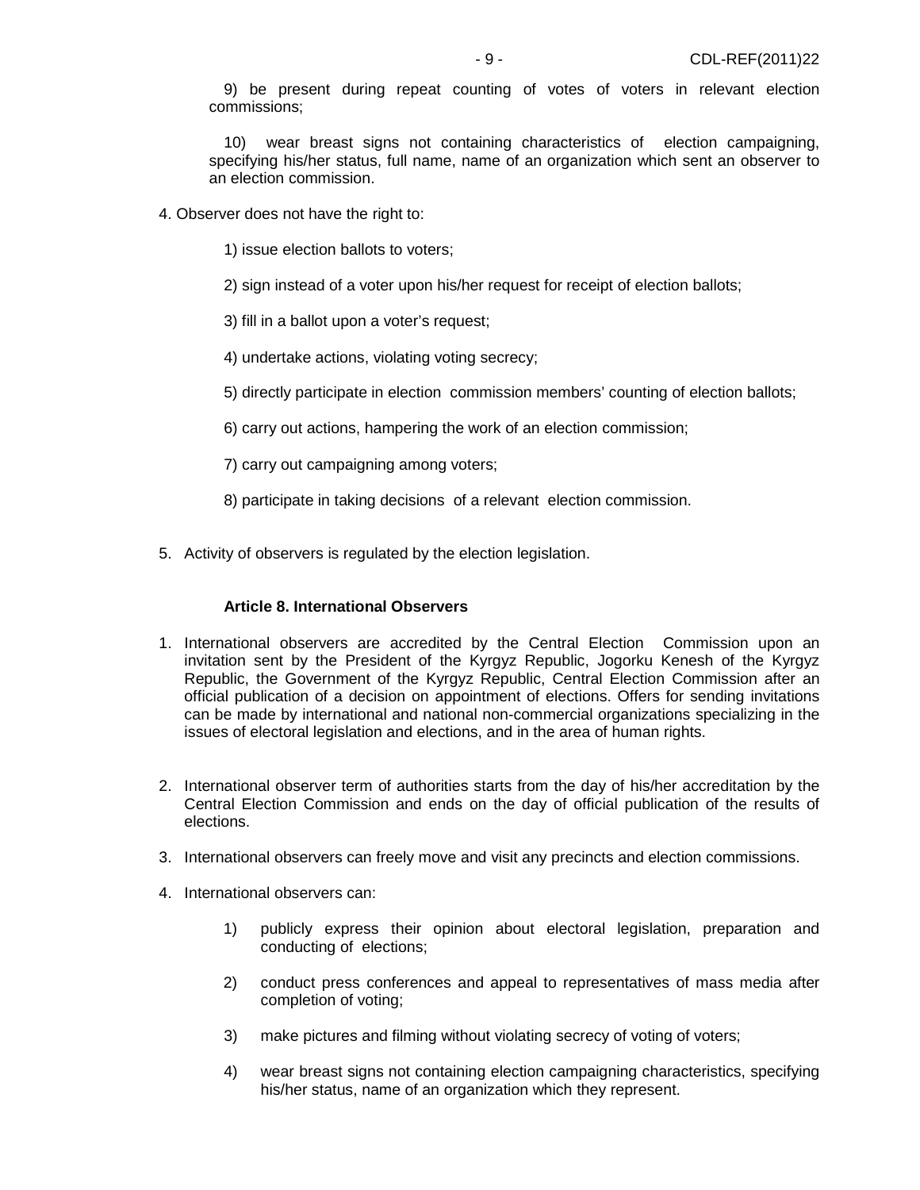9) be present during repeat counting of votes of voters in relevant election commissions;

10) wear breast signs not containing characteristics of election campaigning, specifying his/her status, full name, name of an organization which sent an observer to an election commission.

4. Observer does not have the right to:

1) issue election ballots to voters;

2) sign instead of a voter upon his/her request for receipt of election ballots;

3) fill in a ballot upon a voter's request;

4) undertake actions, violating voting secrecy;

5) directly participate in election commission members' counting of election ballots;

6) carry out actions, hampering the work of an election commission;

7) carry out campaigning among voters;

8) participate in taking decisions of a relevant election commission.

5. Activity of observers is regulated by the election legislation.

**Article 8. International Observers**

1. International observers are accredited by the Central Election Commission upon an invitation sent by the President of the Kyrgyz Republic, Jogorku Kenesh of the Kyrgyz Republic, the Government of the Kyrgyz Republic, Central Election Commission after an official publication of a decision on appointment of elections. Offers for sending invitations can be made by international and national non-commercial organizations specializing in the issues of electoral legislation and elections, and in the area of human rights.

2. International observer term of authorities starts from the day of his/her accreditation by the Central Election Commission and ends on the day of official publication of the results of elections.

3. International observers can freely move and visit any precincts and election commissions.

4. International observers can:

   1) publicly express their opinion about electoral legislation, preparation and conducting of elections;

   2) conduct press conferences and appeal to representatives of mass media after completion of voting;

   3) make pictures and filming without violating secrecy of voting of voters;

   4) wear breast signs not containing election campaigning characteristics, specifying his/her status, name of an organization which they represent.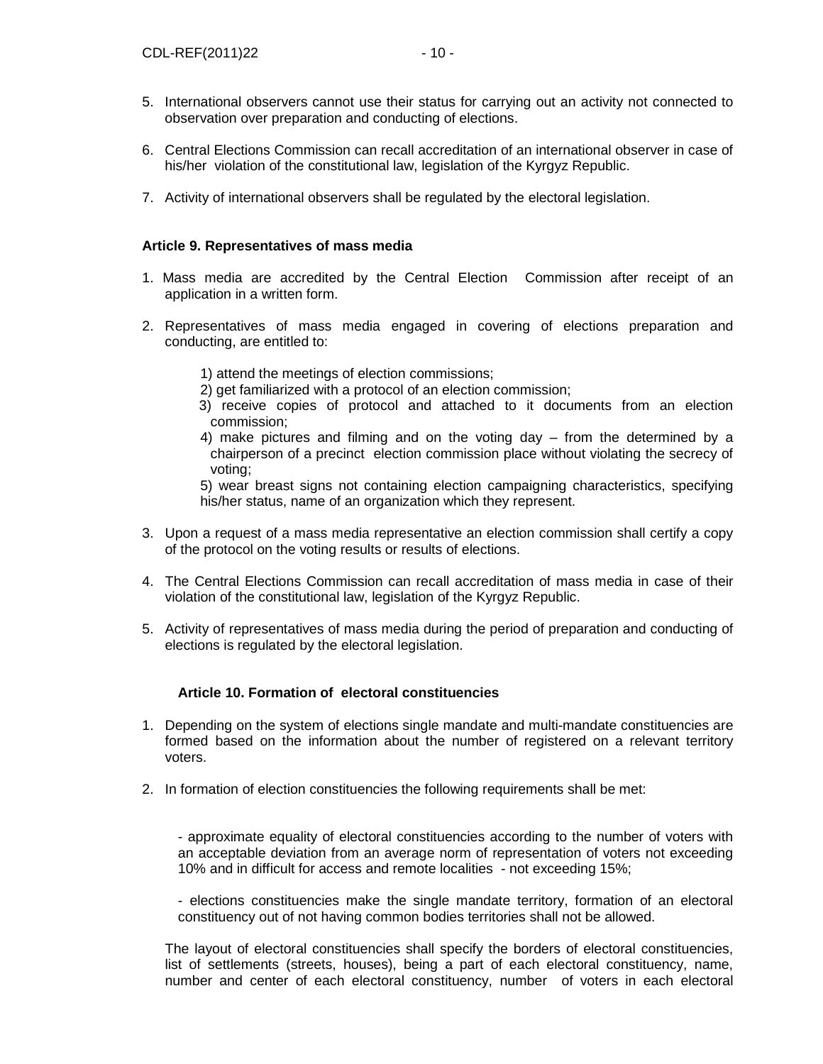5. International observers cannot use their status for carrying out an activity not connected to observation over preparation and conducting of elections.

6. Central Elections Commission can recall accreditation of an international observer in case of his/her violation of the constitutional law, legislation of the Kyrgyz Republic.

7. Activity of international observers shall be regulated by the electoral legislation.

**Article 9. Representatives of mass media**

1. Mass media are accredited by the Central Election Commission after receipt of an application in a written form.

2. Representatives of mass media engaged in covering of elections preparation and conducting, are entitled to:

   1) attend the meetings of election commissions;
   2) get familiarized with a protocol of an election commission;
   3) receive copies of protocol and attached to it documents from an election commission;
   4) make pictures and filming and on the voting day – from the determined by a chairperson of a precinct election commission place without violating the secrecy of voting;
   5) wear breast signs not containing election campaigning characteristics, specifying his/her status, name of an organization which they represent.

3. Upon a request of a mass media representative an election commission shall certify a copy of the protocol on the voting results or results of elections.

4. The Central Elections Commission can recall accreditation of mass media in case of their violation of the constitutional law, legislation of the Kyrgyz Republic.

5. Activity of representatives of mass media during the period of preparation and conducting of elections is regulated by the electoral legislation.

**Article 10. Formation of electoral constituencies**

1. Depending on the system of elections single mandate and multi-mandate constituencies are formed based on the information about the number of registered on a relevant territory voters.

2. In formation of election constituencies the following requirements shall be met:

   - approximate equality of electoral constituencies according to the number of voters with an acceptable deviation from an average norm of representation of voters not exceeding 10% and in difficult for access and remote localities - not exceeding 15%;

   - elections constituencies make the single mandate territory, formation of an electoral constituency out of not having common bodies territories shall not be allowed.

   The layout of electoral constituencies shall specify the borders of electoral constituencies, list of settlements (streets, houses), being a part of each electoral constituency, name, number and center of each electoral constituency, number of voters in each electoral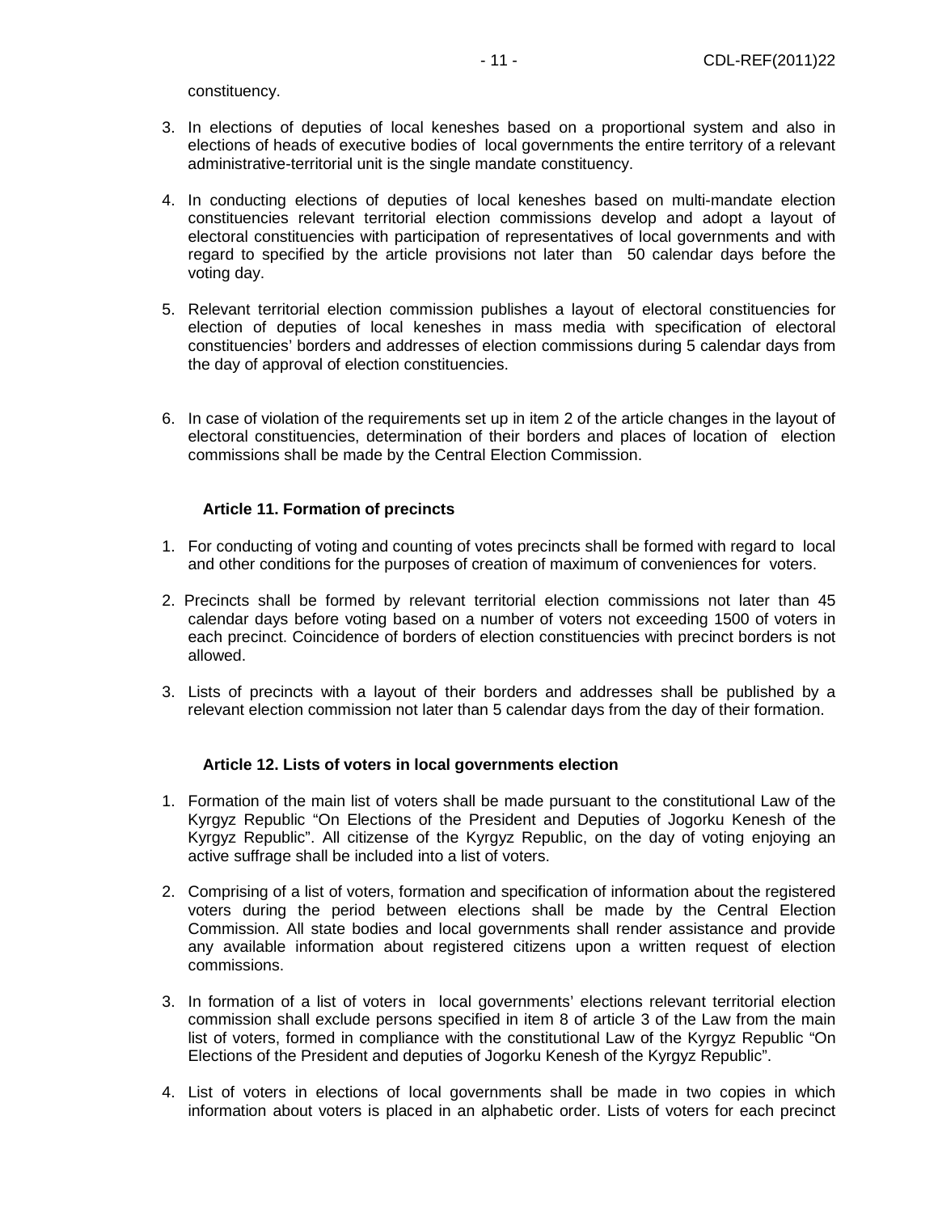constituency.

3. In elections of deputies of local keneshes based on a proportional system and also in elections of heads of executive bodies of local governments the entire territory of a relevant administrative-territorial unit is the single mandate constituency.

4. In conducting elections of deputies of local keneshes based on multi-mandate election constituencies relevant territorial election commissions develop and adopt a layout of electoral constituencies with participation of representatives of local governments and with regard to specified by the article provisions not later than 50 calendar days before the voting day.

5. Relevant territorial election commission publishes a layout of electoral constituencies for election of deputies of local keneshes in mass media with specification of electoral constituencies' borders and addresses of election commissions during 5 calendar days from the day of approval of election constituencies.

6. In case of violation of the requirements set up in item 2 of the article changes in the layout of electoral constituencies, determination of their borders and places of location of election commissions shall be made by the Central Election Commission.

### Article 11. Formation of precincts

1. For conducting of voting and counting of votes precincts shall be formed with regard to local and other conditions for the purposes of creation of maximum of conveniences for voters.

2. Precincts shall be formed by relevant territorial election commissions not later than 45 calendar days before voting based on a number of voters not exceeding 1500 of voters in each precinct. Coincidence of borders of election constituencies with precinct borders is not allowed.

3. Lists of precincts with a layout of their borders and addresses shall be published by a relevant election commission not later than 5 calendar days from the day of their formation.

### Article 12. Lists of voters in local governments election

1. Formation of the main list of voters shall be made pursuant to the constitutional Law of the Kyrgyz Republic "On Elections of the President and Deputies of Jogorku Kenesh of the Kyrgyz Republic". All citizense of the Kyrgyz Republic, on the day of voting enjoying an active suffrage shall be included into a list of voters.

2. Comprising of a list of voters, formation and specification of information about the registered voters during the period between elections shall be made by the Central Election Commission. All state bodies and local governments shall render assistance and provide any available information about registered citizens upon a written request of election commissions.

3. In formation of a list of voters in local governments' elections relevant territorial election commission shall exclude persons specified in item 8 of article 3 of the Law from the main list of voters, formed in compliance with the constitutional Law of the Kyrgyz Republic "On Elections of the President and deputies of Jogorku Kenesh of the Kyrgyz Republic".

4. List of voters in elections of local governments shall be made in two copies in which information about voters is placed in an alphabetic order. Lists of voters for each precinct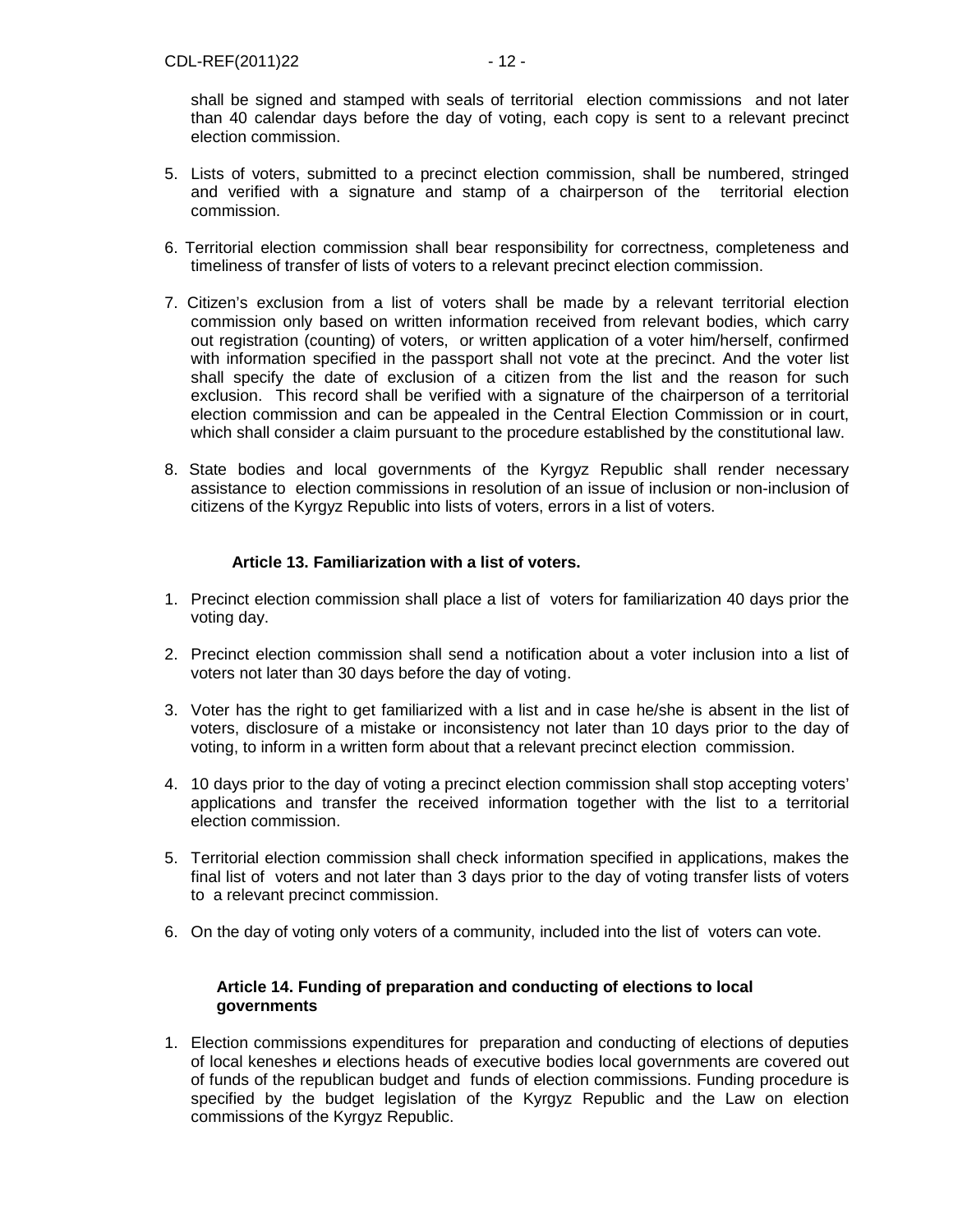shall be signed and stamped with seals of territorial election commissions and not later than 40 calendar days before the day of voting, each copy is sent to a relevant precinct election commission.

5. Lists of voters, submitted to a precinct election commission, shall be numbered, stringed and verified with a signature and stamp of a chairperson of the territorial election commission.

6. Territorial election commission shall bear responsibility for correctness, completeness and timeliness of transfer of lists of voters to a relevant precinct election commission.

7. Citizen's exclusion from a list of voters shall be made by a relevant territorial election commission only based on written information received from relevant bodies, which carry out registration (counting) of voters, or written application of a voter him/herself, confirmed with information specified in the passport shall not vote at the precinct. And the voter list shall specify the date of exclusion of a citizen from the list and the reason for such exclusion. This record shall be verified with a signature of the chairperson of a territorial election commission and can be appealed in the Central Election Commission or in court, which shall consider a claim pursuant to the procedure established by the constitutional law.

8. State bodies and local governments of the Kyrgyz Republic shall render necessary assistance to election commissions in resolution of an issue of inclusion or non-inclusion of citizens of the Kyrgyz Republic into lists of voters, errors in a list of voters.

### Article 13. Familiarization with a list of voters.

1. Precinct election commission shall place a list of voters for familiarization 40 days prior the voting day.

2. Precinct election commission shall send a notification about a voter inclusion into a list of voters not later than 30 days before the day of voting.

3. Voter has the right to get familiarized with a list and in case he/she is absent in the list of voters, disclosure of a mistake or inconsistency not later than 10 days prior to the day of voting, to inform in a written form about that a relevant precinct election commission.

4. 10 days prior to the day of voting a precinct election commission shall stop accepting voters' applications and transfer the received information together with the list to a territorial election commission.

5. Territorial election commission shall check information specified in applications, makes the final list of voters and not later than 3 days prior to the day of voting transfer lists of voters to a relevant precinct commission.

6. On the day of voting only voters of a community, included into the list of voters can vote.

### Article 14. Funding of preparation and conducting of elections to local governments

1. Election commissions expenditures for preparation and conducting of elections of deputies of local keneshes и elections heads of executive bodies local governments are covered out of funds of the republican budget and funds of election commissions. Funding procedure is specified by the budget legislation of the Kyrgyz Republic and the Law on election commissions of the Kyrgyz Republic.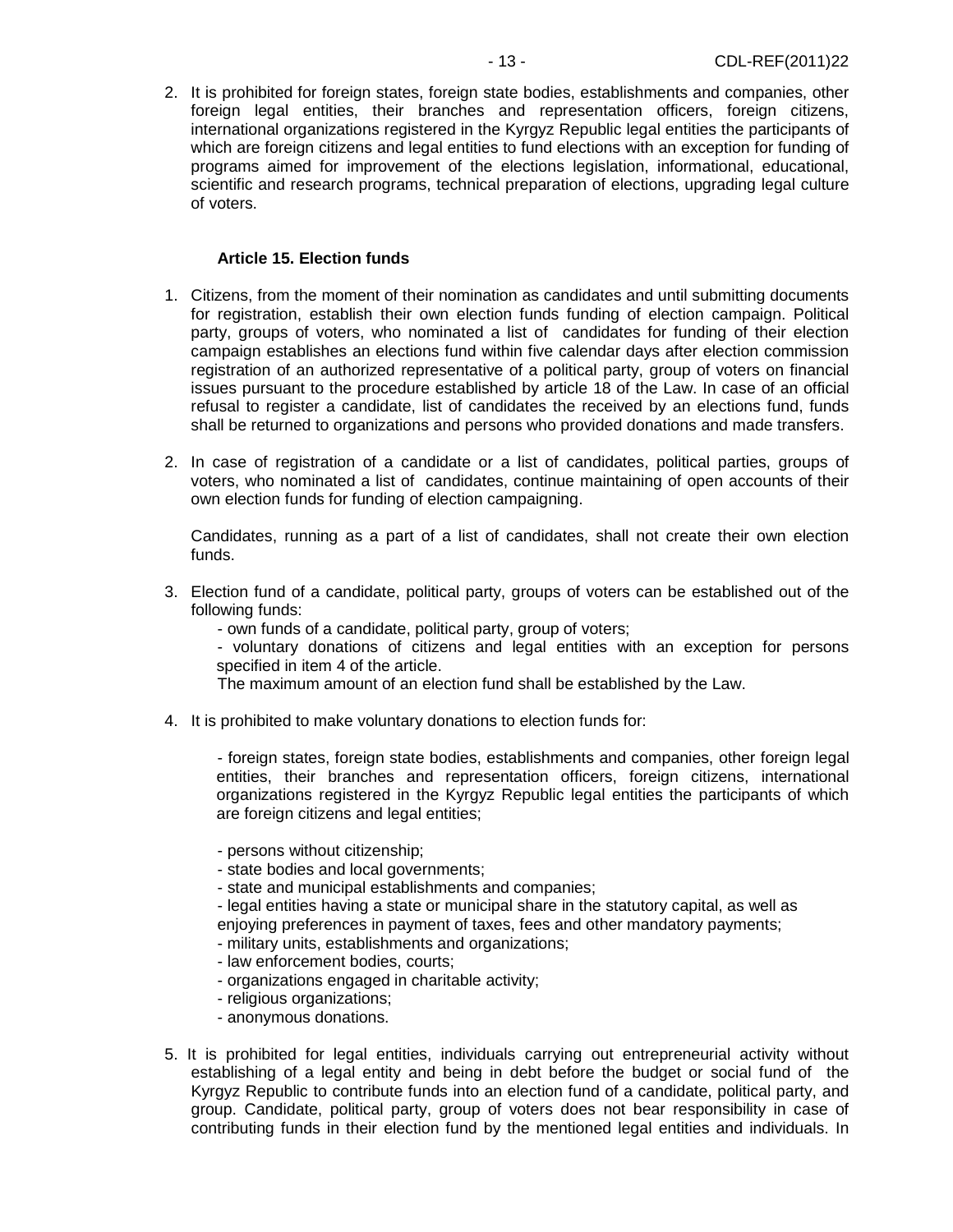2. It is prohibited for foreign states, foreign state bodies, establishments and companies, other foreign legal entities, their branches and representation officers, foreign citizens, international organizations registered in the Kyrgyz Republic legal entities the participants of which are foreign citizens and legal entities to fund elections with an exception for funding of programs aimed for improvement of the elections legislation, informational, educational, scientific and research programs, technical preparation of elections, upgrading legal culture of voters.

### Article 15. Election funds

1. Citizens, from the moment of their nomination as candidates and until submitting documents for registration, establish their own election funds funding of election campaign. Political party, groups of voters, who nominated a list of candidates for funding of their election campaign establishes an elections fund within five calendar days after election commission registration of an authorized representative of a political party, group of voters on financial issues pursuant to the procedure established by article 18 of the Law. In case of an official refusal to register a candidate, list of candidates the received by an elections fund, funds shall be returned to organizations and persons who provided donations and made transfers.

2. In case of registration of a candidate or a list of candidates, political parties, groups of voters, who nominated a list of candidates, continue maintaining of open accounts of their own election funds for funding of election campaigning.

   Candidates, running as a part of a list of candidates, shall not create their own election funds.

3. Election fund of a candidate, political party, groups of voters can be established out of the following funds:
   - own funds of a candidate, political party, group of voters;
   - voluntary donations of citizens and legal entities with an exception for persons specified in item 4 of the article.

   The maximum amount of an election fund shall be established by the Law.

4. It is prohibited to make voluntary donations to election funds for:

   - foreign states, foreign state bodies, establishments and companies, other foreign legal entities, their branches and representation officers, foreign citizens, international organizations registered in the Kyrgyz Republic legal entities the participants of which are foreign citizens and legal entities;
   - persons without citizenship;
   - state bodies and local governments;
   - state and municipal establishments and companies;
   - legal entities having a state or municipal share in the statutory capital, as well as enjoying preferences in payment of taxes, fees and other mandatory payments;
   - military units, establishments and organizations;
   - law enforcement bodies, courts;
   - organizations engaged in charitable activity;
   - religious organizations;
   - anonymous donations.

5. It is prohibited for legal entities, individuals carrying out entrepreneurial activity without establishing of a legal entity and being in debt before the budget or social fund of the Kyrgyz Republic to contribute funds into an election fund of a candidate, political party, and group. Candidate, political party, group of voters does not bear responsibility in case of contributing funds in their election fund by the mentioned legal entities and individuals. In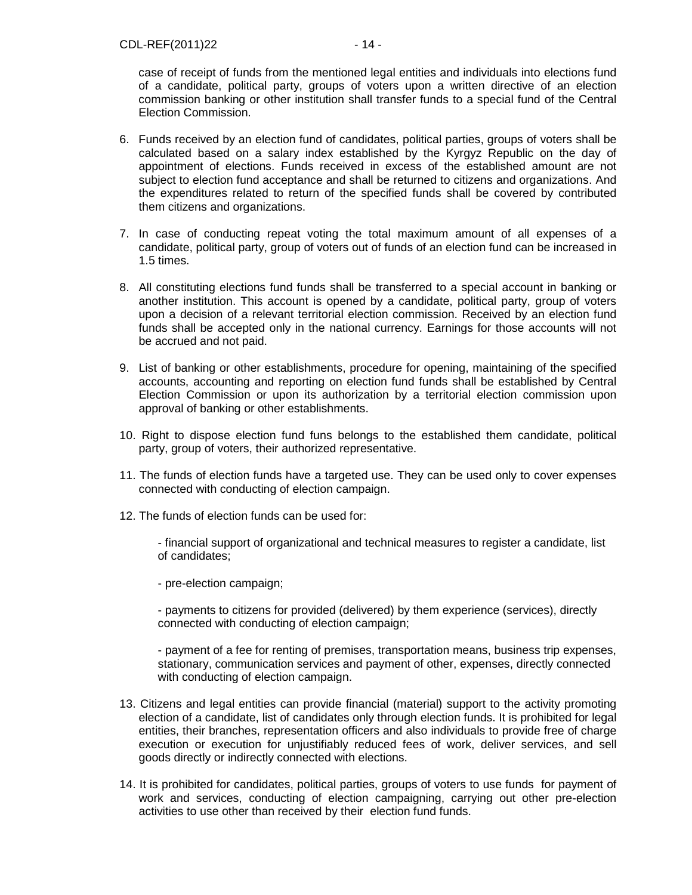case of receipt of funds from the mentioned legal entities and individuals into elections fund of a candidate, political party, groups of voters upon a written directive of an election commission banking or other institution shall transfer funds to a special fund of the Central Election Commission.

6. Funds received by an election fund of candidates, political parties, groups of voters shall be calculated based on a salary index established by the Kyrgyz Republic on the day of appointment of elections. Funds received in excess of the established amount are not subject to election fund acceptance and shall be returned to citizens and organizations. And the expenditures related to return of the specified funds shall be covered by contributed them citizens and organizations.

7. In case of conducting repeat voting the total maximum amount of all expenses of a candidate, political party, group of voters out of funds of an election fund can be increased in 1.5 times.

8. All constituting elections fund funds shall be transferred to a special account in banking or another institution. This account is opened by a candidate, political party, group of voters upon a decision of a relevant territorial election commission. Received by an election fund funds shall be accepted only in the national currency. Earnings for those accounts will not be accrued and not paid.

9. List of banking or other establishments, procedure for opening, maintaining of the specified accounts, accounting and reporting on election fund funds shall be established by Central Election Commission or upon its authorization by a territorial election commission upon approval of banking or other establishments.

10. Right to dispose election fund funs belongs to the established them candidate, political party, group of voters, their authorized representative.

11. The funds of election funds have a targeted use. They can be used only to cover expenses connected with conducting of election campaign.

12. The funds of election funds can be used for:

    - financial support of organizational and technical measures to register a candidate, list of candidates;

    - pre-election campaign;

    - payments to citizens for provided (delivered) by them experience (services), directly connected with conducting of election campaign;

    - payment of a fee for renting of premises, transportation means, business trip expenses, stationary, communication services and payment of other, expenses, directly connected with conducting of election campaign.

13. Citizens and legal entities can provide financial (material) support to the activity promoting election of a candidate, list of candidates only through election funds. It is prohibited for legal entities, their branches, representation officers and also individuals to provide free of charge execution or execution for unjustifiably reduced fees of work, deliver services, and sell goods directly or indirectly connected with elections.

14. It is prohibited for candidates, political parties, groups of voters to use funds for payment of work and services, conducting of election campaigning, carrying out other pre-election activities to use other than received by their election fund funds.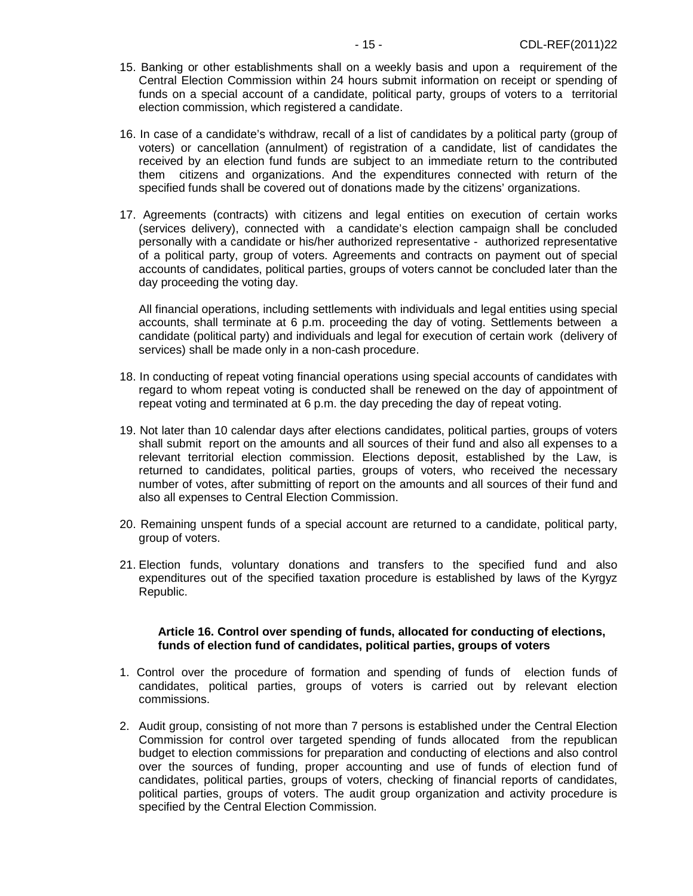15. Banking or other establishments shall on a weekly basis and upon a requirement of the Central Election Commission within 24 hours submit information on receipt or spending of funds on a special account of a candidate, political party, groups of voters to a territorial election commission, which registered a candidate.

16. In case of a candidate's withdraw, recall of a list of candidates by a political party (group of voters) or cancellation (annulment) of registration of a candidate, list of candidates the received by an election fund funds are subject to an immediate return to the contributed them citizens and organizations. And the expenditures connected with return of the specified funds shall be covered out of donations made by the citizens' organizations.

17. Agreements (contracts) with citizens and legal entities on execution of certain works (services delivery), connected with a candidate's election campaign shall be concluded personally with a candidate or his/her authorized representative - authorized representative of a political party, group of voters. Agreements and contracts on payment out of special accounts of candidates, political parties, groups of voters cannot be concluded later than the day proceeding the voting day.

    All financial operations, including settlements with individuals and legal entities using special accounts, shall terminate at 6 p.m. proceeding the day of voting. Settlements between a candidate (political party) and individuals and legal for execution of certain work (delivery of services) shall be made only in a non-cash procedure.

18. In conducting of repeat voting financial operations using special accounts of candidates with regard to whom repeat voting is conducted shall be renewed on the day of appointment of repeat voting and terminated at 6 p.m. the day preceding the day of repeat voting.

19. Not later than 10 calendar days after elections candidates, political parties, groups of voters shall submit report on the amounts and all sources of their fund and also all expenses to a relevant territorial election commission. Elections deposit, established by the Law, is returned to candidates, political parties, groups of voters, who received the necessary number of votes, after submitting of report on the amounts and all sources of their fund and also all expenses to Central Election Commission.

20. Remaining unspent funds of a special account are returned to a candidate, political party, group of voters.

21. Election funds, voluntary donations and transfers to the specified fund and also expenditures out of the specified taxation procedure is established by laws of the Kyrgyz Republic.

**Article 16. Control over spending of funds, allocated for conducting of elections, funds of election fund of candidates, political parties, groups of voters**

1. Control over the procedure of formation and spending of funds of election funds of candidates, political parties, groups of voters is carried out by relevant election commissions.

2. Audit group, consisting of not more than 7 persons is established under the Central Election Commission for control over targeted spending of funds allocated from the republican budget to election commissions for preparation and conducting of elections and also control over the sources of funding, proper accounting and use of funds of election fund of candidates, political parties, groups of voters, checking of financial reports of candidates, political parties, groups of voters. The audit group organization and activity procedure is specified by the Central Election Commission.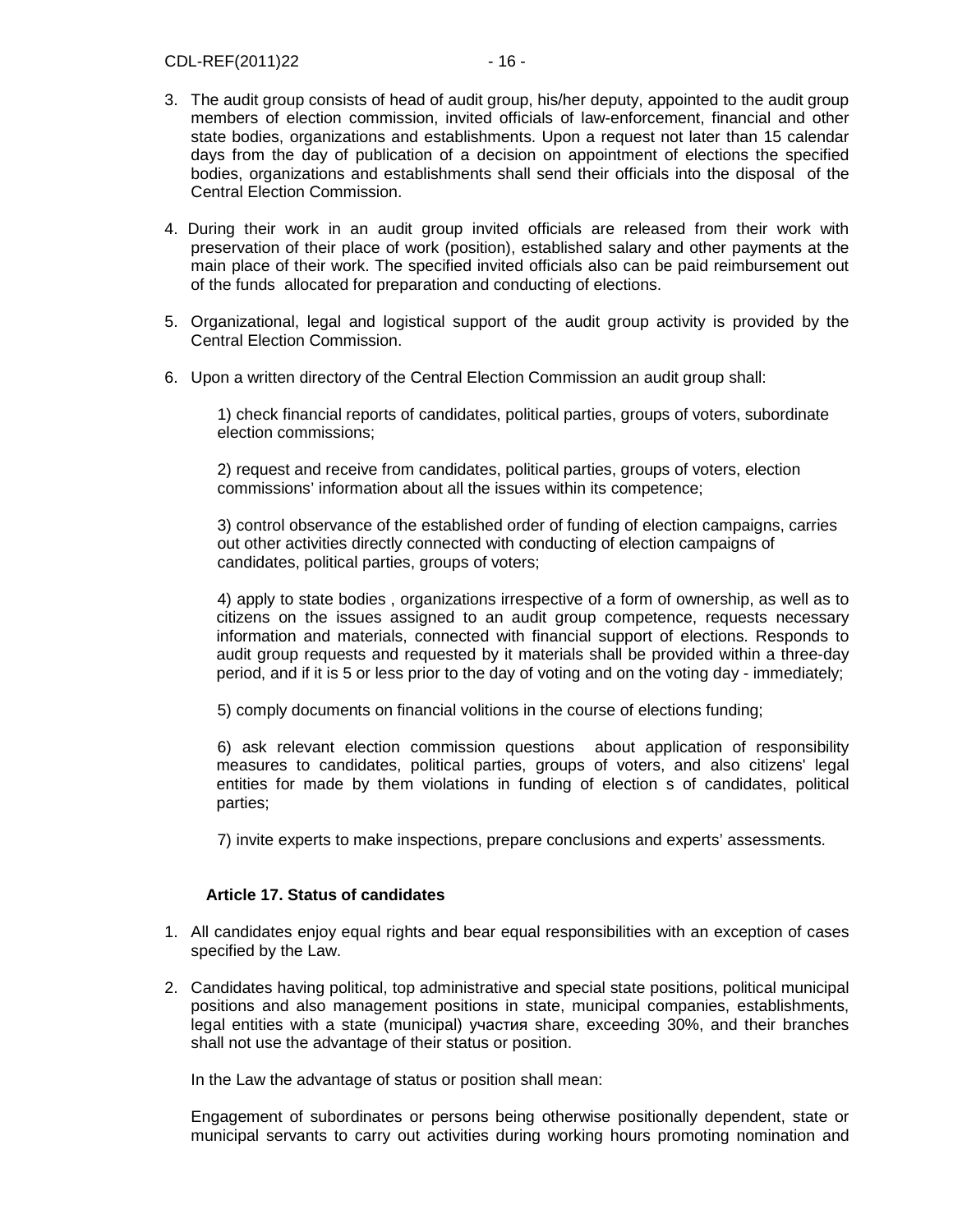3. The audit group consists of head of audit group, his/her deputy, appointed to the audit group members of election commission, invited officials of law-enforcement, financial and other state bodies, organizations and establishments. Upon a request not later than 15 calendar days from the day of publication of a decision on appointment of elections the specified bodies, organizations and establishments shall send their officials into the disposal of the Central Election Commission.

4. During their work in an audit group invited officials are released from their work with preservation of their place of work (position), established salary and other payments at the main place of their work. The specified invited officials also can be paid reimbursement out of the funds allocated for preparation and conducting of elections.

5. Organizational, legal and logistical support of the audit group activity is provided by the Central Election Commission.

6. Upon a written directory of the Central Election Commission an audit group shall:

   1) check financial reports of candidates, political parties, groups of voters, subordinate election commissions;

   2) request and receive from candidates, political parties, groups of voters, election commissions' information about all the issues within its competence;

   3) control observance of the established order of funding of election campaigns, carries out other activities directly connected with conducting of election campaigns of candidates, political parties, groups of voters;

   4) apply to state bodies , organizations irrespective of a form of ownership, as well as to citizens on the issues assigned to an audit group competence, requests necessary information and materials, connected with financial support of elections. Responds to audit group requests and requested by it materials shall be provided within a three-day period, and if it is 5 or less prior to the day of voting and on the voting day - immediately;

   5) comply documents on financial volitions in the course of elections funding;

   6) ask relevant election commission questions about application of responsibility measures to candidates, political parties, groups of voters, and also citizens' legal entities for made by them violations in funding of election s of candidates, political parties;

   7) invite experts to make inspections, prepare conclusions and experts' assessments.

### Article 17. Status of candidates

1. All candidates enjoy equal rights and bear equal responsibilities with an exception of cases specified by the Law.

2. Candidates having political, top administrative and special state positions, political municipal positions and also management positions in state, municipal companies, establishments, legal entities with a state (municipal) участия share, exceeding 30%, and their branches shall not use the advantage of their status or position.

   In the Law the advantage of status or position shall mean:

   Engagement of subordinates or persons being otherwise positionally dependent, state or municipal servants to carry out activities during working hours promoting nomination and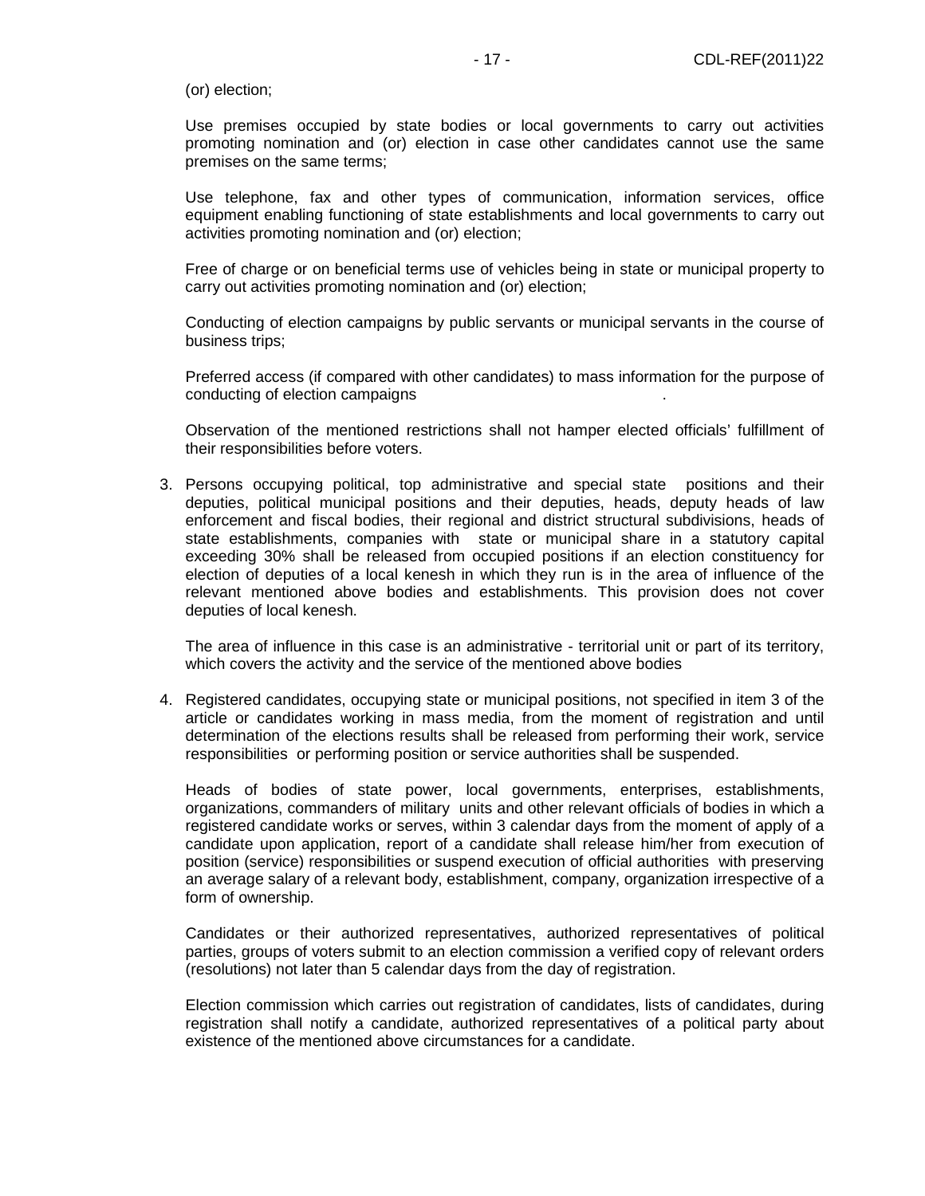(or) election;

Use premises occupied by state bodies or local governments to carry out activities promoting nomination and (or) election in case other candidates cannot use the same premises on the same terms;

Use telephone, fax and other types of communication, information services, office equipment enabling functioning of state establishments and local governments to carry out activities promoting nomination and (or) election;

Free of charge or on beneficial terms use of vehicles being in state or municipal property to carry out activities promoting nomination and (or) election;

Conducting of election campaigns by public servants or municipal servants in the course of business trips;

Preferred access (if compared with other candidates) to mass information for the purpose of conducting of election campaigns .

Observation of the mentioned restrictions shall not hamper elected officials' fulfillment of their responsibilities before voters.

3. Persons occupying political, top administrative and special state positions and their deputies, political municipal positions and their deputies, heads, deputy heads of law enforcement and fiscal bodies, their regional and district structural subdivisions, heads of state establishments, companies with state or municipal share in a statutory capital exceeding 30% shall be released from occupied positions if an election constituency for election of deputies of a local kenesh in which they run is in the area of influence of the relevant mentioned above bodies and establishments. This provision does not cover deputies of local kenesh.

   The area of influence in this case is an administrative - territorial unit or part of its territory, which covers the activity and the service of the mentioned above bodies

4. Registered candidates, occupying state or municipal positions, not specified in item 3 of the article or candidates working in mass media, from the moment of registration and until determination of the elections results shall be released from performing their work, service responsibilities or performing position or service authorities shall be suspended.

   Heads of bodies of state power, local governments, enterprises, establishments, organizations, commanders of military units and other relevant officials of bodies in which a registered candidate works or serves, within 3 calendar days from the moment of apply of a candidate upon application, report of a candidate shall release him/her from execution of position (service) responsibilities or suspend execution of official authorities with preserving an average salary of a relevant body, establishment, company, organization irrespective of a form of ownership.

   Candidates or their authorized representatives, authorized representatives of political parties, groups of voters submit to an election commission a verified copy of relevant orders (resolutions) not later than 5 calendar days from the day of registration.

   Election commission which carries out registration of candidates, lists of candidates, during registration shall notify a candidate, authorized representatives of a political party about existence of the mentioned above circumstances for a candidate.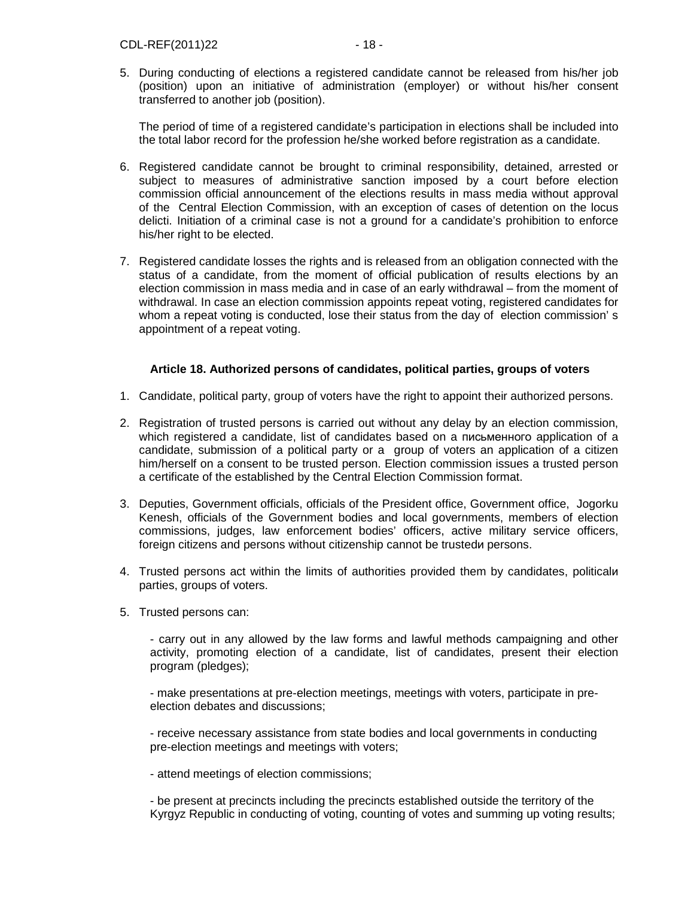5. During conducting of elections a registered candidate cannot be released from his/her job (position) upon an initiative of administration (employer) or without his/her consent transferred to another job (position).

   The period of time of a registered candidate's participation in elections shall be included into the total labor record for the profession he/she worked before registration as a candidate.

6. Registered candidate cannot be brought to criminal responsibility, detained, arrested or subject to measures of administrative sanction imposed by a court before election commission official announcement of the elections results in mass media without approval of the Central Election Commission, with an exception of cases of detention on the locus delicti. Initiation of a criminal case is not a ground for a candidate's prohibition to enforce his/her right to be elected.

7. Registered candidate losses the rights and is released from an obligation connected with the status of a candidate, from the moment of official publication of results elections by an election commission in mass media and in case of an early withdrawal – from the moment of withdrawal. In case an election commission appoints repeat voting, registered candidates for whom a repeat voting is conducted, lose their status from the day of election commission' s appointment of a repeat voting.

**Article 18. Authorized persons of candidates, political parties, groups of voters**

1. Candidate, political party, group of voters have the right to appoint their authorized persons.

2. Registration of trusted persons is carried out without any delay by an election commission, which registered a candidate, list of candidates based on a письменного application of a candidate, submission of a political party or a group of voters an application of a citizen him/herself on a consent to be trusted person. Election commission issues a trusted person a certificate of the established by the Central Election Commission format.

3. Deputies, Government officials, officials of the President office, Government office, Jogorku Kenesh, officials of the Government bodies and local governments, members of election commissions, judges, law enforcement bodies' officers, active military service officers, foreign citizens and persons without citizenship cannot be trustedи persons.

4. Trusted persons act within the limits of authorities provided them by candidates, politicalи parties, groups of voters.

5. Trusted persons can:

   - carry out in any allowed by the law forms and lawful methods campaigning and other activity, promoting election of a candidate, list of candidates, present their election program (pledges);

   - make presentations at pre-election meetings, meetings with voters, participate in pre-election debates and discussions;

   - receive necessary assistance from state bodies and local governments in conducting pre-election meetings and meetings with voters;

   - attend meetings of election commissions;

   - be present at precincts including the precincts established outside the territory of the Kyrgyz Republic in conducting of voting, counting of votes and summing up voting results;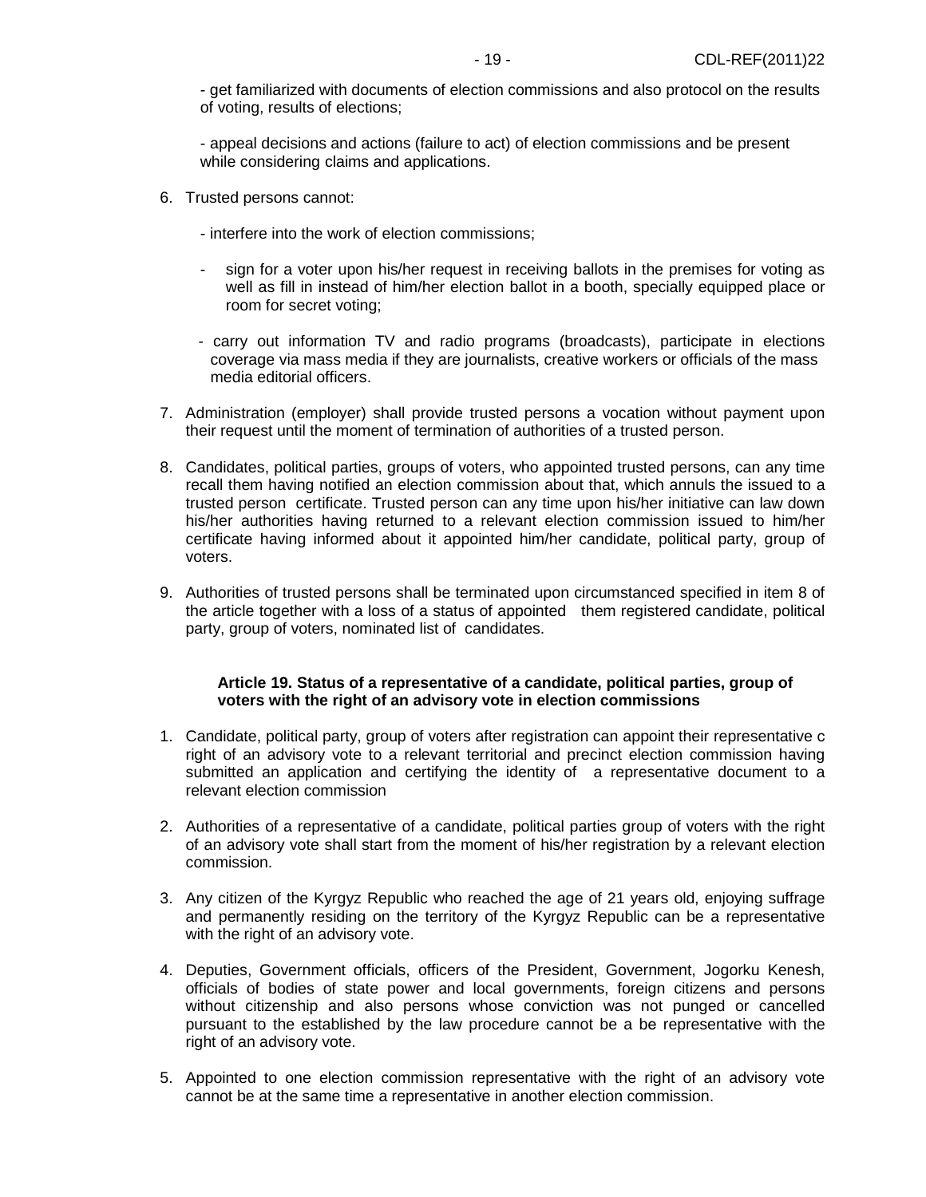- get familiarized with documents of election commissions and also protocol on the results of voting, results of elections;

- appeal decisions and actions (failure to act) of election commissions and be present while considering claims and applications.

6. Trusted persons cannot:

   - interfere into the work of election commissions;

   - sign for a voter upon his/her request in receiving ballots in the premises for voting as well as fill in instead of him/her election ballot in a booth, specially equipped place or room for secret voting;

   - carry out information TV and radio programs (broadcasts), participate in elections coverage via mass media if they are journalists, creative workers or officials of the mass media editorial officers.

7. Administration (employer) shall provide trusted persons a vocation without payment upon their request until the moment of termination of authorities of a trusted person.

8. Candidates, political parties, groups of voters, who appointed trusted persons, can any time recall them having notified an election commission about that, which annuls the issued to a trusted person certificate. Trusted person can any time upon his/her initiative can law down his/her authorities having returned to a relevant election commission issued to him/her certificate having informed about it appointed him/her candidate, political party, group of voters.

9. Authorities of trusted persons shall be terminated upon circumstanced specified in item 8 of the article together with a loss of a status of appointed them registered candidate, political party, group of voters, nominated list of candidates.

**Article 19. Status of a representative of a candidate, political parties, group of voters with the right of an advisory vote in election commissions**

1. Candidate, political party, group of voters after registration can appoint their representative c right of an advisory vote to a relevant territorial and precinct election commission having submitted an application and certifying the identity of a representative document to a relevant election commission

2. Authorities of a representative of a candidate, political parties group of voters with the right of an advisory vote shall start from the moment of his/her registration by a relevant election commission.

3. Any citizen of the Kyrgyz Republic who reached the age of 21 years old, enjoying suffrage and permanently residing on the territory of the Kyrgyz Republic can be a representative with the right of an advisory vote.

4. Deputies, Government officials, officers of the President, Government, Jogorku Kenesh, officials of bodies of state power and local governments, foreign citizens and persons without citizenship and also persons whose conviction was not punged or cancelled pursuant to the established by the law procedure cannot be a be representative with the right of an advisory vote.

5. Appointed to one election commission representative with the right of an advisory vote cannot be at the same time a representative in another election commission.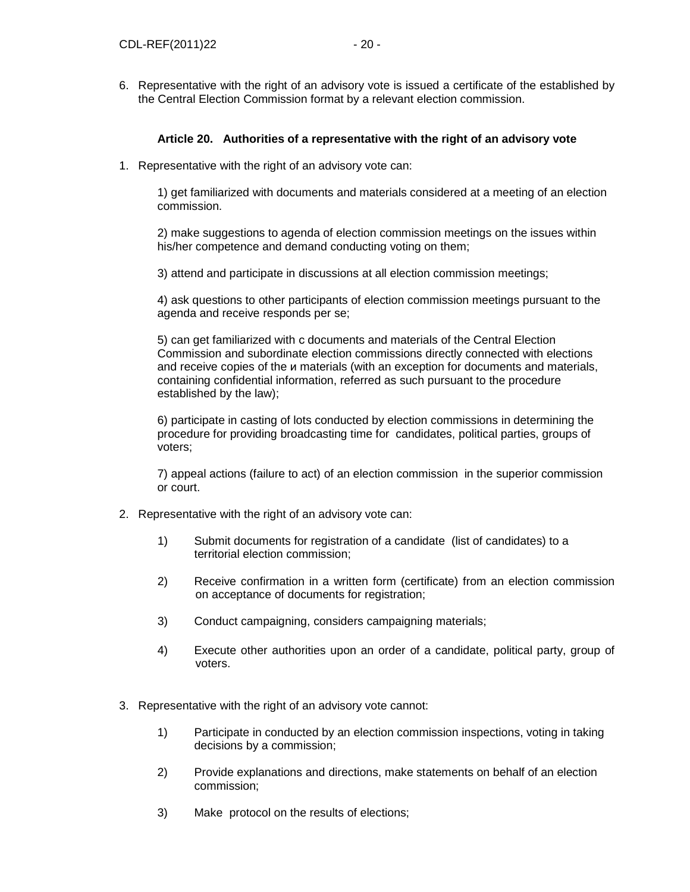6. Representative with the right of an advisory vote is issued a certificate of the established by the Central Election Commission format by a relevant election commission.

### Article 20. Authorities of a representative with the right of an advisory vote

1. Representative with the right of an advisory vote can:

   1) get familiarized with documents and materials considered at a meeting of an election commission.

   2) make suggestions to agenda of election commission meetings on the issues within his/her competence and demand conducting voting on them;

   3) attend and participate in discussions at all election commission meetings;

   4) ask questions to other participants of election commission meetings pursuant to the agenda and receive responds per se;

   5) can get familiarized with c documents and materials of the Central Election Commission and subordinate election commissions directly connected with elections and receive copies of the и materials (with an exception for documents and materials, containing confidential information, referred as such pursuant to the procedure established by the law);

   6) participate in casting of lots conducted by election commissions in determining the procedure for providing broadcasting time for candidates, political parties, groups of voters;

   7) appeal actions (failure to act) of an election commission in the superior commission or court.

2. Representative with the right of an advisory vote can:

   1) Submit documents for registration of a candidate (list of candidates) to a territorial election commission;

   2) Receive confirmation in a written form (certificate) from an election commission on acceptance of documents for registration;

   3) Conduct campaigning, considers campaigning materials;

   4) Execute other authorities upon an order of a candidate, political party, group of voters.

3. Representative with the right of an advisory vote cannot:

   1) Participate in conducted by an election commission inspections, voting in taking decisions by a commission;

   2) Provide explanations and directions, make statements on behalf of an election commission;

   3) Make protocol on the results of elections;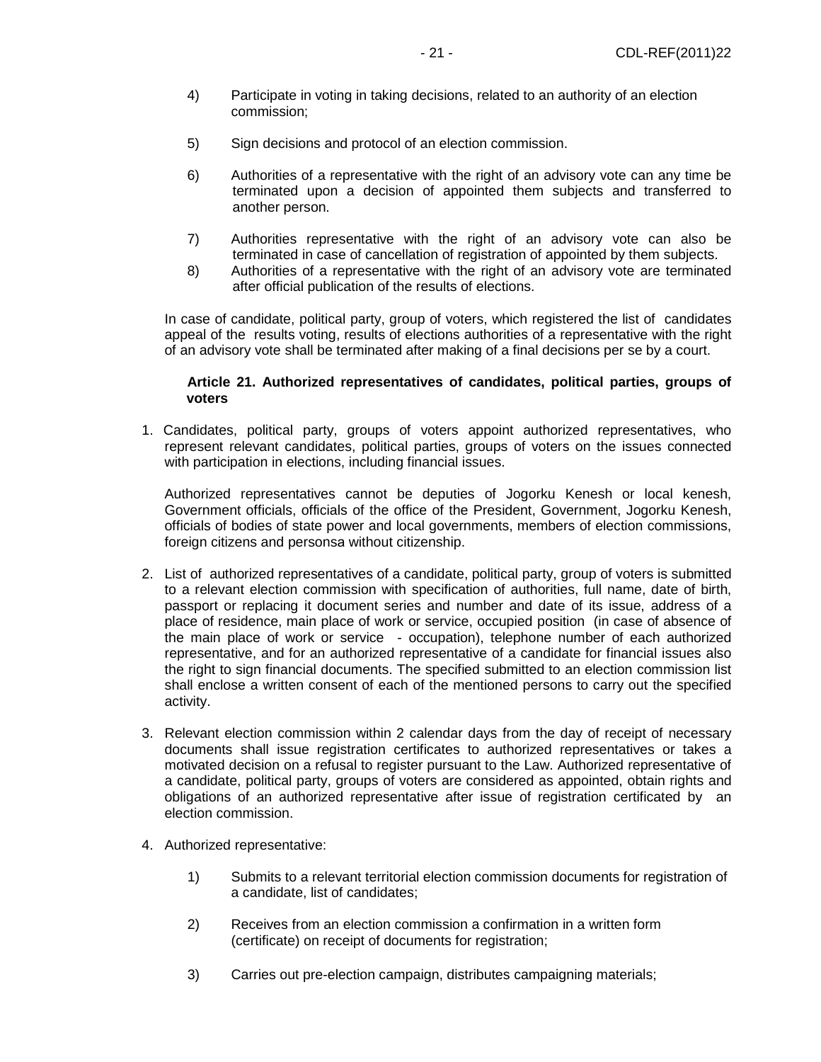4) Participate in voting in taking decisions, related to an authority of an election commission;

5) Sign decisions and protocol of an election commission.

6) Authorities of a representative with the right of an advisory vote can any time be terminated upon a decision of appointed them subjects and transferred to another person.

7) Authorities representative with the right of an advisory vote can also be terminated in case of cancellation of registration of appointed by them subjects.

8) Authorities of a representative with the right of an advisory vote are terminated after official publication of the results of elections.

In case of candidate, political party, group of voters, which registered the list of candidates appeal of the results voting, results of elections authorities of a representative with the right of an advisory vote shall be terminated after making of a final decisions per se by a court.

**Article 21. Authorized representatives of candidates, political parties, groups of voters**

1. Candidates, political party, groups of voters appoint authorized representatives, who represent relevant candidates, political parties, groups of voters on the issues connected with participation in elections, including financial issues.

   Authorized representatives cannot be deputies of Jogorku Kenesh or local kenesh, Government officials, officials of the office of the President, Government, Jogorku Kenesh, officials of bodies of state power and local governments, members of election commissions, foreign citizens and personsa without citizenship.

2. List of authorized representatives of a candidate, political party, group of voters is submitted to a relevant election commission with specification of authorities, full name, date of birth, passport or replacing it document series and number and date of its issue, address of a place of residence, main place of work or service, occupied position (in case of absence of the main place of work or service - occupation), telephone number of each authorized representative, and for an authorized representative of a candidate for financial issues also the right to sign financial documents. The specified submitted to an election commission list shall enclose a written consent of each of the mentioned persons to carry out the specified activity.

3. Relevant election commission within 2 calendar days from the day of receipt of necessary documents shall issue registration certificates to authorized representatives or takes a motivated decision on a refusal to register pursuant to the Law. Authorized representative of a candidate, political party, groups of voters are considered as appointed, obtain rights and obligations of an authorized representative after issue of registration certificated by an election commission.

4. Authorized representative:

   1) Submits to a relevant territorial election commission documents for registration of a candidate, list of candidates;

   2) Receives from an election commission a confirmation in a written form (certificate) on receipt of documents for registration;

   3) Carries out pre-election campaign, distributes campaigning materials;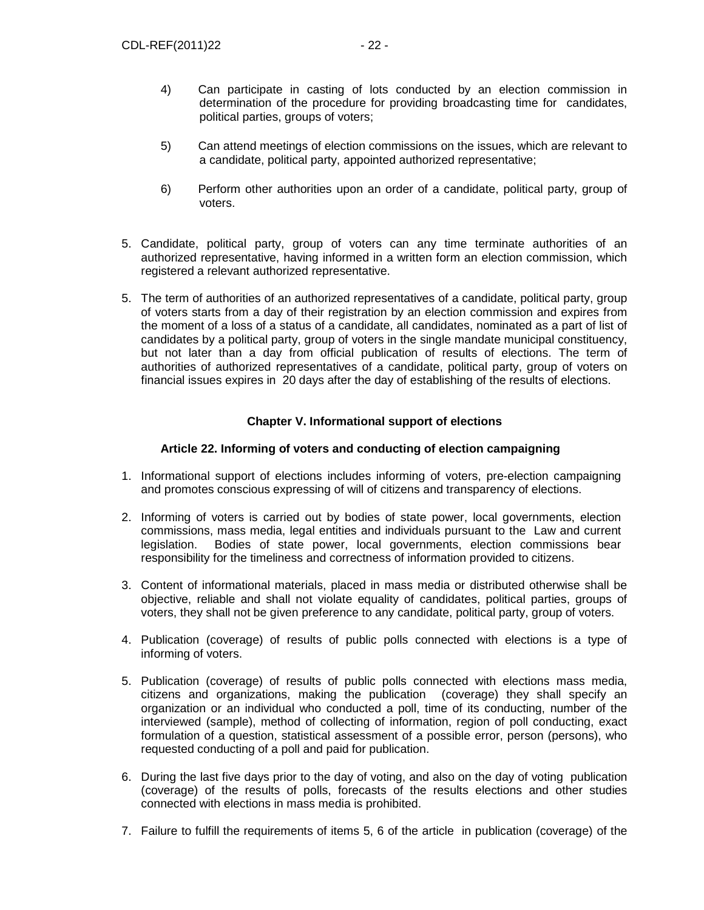4) Can participate in casting of lots conducted by an election commission in determination of the procedure for providing broadcasting time for candidates, political parties, groups of voters;

5) Can attend meetings of election commissions on the issues, which are relevant to a candidate, political party, appointed authorized representative;

6) Perform other authorities upon an order of a candidate, political party, group of voters.

5. Candidate, political party, group of voters can any time terminate authorities of an authorized representative, having informed in a written form an election commission, which registered a relevant authorized representative.

5. The term of authorities of an authorized representatives of a candidate, political party, group of voters starts from a day of their registration by an election commission and expires from the moment of a loss of a status of a candidate, all candidates, nominated as a part of list of candidates by a political party, group of voters in the single mandate municipal constituency, but not later than a day from official publication of results of elections. The term of authorities of authorized representatives of a candidate, political party, group of voters on financial issues expires in 20 days after the day of establishing of the results of elections.

## Chapter V. Informational support of elections

### Article 22. Informing of voters and conducting of election campaigning

1. Informational support of elections includes informing of voters, pre-election campaigning and promotes conscious expressing of will of citizens and transparency of elections.

2. Informing of voters is carried out by bodies of state power, local governments, election commissions, mass media, legal entities and individuals pursuant to the Law and current legislation. Bodies of state power, local governments, election commissions bear responsibility for the timeliness and correctness of information provided to citizens.

3. Content of informational materials, placed in mass media or distributed otherwise shall be objective, reliable and shall not violate equality of candidates, political parties, groups of voters, they shall not be given preference to any candidate, political party, group of voters.

4. Publication (coverage) of results of public polls connected with elections is a type of informing of voters.

5. Publication (coverage) of results of public polls connected with elections mass media, citizens and organizations, making the publication (coverage) they shall specify an organization or an individual who conducted a poll, time of its conducting, number of the interviewed (sample), method of collecting of information, region of poll conducting, exact formulation of a question, statistical assessment of a possible error, person (persons), who requested conducting of a poll and paid for publication.

6. During the last five days prior to the day of voting, and also on the day of voting publication (coverage) of the results of polls, forecasts of the results elections and other studies connected with elections in mass media is prohibited.

7. Failure to fulfill the requirements of items 5, 6 of the article in publication (coverage) of the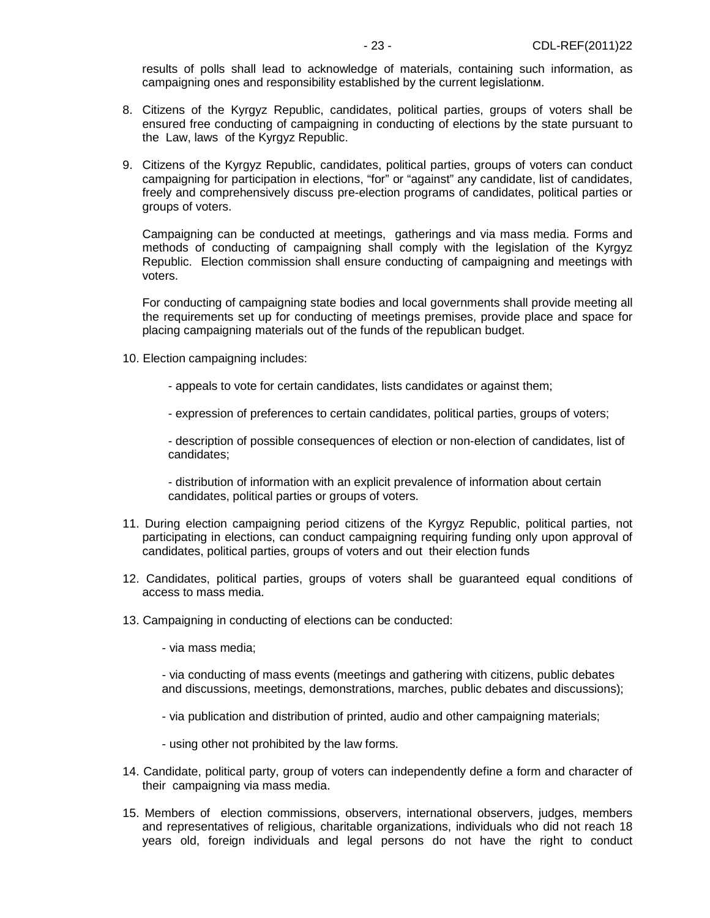results of polls shall lead to acknowledge of materials, containing such information, as campaigning ones and responsibility established by the current legislationм.

8. Citizens of the Kyrgyz Republic, candidates, political parties, groups of voters shall be ensured free conducting of campaigning in conducting of elections by the state pursuant to the Law, laws of the Kyrgyz Republic.

9. Citizens of the Kyrgyz Republic, candidates, political parties, groups of voters can conduct campaigning for participation in elections, "for" or "against" any candidate, list of candidates, freely and comprehensively discuss pre-election programs of candidates, political parties or groups of voters.

   Campaigning can be conducted at meetings, gatherings and via mass media. Forms and methods of conducting of campaigning shall comply with the legislation of the Kyrgyz Republic. Election commission shall ensure conducting of campaigning and meetings with voters.

   For conducting of campaigning state bodies and local governments shall provide meeting all the requirements set up for conducting of meetings premises, provide place and space for placing campaigning materials out of the funds of the republican budget.

10. Election campaigning includes:

    - appeals to vote for certain candidates, lists candidates or against them;

    - expression of preferences to certain candidates, political parties, groups of voters;

    - description of possible consequences of election or non-election of candidates, list of candidates;

    - distribution of information with an explicit prevalence of information about certain candidates, political parties or groups of voters.

11. During election campaigning period citizens of the Kyrgyz Republic, political parties, not participating in elections, can conduct campaigning requiring funding only upon approval of candidates, political parties, groups of voters and out their election funds

12. Candidates, political parties, groups of voters shall be guaranteed equal conditions of access to mass media.

13. Campaigning in conducting of elections can be conducted:

    - via mass media;

    - via conducting of mass events (meetings and gathering with citizens, public debates and discussions, meetings, demonstrations, marches, public debates and discussions);

    - via publication and distribution of printed, audio and other campaigning materials;

    - using other not prohibited by the law forms.

14. Candidate, political party, group of voters can independently define a form and character of their campaigning via mass media.

15. Members of election commissions, observers, international observers, judges, members and representatives of religious, charitable organizations, individuals who did not reach 18 years old, foreign individuals and legal persons do not have the right to conduct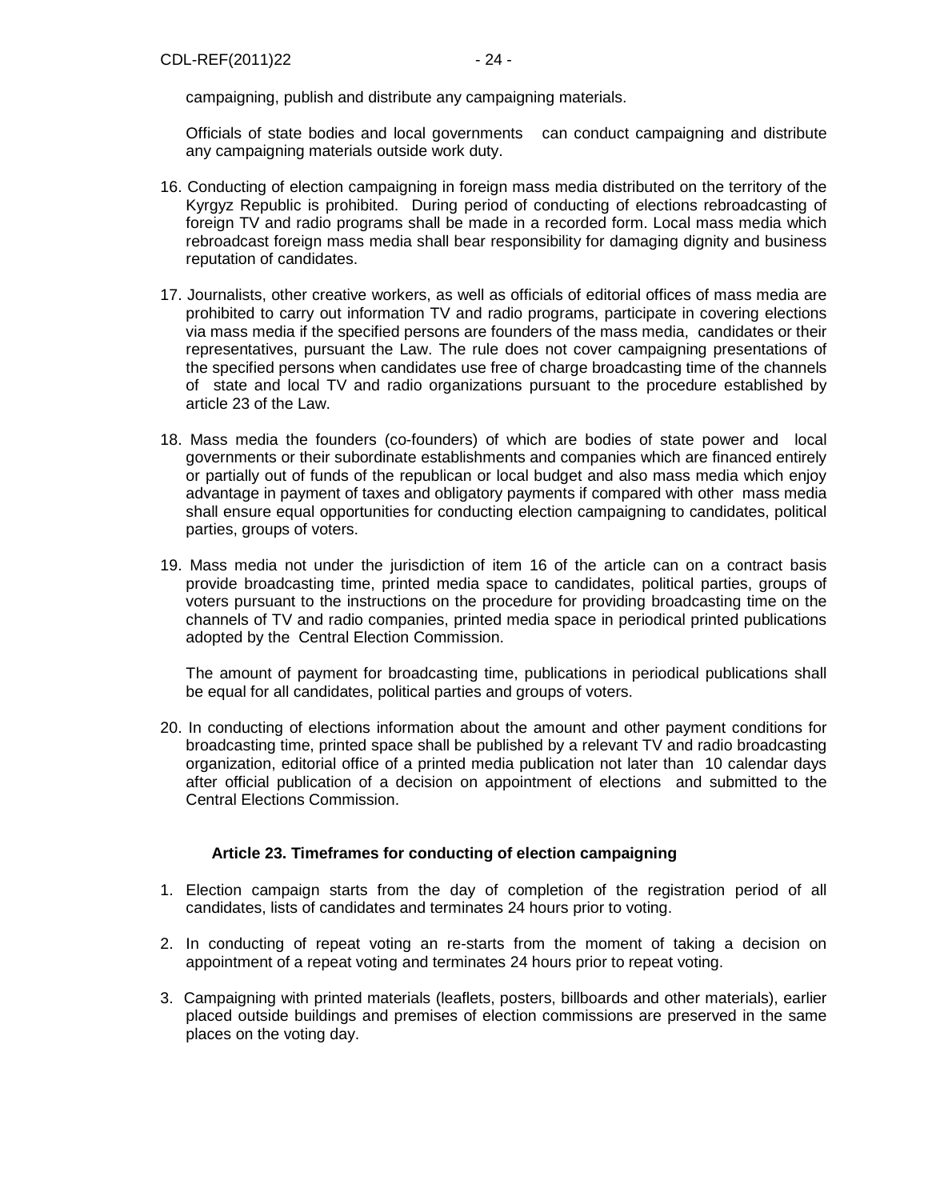campaigning, publish and distribute any campaigning materials.

Officials of state bodies and local governments can conduct campaigning and distribute any campaigning materials outside work duty.

16. Conducting of election campaigning in foreign mass media distributed on the territory of the Kyrgyz Republic is prohibited. During period of conducting of elections rebroadcasting of foreign TV and radio programs shall be made in a recorded form. Local mass media which rebroadcast foreign mass media shall bear responsibility for damaging dignity and business reputation of candidates.

17. Journalists, other creative workers, as well as officials of editorial offices of mass media are prohibited to carry out information TV and radio programs, participate in covering elections via mass media if the specified persons are founders of the mass media, candidates or their representatives, pursuant the Law. The rule does not cover campaigning presentations of the specified persons when candidates use free of charge broadcasting time of the channels of state and local TV and radio organizations pursuant to the procedure established by article 23 of the Law.

18. Mass media the founders (co-founders) of which are bodies of state power and local governments or their subordinate establishments and companies which are financed entirely or partially out of funds of the republican or local budget and also mass media which enjoy advantage in payment of taxes and obligatory payments if compared with other mass media shall ensure equal opportunities for conducting election campaigning to candidates, political parties, groups of voters.

19. Mass media not under the jurisdiction of item 16 of the article can on a contract basis provide broadcasting time, printed media space to candidates, political parties, groups of voters pursuant to the instructions on the procedure for providing broadcasting time on the channels of TV and radio companies, printed media space in periodical printed publications adopted by the Central Election Commission.

    The amount of payment for broadcasting time, publications in periodical publications shall be equal for all candidates, political parties and groups of voters.

20. In conducting of elections information about the amount and other payment conditions for broadcasting time, printed space shall be published by a relevant TV and radio broadcasting organization, editorial office of a printed media publication not later than 10 calendar days after official publication of a decision on appointment of elections and submitted to the Central Elections Commission.

### Article 23. Timeframes for conducting of election campaigning

1. Election campaign starts from the day of completion of the registration period of all candidates, lists of candidates and terminates 24 hours prior to voting.

2. In conducting of repeat voting an re-starts from the moment of taking a decision on appointment of a repeat voting and terminates 24 hours prior to repeat voting.

3. Campaigning with printed materials (leaflets, posters, billboards and other materials), earlier placed outside buildings and premises of election commissions are preserved in the same places on the voting day.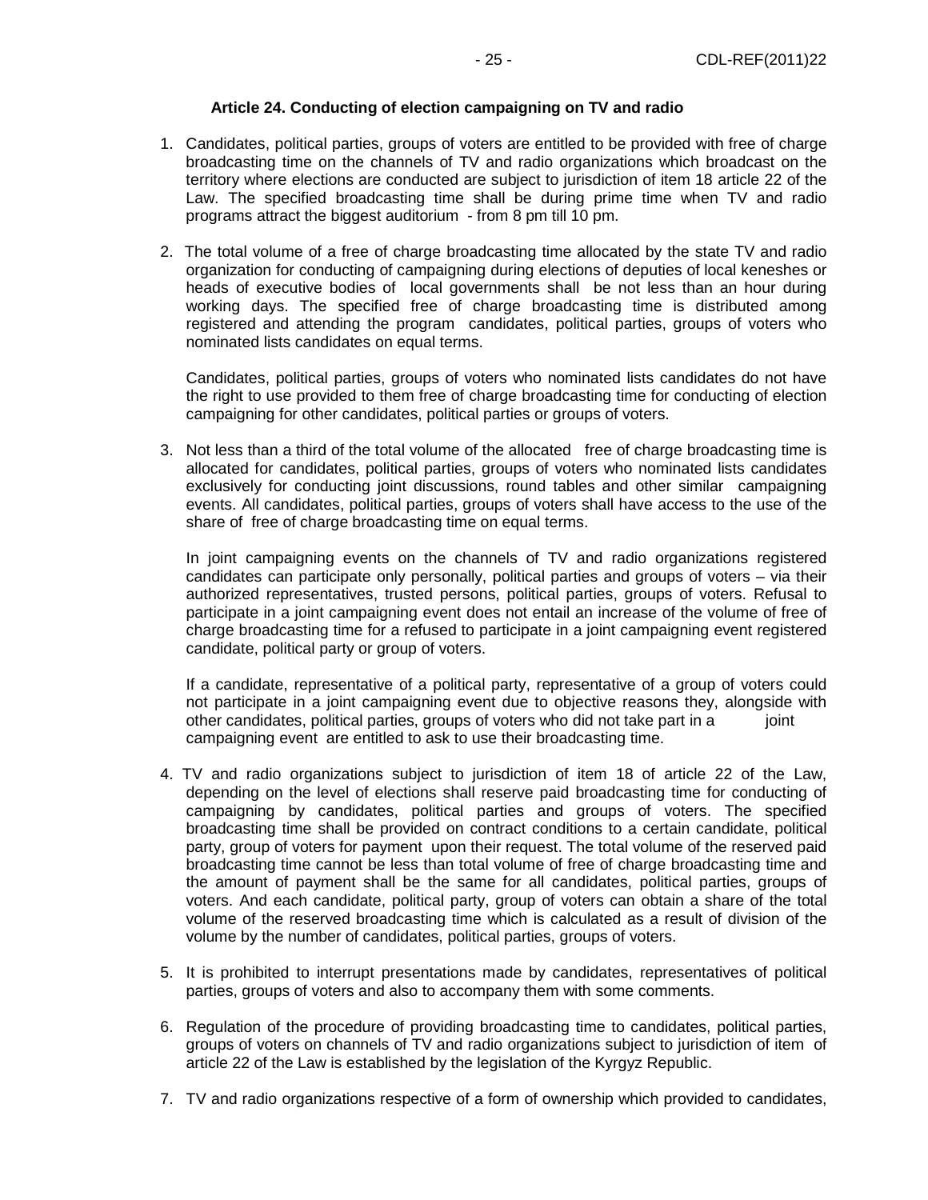**Article 24. Conducting of election campaigning on TV and radio**

1. Candidates, political parties, groups of voters are entitled to be provided with free of charge broadcasting time on the channels of TV and radio organizations which broadcast on the territory where elections are conducted are subject to jurisdiction of item 18 article 22 of the Law. The specified broadcasting time shall be during prime time when TV and radio programs attract the biggest auditorium - from 8 pm till 10 pm.

2. The total volume of a free of charge broadcasting time allocated by the state TV and radio organization for conducting of campaigning during elections of deputies of local keneshes or heads of executive bodies of local governments shall be not less than an hour during working days. The specified free of charge broadcasting time is distributed among registered and attending the program candidates, political parties, groups of voters who nominated lists candidates on equal terms.

   Candidates, political parties, groups of voters who nominated lists candidates do not have the right to use provided to them free of charge broadcasting time for conducting of election campaigning for other candidates, political parties or groups of voters.

3. Not less than a third of the total volume of the allocated free of charge broadcasting time is allocated for candidates, political parties, groups of voters who nominated lists candidates exclusively for conducting joint discussions, round tables and other similar campaigning events. All candidates, political parties, groups of voters shall have access to the use of the share of free of charge broadcasting time on equal terms.

   In joint campaigning events on the channels of TV and radio organizations registered candidates can participate only personally, political parties and groups of voters – via their authorized representatives, trusted persons, political parties, groups of voters. Refusal to participate in a joint campaigning event does not entail an increase of the volume of free of charge broadcasting time for a refused to participate in a joint campaigning event registered candidate, political party or group of voters.

   If a candidate, representative of a political party, representative of a group of voters could not participate in a joint campaigning event due to objective reasons they, alongside with other candidates, political parties, groups of voters who did not take part in a joint campaigning event are entitled to ask to use their broadcasting time.

4. TV and radio organizations subject to jurisdiction of item 18 of article 22 of the Law, depending on the level of elections shall reserve paid broadcasting time for conducting of campaigning by candidates, political parties and groups of voters. The specified broadcasting time shall be provided on contract conditions to a certain candidate, political party, group of voters for payment upon their request. The total volume of the reserved paid broadcasting time cannot be less than total volume of free of charge broadcasting time and the amount of payment shall be the same for all candidates, political parties, groups of voters. And each candidate, political party, group of voters can obtain a share of the total volume of the reserved broadcasting time which is calculated as a result of division of the volume by the number of candidates, political parties, groups of voters.

5. It is prohibited to interrupt presentations made by candidates, representatives of political parties, groups of voters and also to accompany them with some comments.

6. Regulation of the procedure of providing broadcasting time to candidates, political parties, groups of voters on channels of TV and radio organizations subject to jurisdiction of item of article 22 of the Law is established by the legislation of the Kyrgyz Republic.

7. TV and radio organizations respective of a form of ownership which provided to candidates,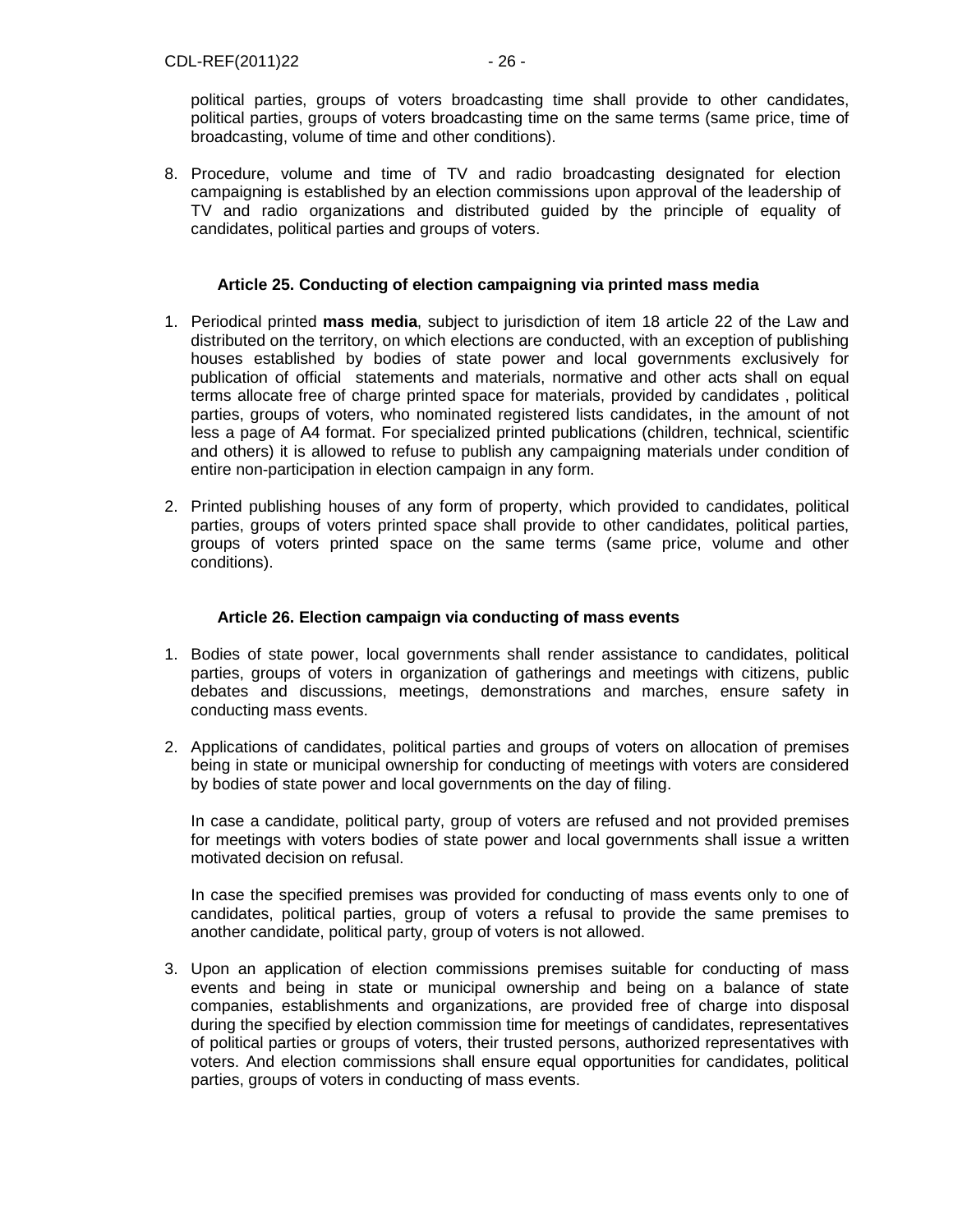political parties, groups of voters broadcasting time shall provide to other candidates, political parties, groups of voters broadcasting time on the same terms (same price, time of broadcasting, volume of time and other conditions).

8. Procedure, volume and time of TV and radio broadcasting designated for election campaigning is established by an election commissions upon approval of the leadership of TV and radio organizations and distributed guided by the principle of equality of candidates, political parties and groups of voters.

### Article 25. Conducting of election campaigning via printed mass media

1. Periodical printed **mass media**, subject to jurisdiction of item 18 article 22 of the Law and distributed on the territory, on which elections are conducted, with an exception of publishing houses established by bodies of state power and local governments exclusively for publication of official statements and materials, normative and other acts shall on equal terms allocate free of charge printed space for materials, provided by candidates , political parties, groups of voters, who nominated registered lists candidates, in the amount of not less a page of A4 format. For specialized printed publications (children, technical, scientific and others) it is allowed to refuse to publish any campaigning materials under condition of entire non-participation in election campaign in any form.

2. Printed publishing houses of any form of property, which provided to candidates, political parties, groups of voters printed space shall provide to other candidates, political parties, groups of voters printed space on the same terms (same price, volume and other conditions).

### Article 26. Election campaign via conducting of mass events

1. Bodies of state power, local governments shall render assistance to candidates, political parties, groups of voters in organization of gatherings and meetings with citizens, public debates and discussions, meetings, demonstrations and marches, ensure safety in conducting mass events.

2. Applications of candidates, political parties and groups of voters on allocation of premises being in state or municipal ownership for conducting of meetings with voters are considered by bodies of state power and local governments on the day of filing.

   In case a candidate, political party, group of voters are refused and not provided premises for meetings with voters bodies of state power and local governments shall issue a written motivated decision on refusal.

   In case the specified premises was provided for conducting of mass events only to one of candidates, political parties, group of voters a refusal to provide the same premises to another candidate, political party, group of voters is not allowed.

3. Upon an application of election commissions premises suitable for conducting of mass events and being in state or municipal ownership and being on a balance of state companies, establishments and organizations, are provided free of charge into disposal during the specified by election commission time for meetings of candidates, representatives of political parties or groups of voters, their trusted persons, authorized representatives with voters. And election commissions shall ensure equal opportunities for candidates, political parties, groups of voters in conducting of mass events.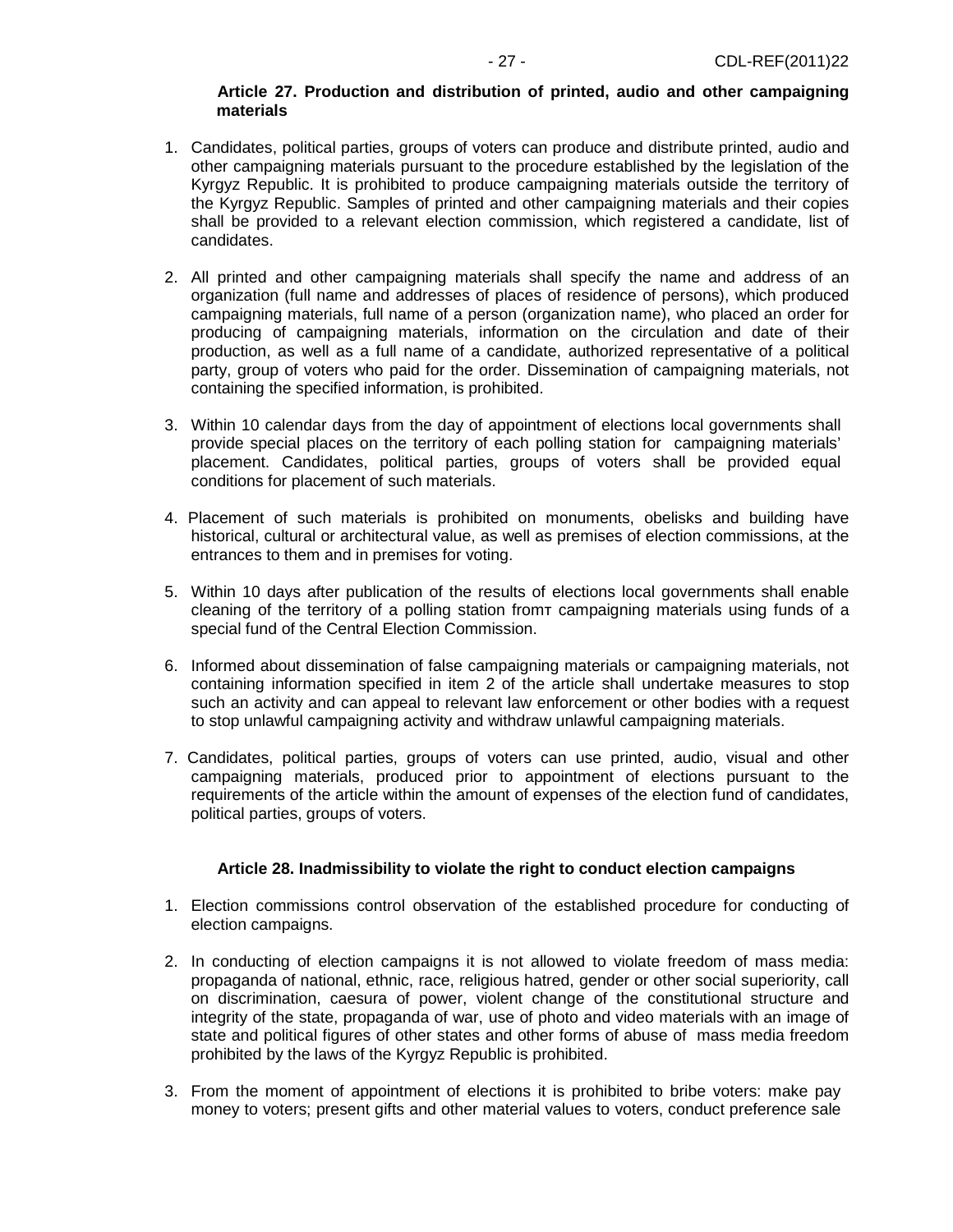**Article 27. Production and distribution of printed, audio and other campaigning materials**

1. Candidates, political parties, groups of voters can produce and distribute printed, audio and other campaigning materials pursuant to the procedure established by the legislation of the Kyrgyz Republic. It is prohibited to produce campaigning materials outside the territory of the Kyrgyz Republic. Samples of printed and other campaigning materials and their copies shall be provided to a relevant election commission, which registered a candidate, list of candidates.

2. All printed and other campaigning materials shall specify the name and address of an organization (full name and addresses of places of residence of persons), which produced campaigning materials, full name of a person (organization name), who placed an order for producing of campaigning materials, information on the circulation and date of their production, as well as a full name of a candidate, authorized representative of a political party, group of voters who paid for the order. Dissemination of campaigning materials, not containing the specified information, is prohibited.

3. Within 10 calendar days from the day of appointment of elections local governments shall provide special places on the territory of each polling station for campaigning materials' placement. Candidates, political parties, groups of voters shall be provided equal conditions for placement of such materials.

4. Placement of such materials is prohibited on monuments, obelisks and building have historical, cultural or architectural value, as well as premises of election commissions, at the entrances to them and in premises for voting.

5. Within 10 days after publication of the results of elections local governments shall enable cleaning of the territory of a polling station fromт campaigning materials using funds of a special fund of the Central Election Commission.

6. Informed about dissemination of false campaigning materials or campaigning materials, not containing information specified in item 2 of the article shall undertake measures to stop such an activity and can appeal to relevant law enforcement or other bodies with a request to stop unlawful campaigning activity and withdraw unlawful campaigning materials.

7. Candidates, political parties, groups of voters can use printed, audio, visual and other campaigning materials, produced prior to appointment of elections pursuant to the requirements of the article within the amount of expenses of the election fund of candidates, political parties, groups of voters.

**Article 28. Inadmissibility to violate the right to conduct election campaigns**

1. Election commissions control observation of the established procedure for conducting of election campaigns.

2. In conducting of election campaigns it is not allowed to violate freedom of mass media: propaganda of national, ethnic, race, religious hatred, gender or other social superiority, call on discrimination, caesura of power, violent change of the constitutional structure and integrity of the state, propaganda of war, use of photo and video materials with an image of state and political figures of other states and other forms of abuse of mass media freedom prohibited by the laws of the Kyrgyz Republic is prohibited.

3. From the moment of appointment of elections it is prohibited to bribe voters: make pay money to voters; present gifts and other material values to voters, conduct preference sale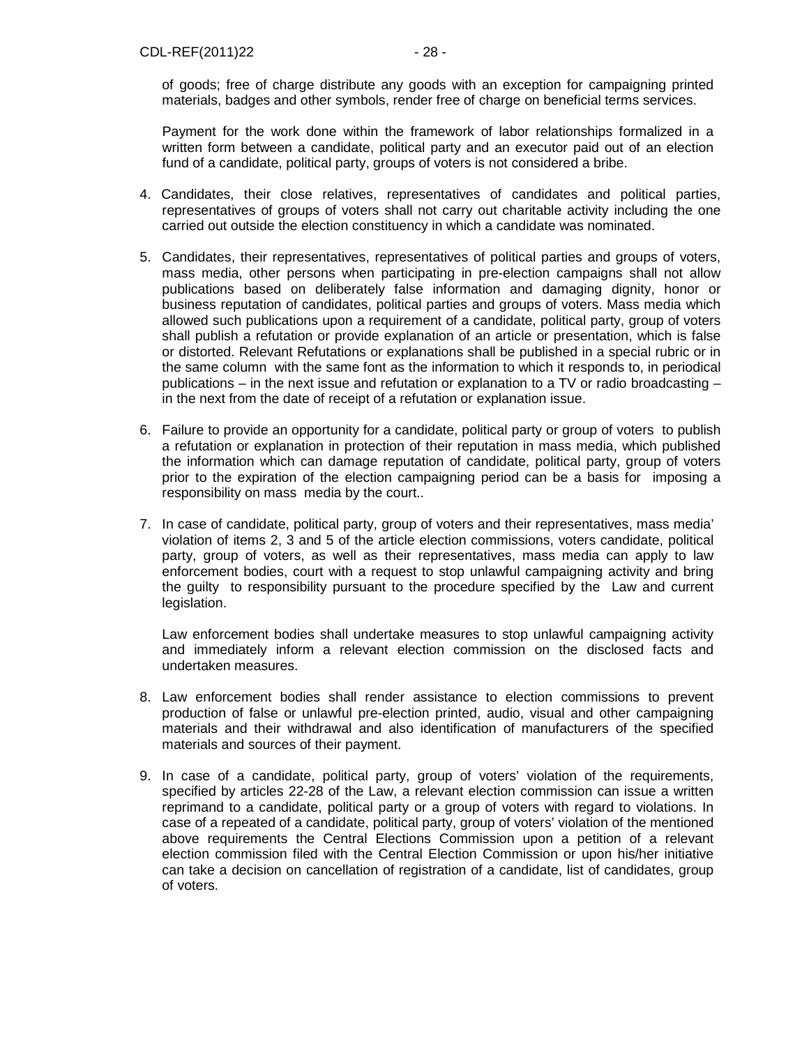of goods; free of charge distribute any goods with an exception for campaigning printed materials, badges and other symbols, render free of charge on beneficial terms services.

Payment for the work done within the framework of labor relationships formalized in a written form between a candidate, political party and an executor paid out of an election fund of a candidate, political party, groups of voters is not considered a bribe.

4. Candidates, their close relatives, representatives of candidates and political parties, representatives of groups of voters shall not carry out charitable activity including the one carried out outside the election constituency in which a candidate was nominated.

5. Candidates, their representatives, representatives of political parties and groups of voters, mass media, other persons when participating in pre-election campaigns shall not allow publications based on deliberately false information and damaging dignity, honor or business reputation of candidates, political parties and groups of voters. Mass media which allowed such publications upon a requirement of a candidate, political party, group of voters shall publish a refutation or provide explanation of an article or presentation, which is false or distorted. Relevant Refutations or explanations shall be published in a special rubric or in the same column with the same font as the information to which it responds to, in periodical publications – in the next issue and refutation or explanation to a TV or radio broadcasting – in the next from the date of receipt of a refutation or explanation issue.

6. Failure to provide an opportunity for a candidate, political party or group of voters to publish a refutation or explanation in protection of their reputation in mass media, which published the information which can damage reputation of candidate, political party, group of voters prior to the expiration of the election campaigning period can be a basis for imposing a responsibility on mass media by the court..

7. In case of candidate, political party, group of voters and their representatives, mass media' violation of items 2, 3 and 5 of the article election commissions, voters candidate, political party, group of voters, as well as their representatives, mass media can apply to law enforcement bodies, court with a request to stop unlawful campaigning activity and bring the guilty to responsibility pursuant to the procedure specified by the Law and current legislation.

   Law enforcement bodies shall undertake measures to stop unlawful campaigning activity and immediately inform a relevant election commission on the disclosed facts and undertaken measures.

8. Law enforcement bodies shall render assistance to election commissions to prevent production of false or unlawful pre-election printed, audio, visual and other campaigning materials and their withdrawal and also identification of manufacturers of the specified materials and sources of their payment.

9. In case of a candidate, political party, group of voters' violation of the requirements, specified by articles 22-28 of the Law, a relevant election commission can issue a written reprimand to a candidate, political party or a group of voters with regard to violations. In case of a repeated of a candidate, political party, group of voters' violation of the mentioned above requirements the Central Elections Commission upon a petition of a relevant election commission filed with the Central Election Commission or upon his/her initiative can take a decision on cancellation of registration of a candidate, list of candidates, group of voters.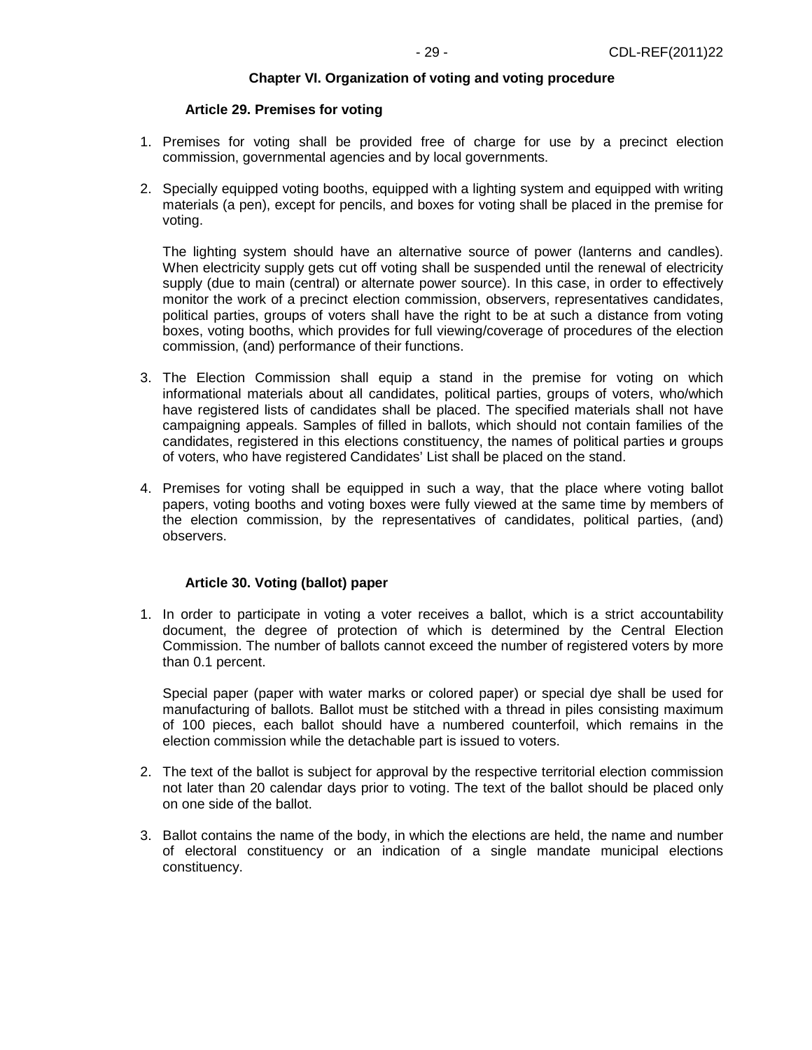## Chapter VI. Organization of voting and voting procedure

### Article 29. Premises for voting

1. Premises for voting shall be provided free of charge for use by a precinct election commission, governmental agencies and by local governments.

2. Specially equipped voting booths, equipped with a lighting system and equipped with writing materials (a pen), except for pencils, and boxes for voting shall be placed in the premise for voting.

   The lighting system should have an alternative source of power (lanterns and candles). When electricity supply gets cut off voting shall be suspended until the renewal of electricity supply (due to main (central) or alternate power source). In this case, in order to effectively monitor the work of a precinct election commission, observers, representatives candidates, political parties, groups of voters shall have the right to be at such a distance from voting boxes, voting booths, which provides for full viewing/coverage of procedures of the election commission, (and) performance of their functions.

3. The Election Commission shall equip a stand in the premise for voting on which informational materials about all candidates, political parties, groups of voters, who/which have registered lists of candidates shall be placed. The specified materials shall not have campaigning appeals. Samples of filled in ballots, which should not contain families of the candidates, registered in this elections constituency, the names of political parties и groups of voters, who have registered Candidates' List shall be placed on the stand.

4. Premises for voting shall be equipped in such a way, that the place where voting ballot papers, voting booths and voting boxes were fully viewed at the same time by members of the election commission, by the representatives of candidates, political parties, (and) observers.

### Article 30. Voting (ballot) paper

1. In order to participate in voting a voter receives a ballot, which is a strict accountability document, the degree of protection of which is determined by the Central Election Commission. The number of ballots cannot exceed the number of registered voters by more than 0.1 percent.

   Special paper (paper with water marks or colored paper) or special dye shall be used for manufacturing of ballots. Ballot must be stitched with a thread in piles consisting maximum of 100 pieces, each ballot should have a numbered counterfoil, which remains in the election commission while the detachable part is issued to voters.

2. The text of the ballot is subject for approval by the respective territorial election commission not later than 20 calendar days prior to voting. The text of the ballot should be placed only on one side of the ballot.

3. Ballot contains the name of the body, in which the elections are held, the name and number of electoral constituency or an indication of a single mandate municipal elections constituency.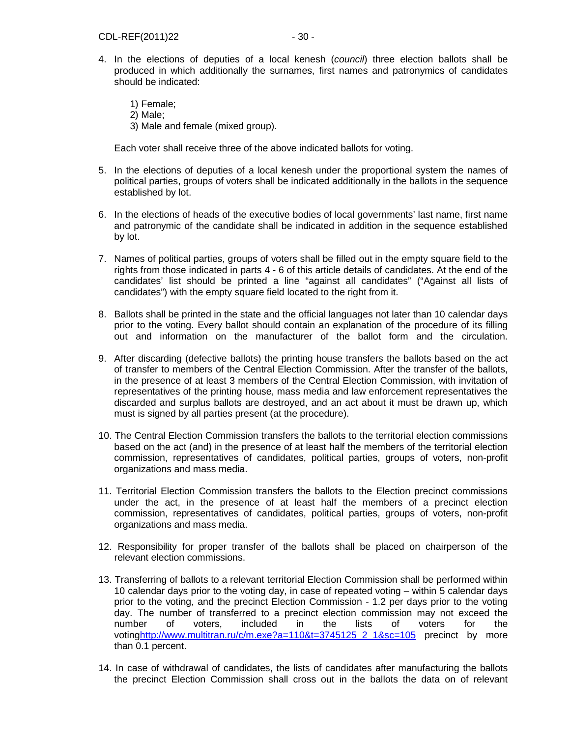4. In the elections of deputies of a local kenesh (*council*) three election ballots shall be produced in which additionally the surnames, first names and patronymics of candidates should be indicated:

   1) Female;
   2) Male;
   3) Male and female (mixed group).

   Each voter shall receive three of the above indicated ballots for voting.

5. In the elections of deputies of a local kenesh under the proportional system the names of political parties, groups of voters shall be indicated additionally in the ballots in the sequence established by lot.

6. In the elections of heads of the executive bodies of local governments' last name, first name and patronymic of the candidate shall be indicated in addition in the sequence established by lot.

7. Names of political parties, groups of voters shall be filled out in the empty square field to the rights from those indicated in parts 4 - 6 of this article details of candidates. At the end of the candidates' list should be printed a line "against all candidates" ("Against all lists of candidates") with the empty square field located to the right from it.

8. Ballots shall be printed in the state and the official languages not later than 10 calendar days prior to the voting. Every ballot should contain an explanation of the procedure of its filling out and information on the manufacturer of the ballot form and the circulation.

9. After discarding (defective ballots) the printing house transfers the ballots based on the act of transfer to members of the Central Election Commission. After the transfer of the ballots, in the presence of at least 3 members of the Central Election Commission, with invitation of representatives of the printing house, mass media and law enforcement representatives the discarded and surplus ballots are destroyed, and an act about it must be drawn up, which must is signed by all parties present (at the procedure).

10. The Central Election Commission transfers the ballots to the territorial election commissions based on the act (and) in the presence of at least half the members of the territorial election commission, representatives of candidates, political parties, groups of voters, non-profit organizations and mass media.

11. Territorial Election Commission transfers the ballots to the Election precinct commissions under the act, in the presence of at least half the members of a precinct election commission, representatives of candidates, political parties, groups of voters, non-profit organizations and mass media.

12. Responsibility for proper transfer of the ballots shall be placed on chairperson of the relevant election commissions.

13. Transferring of ballots to a relevant territorial Election Commission shall be performed within 10 calendar days prior to the voting day, in case of repeated voting – within 5 calendar days prior to the voting, and the precinct Election Commission - 1.2 per days prior to the voting day. The number of transferred to a precinct election commission may not exceed the number of voters, included in the lists of voters for the votinghttp://www.multitran.ru/c/m.exe?a=110&t=3745125_2_1&sc=105 precinct by more than 0.1 percent.

14. In case of withdrawal of candidates, the lists of candidates after manufacturing the ballots the precinct Election Commission shall cross out in the ballots the data on of relevant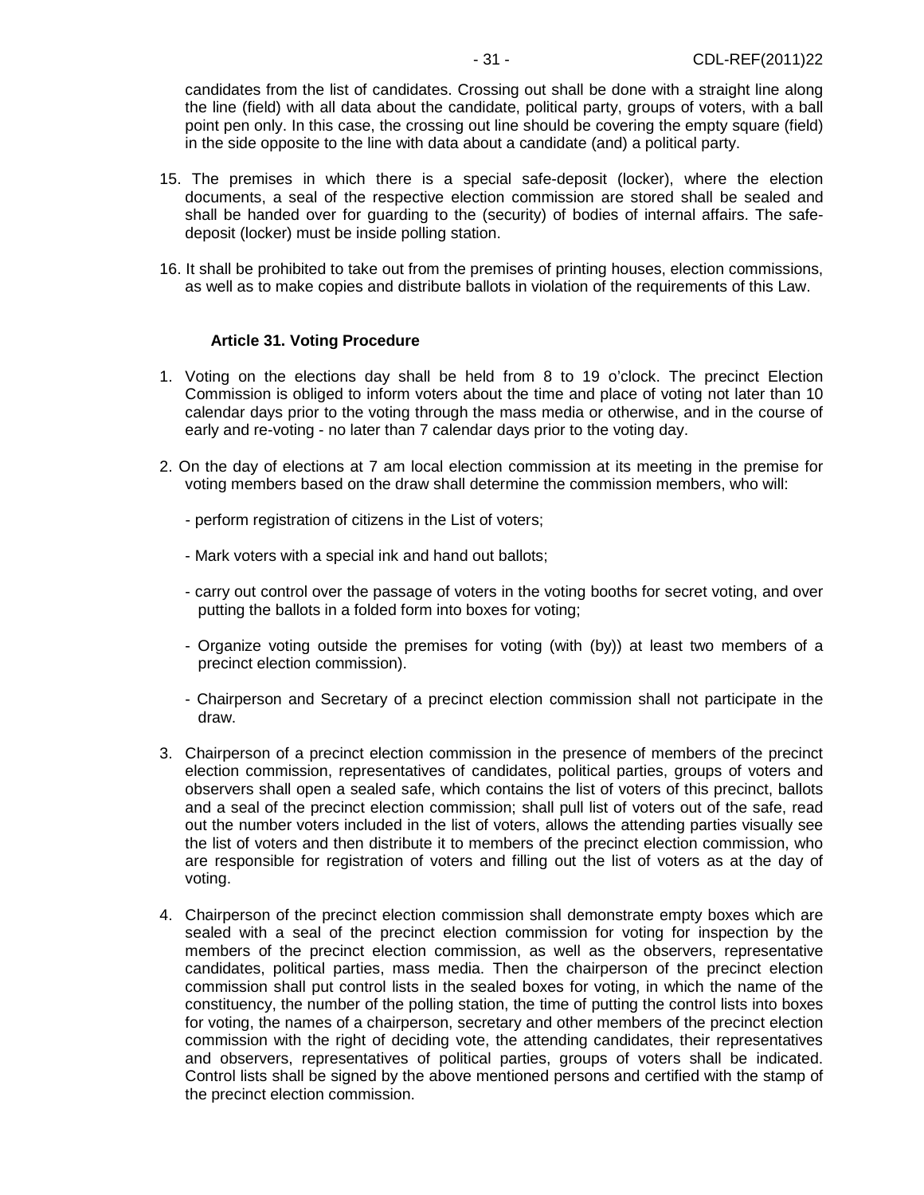candidates from the list of candidates. Crossing out shall be done with a straight line along the line (field) with all data about the candidate, political party, groups of voters, with a ball point pen only. In this case, the crossing out line should be covering the empty square (field) in the side opposite to the line with data about a candidate (and) a political party.

15. The premises in which there is a special safe-deposit (locker), where the election documents, a seal of the respective election commission are stored shall be sealed and shall be handed over for guarding to the (security) of bodies of internal affairs. The safe-deposit (locker) must be inside polling station.

16. It shall be prohibited to take out from the premises of printing houses, election commissions, as well as to make copies and distribute ballots in violation of the requirements of this Law.

### Article 31. Voting Procedure

1. Voting on the elections day shall be held from 8 to 19 o'clock. The precinct Election Commission is obliged to inform voters about the time and place of voting not later than 10 calendar days prior to the voting through the mass media or otherwise, and in the course of early and re-voting - no later than 7 calendar days prior to the voting day.

2. On the day of elections at 7 am local election commission at its meeting in the premise for voting members based on the draw shall determine the commission members, who will:

   - perform registration of citizens in the List of voters;

   - Mark voters with a special ink and hand out ballots;

   - carry out control over the passage of voters in the voting booths for secret voting, and over putting the ballots in a folded form into boxes for voting;

   - Organize voting outside the premises for voting (with (by)) at least two members of a precinct election commission).

   - Chairperson and Secretary of a precinct election commission shall not participate in the draw.

3. Chairperson of a precinct election commission in the presence of members of the precinct election commission, representatives of candidates, political parties, groups of voters and observers shall open a sealed safe, which contains the list of voters of this precinct, ballots and a seal of the precinct election commission; shall pull list of voters out of the safe, read out the number voters included in the list of voters, allows the attending parties visually see the list of voters and then distribute it to members of the precinct election commission, who are responsible for registration of voters and filling out the list of voters as at the day of voting.

4. Chairperson of the precinct election commission shall demonstrate empty boxes which are sealed with a seal of the precinct election commission for voting for inspection by the members of the precinct election commission, as well as the observers, representative candidates, political parties, mass media. Then the chairperson of the precinct election commission shall put control lists in the sealed boxes for voting, in which the name of the constituency, the number of the polling station, the time of putting the control lists into boxes for voting, the names of a chairperson, secretary and other members of the precinct election commission with the right of deciding vote, the attending candidates, their representatives and observers, representatives of political parties, groups of voters shall be indicated. Control lists shall be signed by the above mentioned persons and certified with the stamp of the precinct election commission.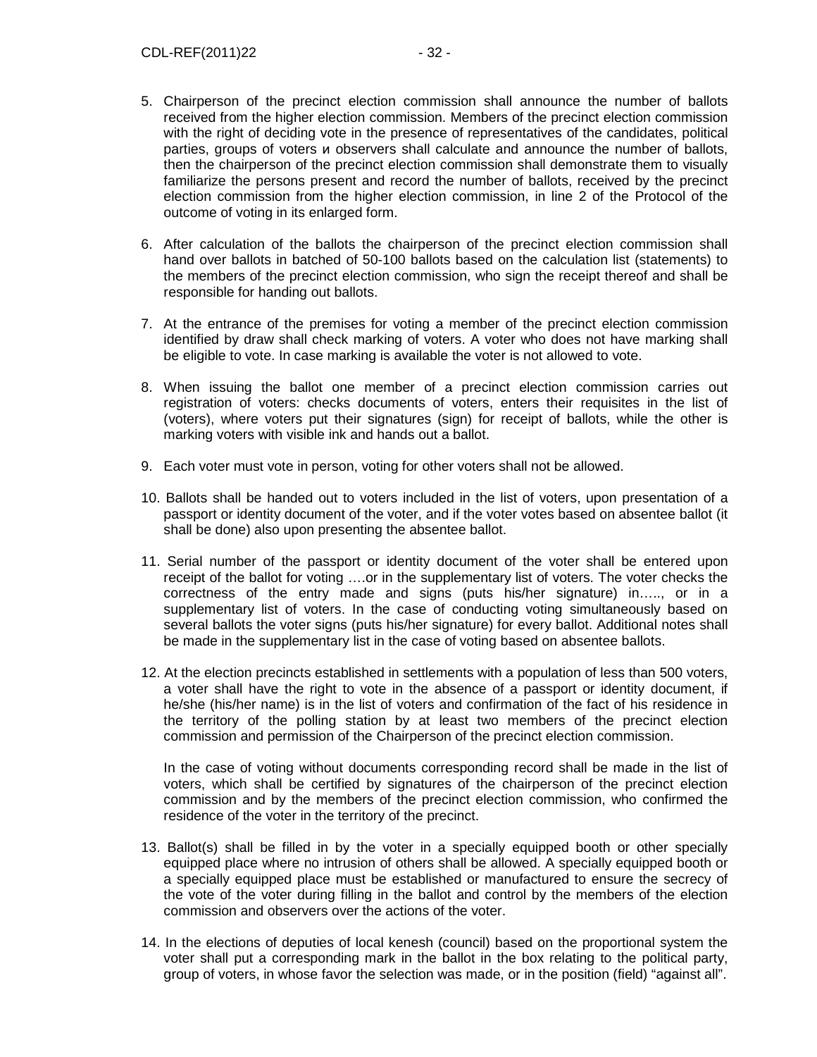5. Chairperson of the precinct election commission shall announce the number of ballots received from the higher election commission. Members of the precinct election commission with the right of deciding vote in the presence of representatives of the candidates, political parties, groups of voters и observers shall calculate and announce the number of ballots, then the chairperson of the precinct election commission shall demonstrate them to visually familiarize the persons present and record the number of ballots, received by the precinct election commission from the higher election commission, in line 2 of the Protocol of the outcome of voting in its enlarged form.

6. After calculation of the ballots the chairperson of the precinct election commission shall hand over ballots in batched of 50-100 ballots based on the calculation list (statements) to the members of the precinct election commission, who sign the receipt thereof and shall be responsible for handing out ballots.

7. At the entrance of the premises for voting a member of the precinct election commission identified by draw shall check marking of voters. A voter who does not have marking shall be eligible to vote. In case marking is available the voter is not allowed to vote.

8. When issuing the ballot one member of a precinct election commission carries out registration of voters: checks documents of voters, enters their requisites in the list of (voters), where voters put their signatures (sign) for receipt of ballots, while the other is marking voters with visible ink and hands out a ballot.

9. Each voter must vote in person, voting for other voters shall not be allowed.

10. Ballots shall be handed out to voters included in the list of voters, upon presentation of a passport or identity document of the voter, and if the voter votes based on absentee ballot (it shall be done) also upon presenting the absentee ballot.

11. Serial number of the passport or identity document of the voter shall be entered upon receipt of the ballot for voting ….or in the supplementary list of voters. The voter checks the correctness of the entry made and signs (puts his/her signature) in….., or in a supplementary list of voters. In the case of conducting voting simultaneously based on several ballots the voter signs (puts his/her signature) for every ballot. Additional notes shall be made in the supplementary list in the case of voting based on absentee ballots.

12. At the election precincts established in settlements with a population of less than 500 voters, a voter shall have the right to vote in the absence of a passport or identity document, if he/she (his/her name) is in the list of voters and confirmation of the fact of his residence in the territory of the polling station by at least two members of the precinct election commission and permission of the Chairperson of the precinct election commission.

    In the case of voting without documents corresponding record shall be made in the list of voters, which shall be certified by signatures of the chairperson of the precinct election commission and by the members of the precinct election commission, who confirmed the residence of the voter in the territory of the precinct.

13. Ballot(s) shall be filled in by the voter in a specially equipped booth or other specially equipped place where no intrusion of others shall be allowed. A specially equipped booth or a specially equipped place must be established or manufactured to ensure the secrecy of the vote of the voter during filling in the ballot and control by the members of the election commission and observers over the actions of the voter.

14. In the elections of deputies of local kenesh (council) based on the proportional system the voter shall put a corresponding mark in the ballot in the box relating to the political party, group of voters, in whose favor the selection was made, or in the position (field) "against all".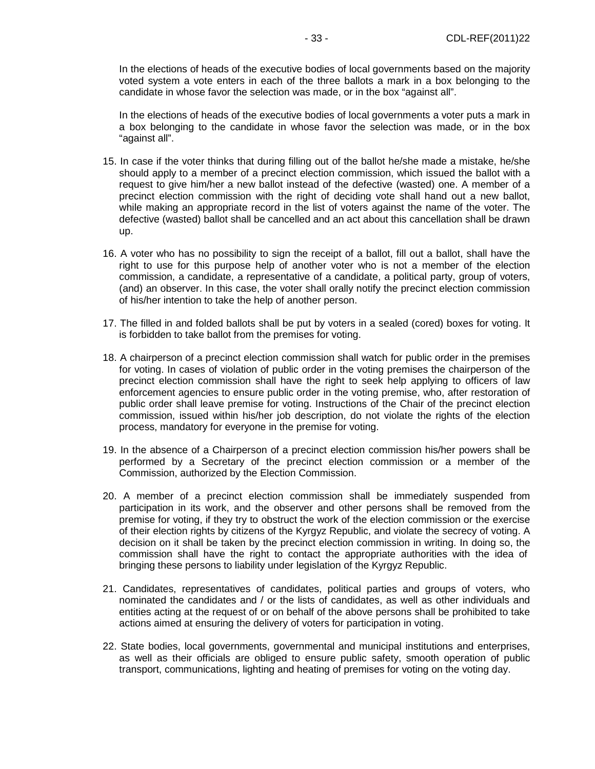In the elections of heads of the executive bodies of local governments based on the majority voted system a vote enters in each of the three ballots a mark in a box belonging to the candidate in whose favor the selection was made, or in the box "against all".

In the elections of heads of the executive bodies of local governments a voter puts a mark in a box belonging to the candidate in whose favor the selection was made, or in the box "against all".

15. In case if the voter thinks that during filling out of the ballot he/she made a mistake, he/she should apply to a member of a precinct election commission, which issued the ballot with a request to give him/her a new ballot instead of the defective (wasted) one. A member of a precinct election commission with the right of deciding vote shall hand out a new ballot, while making an appropriate record in the list of voters against the name of the voter. The defective (wasted) ballot shall be cancelled and an act about this cancellation shall be drawn up.

16. A voter who has no possibility to sign the receipt of a ballot, fill out a ballot, shall have the right to use for this purpose help of another voter who is not a member of the election commission, a candidate, a representative of a candidate, a political party, group of voters, (and) an observer. In this case, the voter shall orally notify the precinct election commission of his/her intention to take the help of another person.

17. The filled in and folded ballots shall be put by voters in a sealed (cored) boxes for voting. It is forbidden to take ballot from the premises for voting.

18. A chairperson of a precinct election commission shall watch for public order in the premises for voting. In cases of violation of public order in the voting premises the chairperson of the precinct election commission shall have the right to seek help applying to officers of law enforcement agencies to ensure public order in the voting premise, who, after restoration of public order shall leave premise for voting. Instructions of the Chair of the precinct election commission, issued within his/her job description, do not violate the rights of the election process, mandatory for everyone in the premise for voting.

19. In the absence of a Chairperson of a precinct election commission his/her powers shall be performed by a Secretary of the precinct election commission or a member of the Commission, authorized by the Election Commission.

20. A member of a precinct election commission shall be immediately suspended from participation in its work, and the observer and other persons shall be removed from the premise for voting, if they try to obstruct the work of the election commission or the exercise of their election rights by citizens of the Kyrgyz Republic, and violate the secrecy of voting. A decision on it shall be taken by the precinct election commission in writing. In doing so, the commission shall have the right to contact the appropriate authorities with the idea of bringing these persons to liability under legislation of the Kyrgyz Republic.

21. Candidates, representatives of candidates, political parties and groups of voters, who nominated the candidates and / or the lists of candidates, as well as other individuals and entities acting at the request of or on behalf of the above persons shall be prohibited to take actions aimed at ensuring the delivery of voters for participation in voting.

22. State bodies, local governments, governmental and municipal institutions and enterprises, as well as their officials are obliged to ensure public safety, smooth operation of public transport, communications, lighting and heating of premises for voting on the voting day.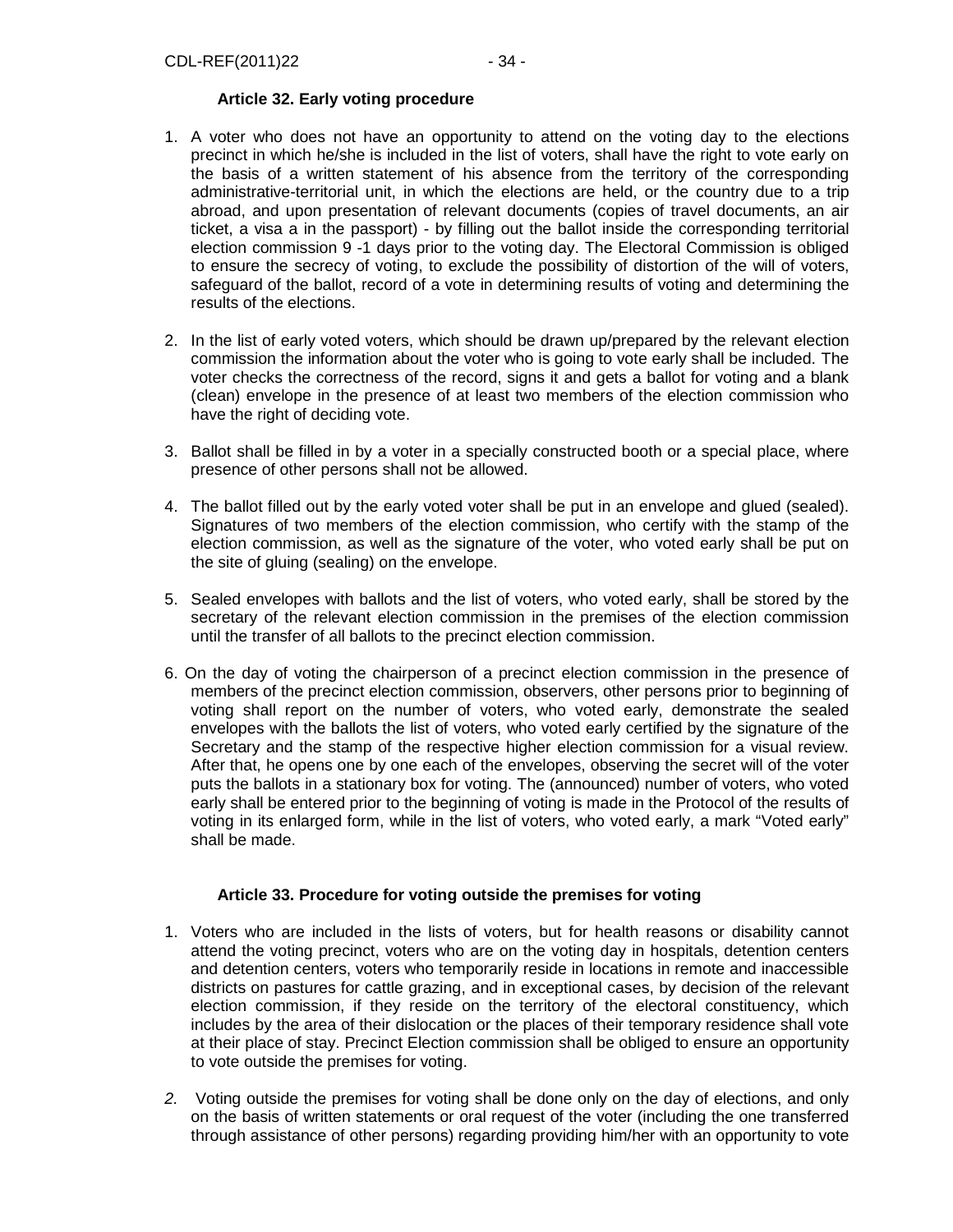### Article 32. Early voting procedure

1. A voter who does not have an opportunity to attend on the voting day to the elections precinct in which he/she is included in the list of voters, shall have the right to vote early on the basis of a written statement of his absence from the territory of the corresponding administrative-territorial unit, in which the elections are held, or the country due to a trip abroad, and upon presentation of relevant documents (copies of travel documents, an air ticket, a visa a in the passport) - by filling out the ballot inside the corresponding territorial election commission 9 -1 days prior to the voting day. The Electoral Commission is obliged to ensure the secrecy of voting, to exclude the possibility of distortion of the will of voters, safeguard of the ballot, record of a vote in determining results of voting and determining the results of the elections.

2. In the list of early voted voters, which should be drawn up/prepared by the relevant election commission the information about the voter who is going to vote early shall be included. The voter checks the correctness of the record, signs it and gets a ballot for voting and a blank (clean) envelope in the presence of at least two members of the election commission who have the right of deciding vote.

3. Ballot shall be filled in by a voter in a specially constructed booth or a special place, where presence of other persons shall not be allowed.

4. The ballot filled out by the early voted voter shall be put in an envelope and glued (sealed). Signatures of two members of the election commission, who certify with the stamp of the election commission, as well as the signature of the voter, who voted early shall be put on the site of gluing (sealing) on the envelope.

5. Sealed envelopes with ballots and the list of voters, who voted early, shall be stored by the secretary of the relevant election commission in the premises of the election commission until the transfer of all ballots to the precinct election commission.

6. On the day of voting the chairperson of a precinct election commission in the presence of members of the precinct election commission, observers, other persons prior to beginning of voting shall report on the number of voters, who voted early, demonstrate the sealed envelopes with the ballots the list of voters, who voted early certified by the signature of the Secretary and the stamp of the respective higher election commission for a visual review. After that, he opens one by one each of the envelopes, observing the secret will of the voter puts the ballots in a stationary box for voting. The (announced) number of voters, who voted early shall be entered prior to the beginning of voting is made in the Protocol of the results of voting in its enlarged form, while in the list of voters, who voted early, a mark "Voted early" shall be made.

### Article 33. Procedure for voting outside the premises for voting

1. Voters who are included in the lists of voters, but for health reasons or disability cannot attend the voting precinct, voters who are on the voting day in hospitals, detention centers and detention centers, voters who temporarily reside in locations in remote and inaccessible districts on pastures for cattle grazing, and in exceptional cases, by decision of the relevant election commission, if they reside on the territory of the electoral constituency, which includes by the area of their dislocation or the places of their temporary residence shall vote at their place of stay. Precinct Election commission shall be obliged to ensure an opportunity to vote outside the premises for voting.

2. Voting outside the premises for voting shall be done only on the day of elections, and only on the basis of written statements or oral request of the voter (including the one transferred through assistance of other persons) regarding providing him/her with an opportunity to vote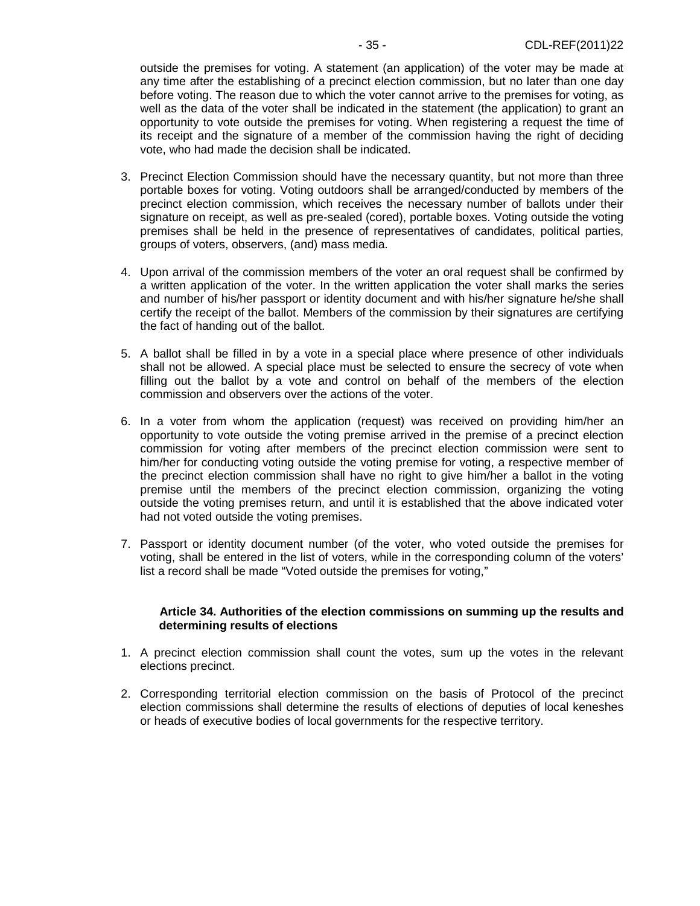outside the premises for voting. A statement (an application) of the voter may be made at any time after the establishing of a precinct election commission, but no later than one day before voting. The reason due to which the voter cannot arrive to the premises for voting, as well as the data of the voter shall be indicated in the statement (the application) to grant an opportunity to vote outside the premises for voting. When registering a request the time of its receipt and the signature of a member of the commission having the right of deciding vote, who had made the decision shall be indicated.

3. Precinct Election Commission should have the necessary quantity, but not more than three portable boxes for voting. Voting outdoors shall be arranged/conducted by members of the precinct election commission, which receives the necessary number of ballots under their signature on receipt, as well as pre-sealed (cored), portable boxes. Voting outside the voting premises shall be held in the presence of representatives of candidates, political parties, groups of voters, observers, (and) mass media.

4. Upon arrival of the commission members of the voter an oral request shall be confirmed by a written application of the voter. In the written application the voter shall marks the series and number of his/her passport or identity document and with his/her signature he/she shall certify the receipt of the ballot. Members of the commission by their signatures are certifying the fact of handing out of the ballot.

5. A ballot shall be filled in by a vote in a special place where presence of other individuals shall not be allowed. A special place must be selected to ensure the secrecy of vote when filling out the ballot by a vote and control on behalf of the members of the election commission and observers over the actions of the voter.

6. In a voter from whom the application (request) was received on providing him/her an opportunity to vote outside the voting premise arrived in the premise of a precinct election commission for voting after members of the precinct election commission were sent to him/her for conducting voting outside the voting premise for voting, a respective member of the precinct election commission shall have no right to give him/her a ballot in the voting premise until the members of the precinct election commission, organizing the voting outside the voting premises return, and until it is established that the above indicated voter had not voted outside the voting premises.

7. Passport or identity document number (of the voter, who voted outside the premises for voting, shall be entered in the list of voters, while in the corresponding column of the voters' list a record shall be made "Voted outside the premises for voting,"

**Article 34. Authorities of the election commissions on summing up the results and determining results of elections**

1. A precinct election commission shall count the votes, sum up the votes in the relevant elections precinct.

2. Corresponding territorial election commission on the basis of Protocol of the precinct election commissions shall determine the results of elections of deputies of local keneshes or heads of executive bodies of local governments for the respective territory.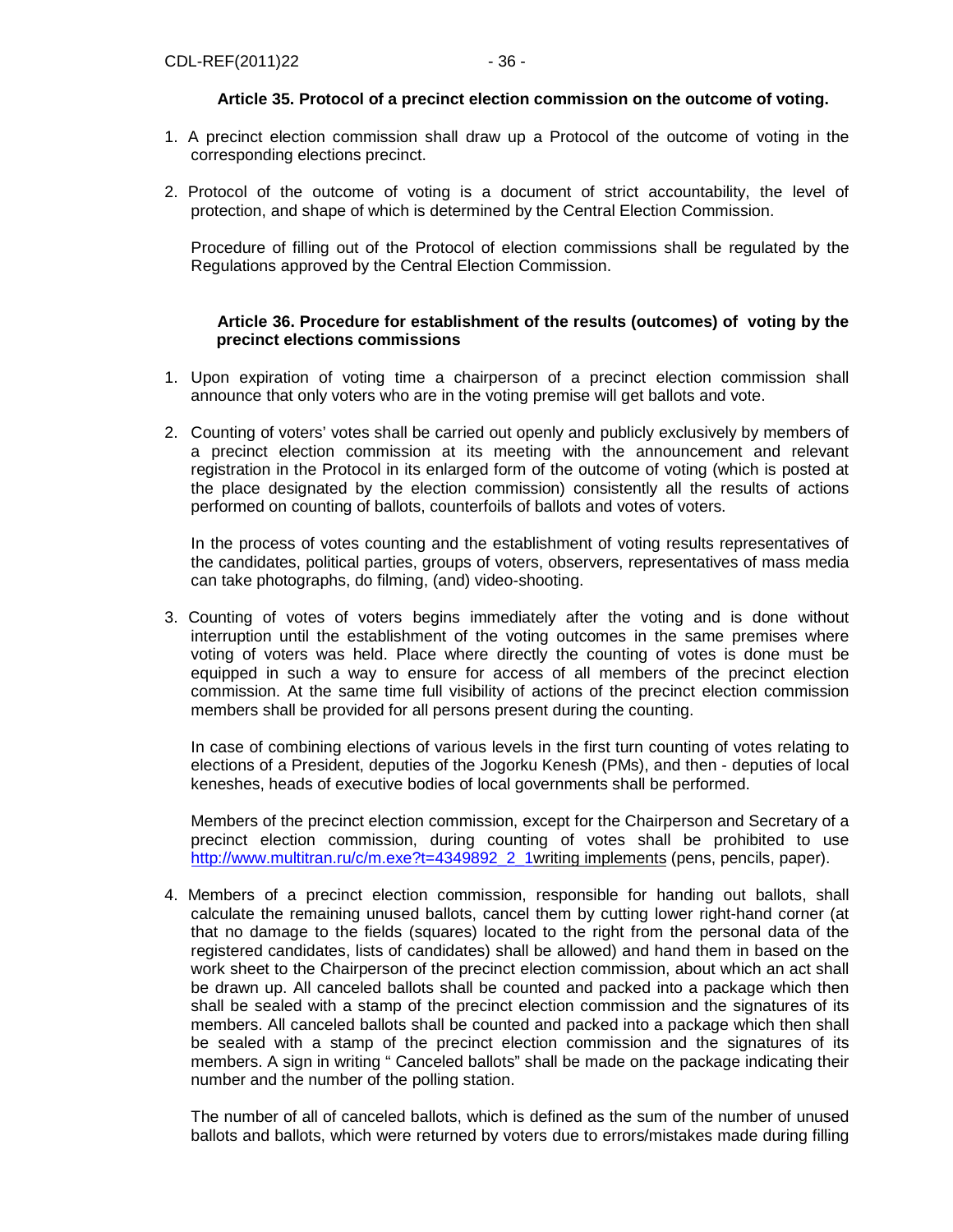**Article 35. Protocol of a precinct election commission on the outcome of voting.**

1. A precinct election commission shall draw up a Protocol of the outcome of voting in the corresponding elections precinct.

2. Protocol of the outcome of voting is a document of strict accountability, the level of protection, and shape of which is determined by the Central Election Commission.

   Procedure of filling out of the Protocol of election commissions shall be regulated by the Regulations approved by the Central Election Commission.

**Article 36. Procedure for establishment of the results (outcomes) of voting by the precinct elections commissions**

1. Upon expiration of voting time a chairperson of a precinct election commission shall announce that only voters who are in the voting premise will get ballots and vote.

2. Counting of voters' votes shall be carried out openly and publicly exclusively by members of a precinct election commission at its meeting with the announcement and relevant registration in the Protocol in its enlarged form of the outcome of voting (which is posted at the place designated by the election commission) consistently all the results of actions performed on counting of ballots, counterfoils of ballots and votes of voters.

   In the process of votes counting and the establishment of voting results representatives of the candidates, political parties, groups of voters, observers, representatives of mass media can take photographs, do filming, (and) video-shooting.

3. Counting of votes of voters begins immediately after the voting and is done without interruption until the establishment of the voting outcomes in the same premises where voting of voters was held. Place where directly the counting of votes is done must be equipped in such a way to ensure for access of all members of the precinct election commission. At the same time full visibility of actions of the precinct election commission members shall be provided for all persons present during the counting.

   In case of combining elections of various levels in the first turn counting of votes relating to elections of a President, deputies of the Jogorku Kenesh (PMs), and then - deputies of local keneshes, heads of executive bodies of local governments shall be performed.

   Members of the precinct election commission, except for the Chairperson and Secretary of a precinct election commission, during counting of votes shall be prohibited to use http://www.multitran.ru/c/m.exe?t=4349892_2_1writing implements (pens, pencils, paper).

4. Members of a precinct election commission, responsible for handing out ballots, shall calculate the remaining unused ballots, cancel them by cutting lower right-hand corner (at that no damage to the fields (squares) located to the right from the personal data of the registered candidates, lists of candidates) shall be allowed) and hand them in based on the work sheet to the Chairperson of the precinct election commission, about which an act shall be drawn up. All canceled ballots shall be counted and packed into a package which then shall be sealed with a stamp of the precinct election commission and the signatures of its members. All canceled ballots shall be counted and packed into a package which then shall be sealed with a stamp of the precinct election commission and the signatures of its members. A sign in writing " Canceled ballots" shall be made on the package indicating their number and the number of the polling station.

   The number of all of canceled ballots, which is defined as the sum of the number of unused ballots and ballots, which were returned by voters due to errors/mistakes made during filling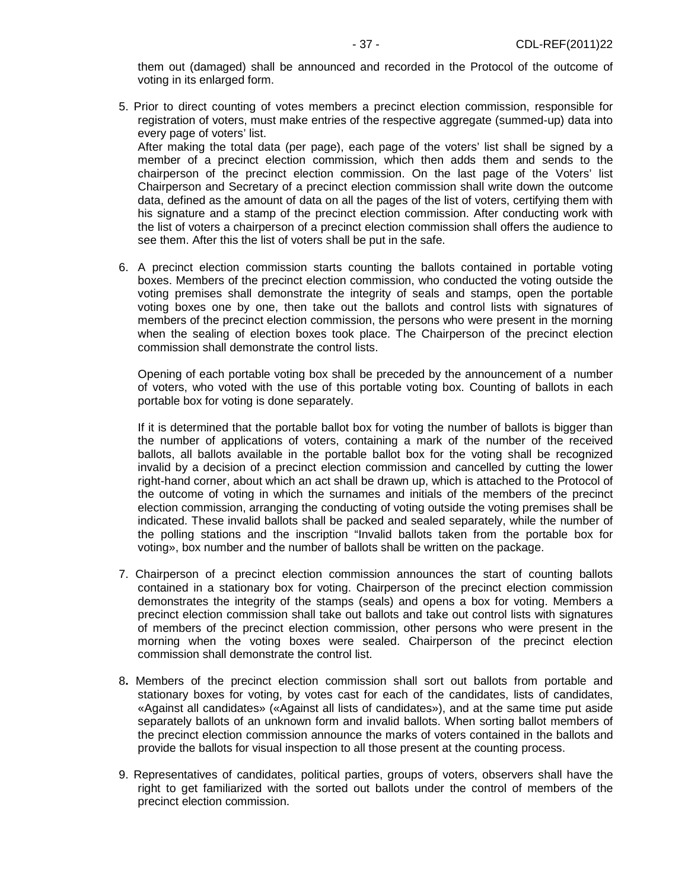them out (damaged) shall be announced and recorded in the Protocol of the outcome of voting in its enlarged form.

5. Prior to direct counting of votes members a precinct election commission, responsible for registration of voters, must make entries of the respective aggregate (summed-up) data into every page of voters' list.
   After making the total data (per page), each page of the voters' list shall be signed by a member of a precinct election commission, which then adds them and sends to the chairperson of the precinct election commission. On the last page of the Voters' list Chairperson and Secretary of a precinct election commission shall write down the outcome data, defined as the amount of data on all the pages of the list of voters, certifying them with his signature and a stamp of the precinct election commission. After conducting work with the list of voters a chairperson of a precinct election commission shall offers the audience to see them. After this the list of voters shall be put in the safe.

6. A precinct election commission starts counting the ballots contained in portable voting boxes. Members of the precinct election commission, who conducted the voting outside the voting premises shall demonstrate the integrity of seals and stamps, open the portable voting boxes one by one, then take out the ballots and control lists with signatures of members of the precinct election commission, the persons who were present in the morning when the sealing of election boxes took place. The Chairperson of the precinct election commission shall demonstrate the control lists.

   Opening of each portable voting box shall be preceded by the announcement of a number of voters, who voted with the use of this portable voting box. Counting of ballots in each portable box for voting is done separately.

   If it is determined that the portable ballot box for voting the number of ballots is bigger than the number of applications of voters, containing a mark of the number of the received ballots, all ballots available in the portable ballot box for the voting shall be recognized invalid by a decision of a precinct election commission and cancelled by cutting the lower right-hand corner, about which an act shall be drawn up, which is attached to the Protocol of the outcome of voting in which the surnames and initials of the members of the precinct election commission, arranging the conducting of voting outside the voting premises shall be indicated. These invalid ballots shall be packed and sealed separately, while the number of the polling stations and the inscription "Invalid ballots taken from the portable box for voting», box number and the number of ballots shall be written on the package.

7. Chairperson of a precinct election commission announces the start of counting ballots contained in a stationary box for voting. Chairperson of the precinct election commission demonstrates the integrity of the stamps (seals) and opens a box for voting. Members a precinct election commission shall take out ballots and take out control lists with signatures of members of the precinct election commission, other persons who were present in the morning when the voting boxes were sealed. Chairperson of the precinct election commission shall demonstrate the control list.

8. Members of the precinct election commission shall sort out ballots from portable and stationary boxes for voting, by votes cast for each of the candidates, lists of candidates, «Against all candidates» («Against all lists of candidates»), and at the same time put aside separately ballots of an unknown form and invalid ballots. When sorting ballot members of the precinct election commission announce the marks of voters contained in the ballots and provide the ballots for visual inspection to all those present at the counting process.

9. Representatives of candidates, political parties, groups of voters, observers shall have the right to get familiarized with the sorted out ballots under the control of members of the precinct election commission.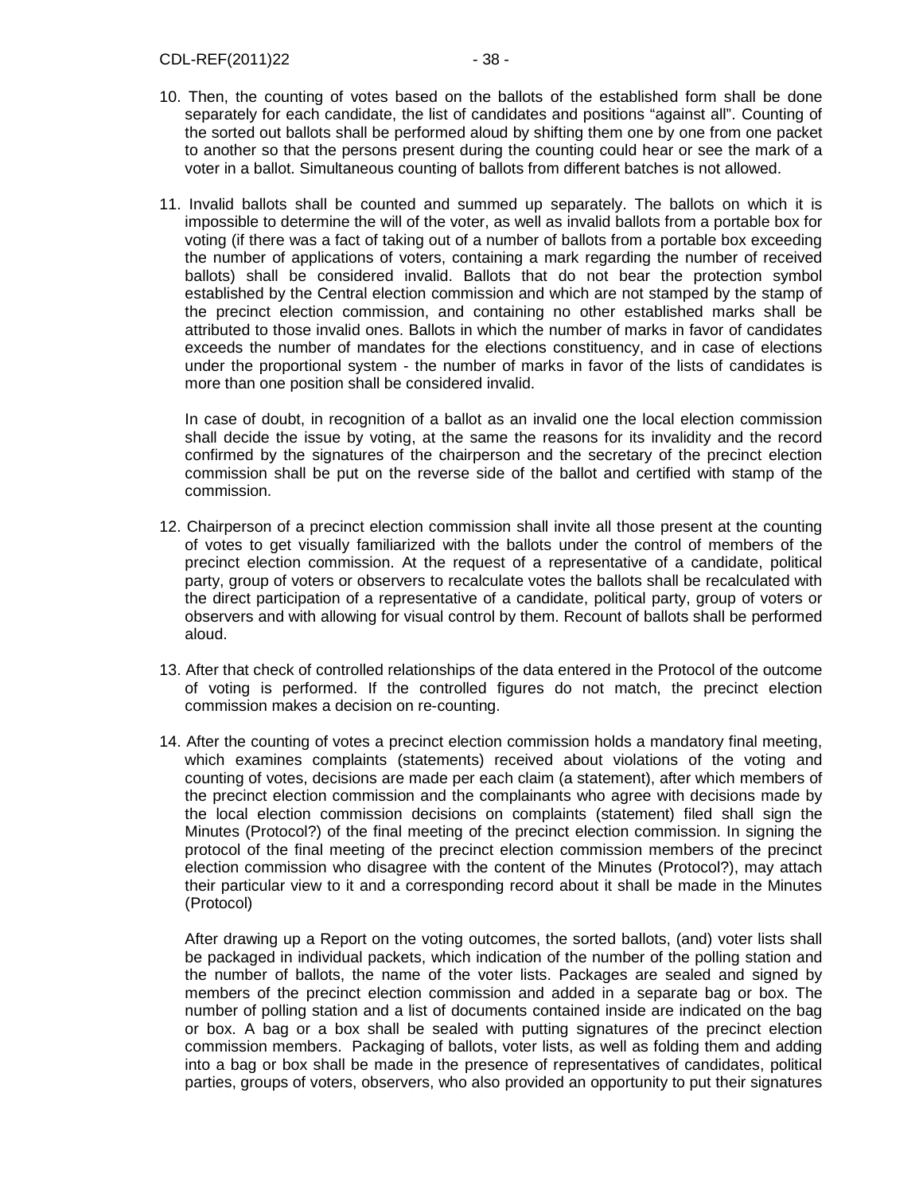10. Then, the counting of votes based on the ballots of the established form shall be done separately for each candidate, the list of candidates and positions "against all". Counting of the sorted out ballots shall be performed aloud by shifting them one by one from one packet to another so that the persons present during the counting could hear or see the mark of a voter in a ballot. Simultaneous counting of ballots from different batches is not allowed.

11. Invalid ballots shall be counted and summed up separately. The ballots on which it is impossible to determine the will of the voter, as well as invalid ballots from a portable box for voting (if there was a fact of taking out of a number of ballots from a portable box exceeding the number of applications of voters, containing a mark regarding the number of received ballots) shall be considered invalid. Ballots that do not bear the protection symbol established by the Central election commission and which are not stamped by the stamp of the precinct election commission, and containing no other established marks shall be attributed to those invalid ones. Ballots in which the number of marks in favor of candidates exceeds the number of mandates for the elections constituency, and in case of elections under the proportional system - the number of marks in favor of the lists of candidates is more than one position shall be considered invalid.

    In case of doubt, in recognition of a ballot as an invalid one the local election commission shall decide the issue by voting, at the same the reasons for its invalidity and the record confirmed by the signatures of the chairperson and the secretary of the precinct election commission shall be put on the reverse side of the ballot and certified with stamp of the commission.

12. Chairperson of a precinct election commission shall invite all those present at the counting of votes to get visually familiarized with the ballots under the control of members of the precinct election commission. At the request of a representative of a candidate, political party, group of voters or observers to recalculate votes the ballots shall be recalculated with the direct participation of a representative of a candidate, political party, group of voters or observers and with allowing for visual control by them. Recount of ballots shall be performed aloud.

13. After that check of controlled relationships of the data entered in the Protocol of the outcome of voting is performed. If the controlled figures do not match, the precinct election commission makes a decision on re-counting.

14. After the counting of votes a precinct election commission holds a mandatory final meeting, which examines complaints (statements) received about violations of the voting and counting of votes, decisions are made per each claim (a statement), after which members of the precinct election commission and the complainants who agree with decisions made by the local election commission decisions on complaints (statement) filed shall sign the Minutes (Protocol?) of the final meeting of the precinct election commission. In signing the protocol of the final meeting of the precinct election commission members of the precinct election commission who disagree with the content of the Minutes (Protocol?), may attach their particular view to it and a corresponding record about it shall be made in the Minutes (Protocol)

    After drawing up a Report on the voting outcomes, the sorted ballots, (and) voter lists shall be packaged in individual packets, which indication of the number of the polling station and the number of ballots, the name of the voter lists. Packages are sealed and signed by members of the precinct election commission and added in a separate bag or box. The number of polling station and a list of documents contained inside are indicated on the bag or box. A bag or a box shall be sealed with putting signatures of the precinct election commission members. Packaging of ballots, voter lists, as well as folding them and adding into a bag or box shall be made in the presence of representatives of candidates, political parties, groups of voters, observers, who also provided an opportunity to put their signatures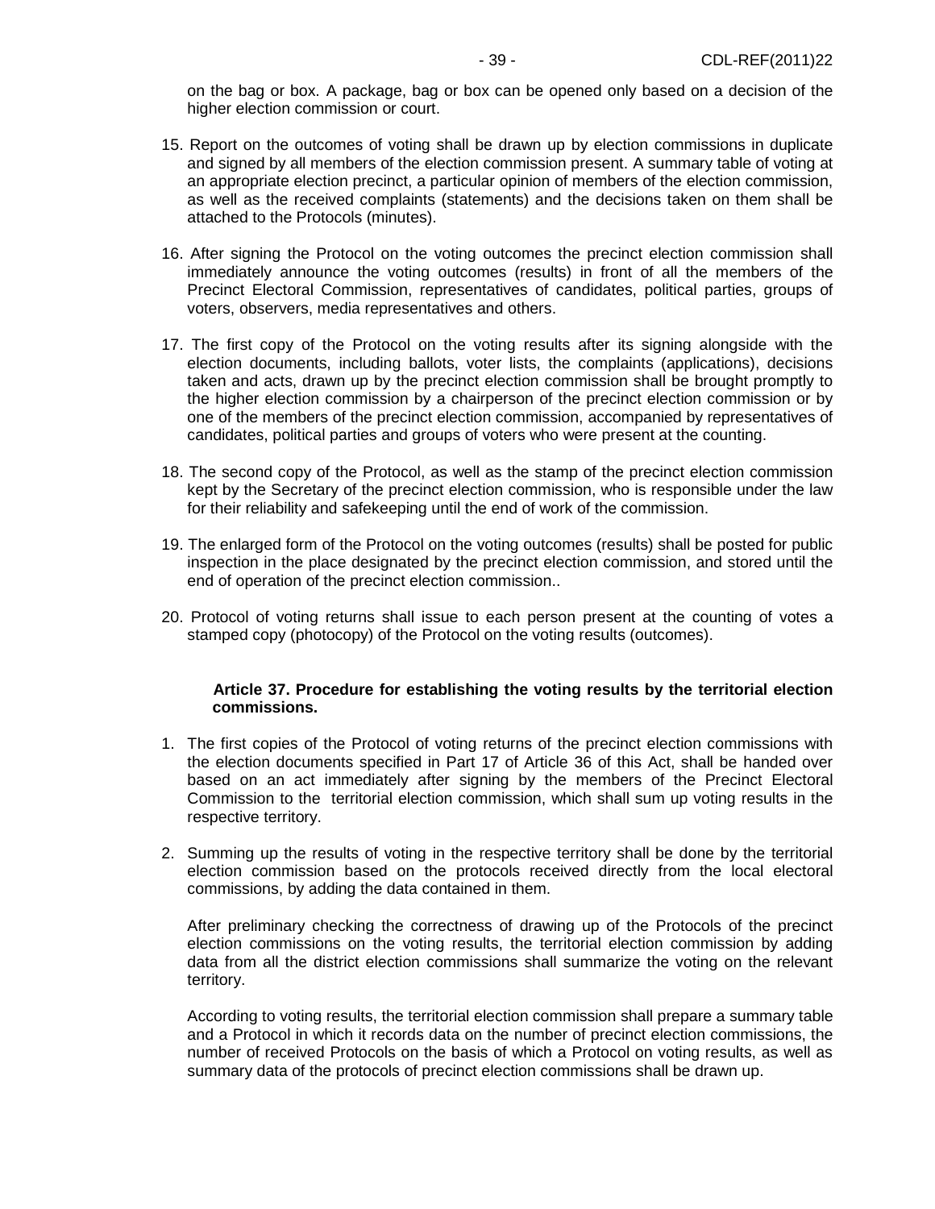on the bag or box. A package, bag or box can be opened only based on a decision of the higher election commission or court.

15. Report on the outcomes of voting shall be drawn up by election commissions in duplicate and signed by all members of the election commission present. A summary table of voting at an appropriate election precinct, a particular opinion of members of the election commission, as well as the received complaints (statements) and the decisions taken on them shall be attached to the Protocols (minutes).

16. After signing the Protocol on the voting outcomes the precinct election commission shall immediately announce the voting outcomes (results) in front of all the members of the Precinct Electoral Commission, representatives of candidates, political parties, groups of voters, observers, media representatives and others.

17. The first copy of the Protocol on the voting results after its signing alongside with the election documents, including ballots, voter lists, the complaints (applications), decisions taken and acts, drawn up by the precinct election commission shall be brought promptly to the higher election commission by a chairperson of the precinct election commission or by one of the members of the precinct election commission, accompanied by representatives of candidates, political parties and groups of voters who were present at the counting.

18. The second copy of the Protocol, as well as the stamp of the precinct election commission kept by the Secretary of the precinct election commission, who is responsible under the law for their reliability and safekeeping until the end of work of the commission.

19. The enlarged form of the Protocol on the voting outcomes (results) shall be posted for public inspection in the place designated by the precinct election commission, and stored until the end of operation of the precinct election commission..

20. Protocol of voting returns shall issue to each person present at the counting of votes a stamped copy (photocopy) of the Protocol on the voting results (outcomes).

**Article 37. Procedure for establishing the voting results by the territorial election commissions.**

1. The first copies of the Protocol of voting returns of the precinct election commissions with the election documents specified in Part 17 of Article 36 of this Act, shall be handed over based on an act immediately after signing by the members of the Precinct Electoral Commission to the territorial election commission, which shall sum up voting results in the respective territory.

2. Summing up the results of voting in the respective territory shall be done by the territorial election commission based on the protocols received directly from the local electoral commissions, by adding the data contained in them.

   After preliminary checking the correctness of drawing up of the Protocols of the precinct election commissions on the voting results, the territorial election commission by adding data from all the district election commissions shall summarize the voting on the relevant territory.

   According to voting results, the territorial election commission shall prepare a summary table and a Protocol in which it records data on the number of precinct election commissions, the number of received Protocols on the basis of which a Protocol on voting results, as well as summary data of the protocols of precinct election commissions shall be drawn up.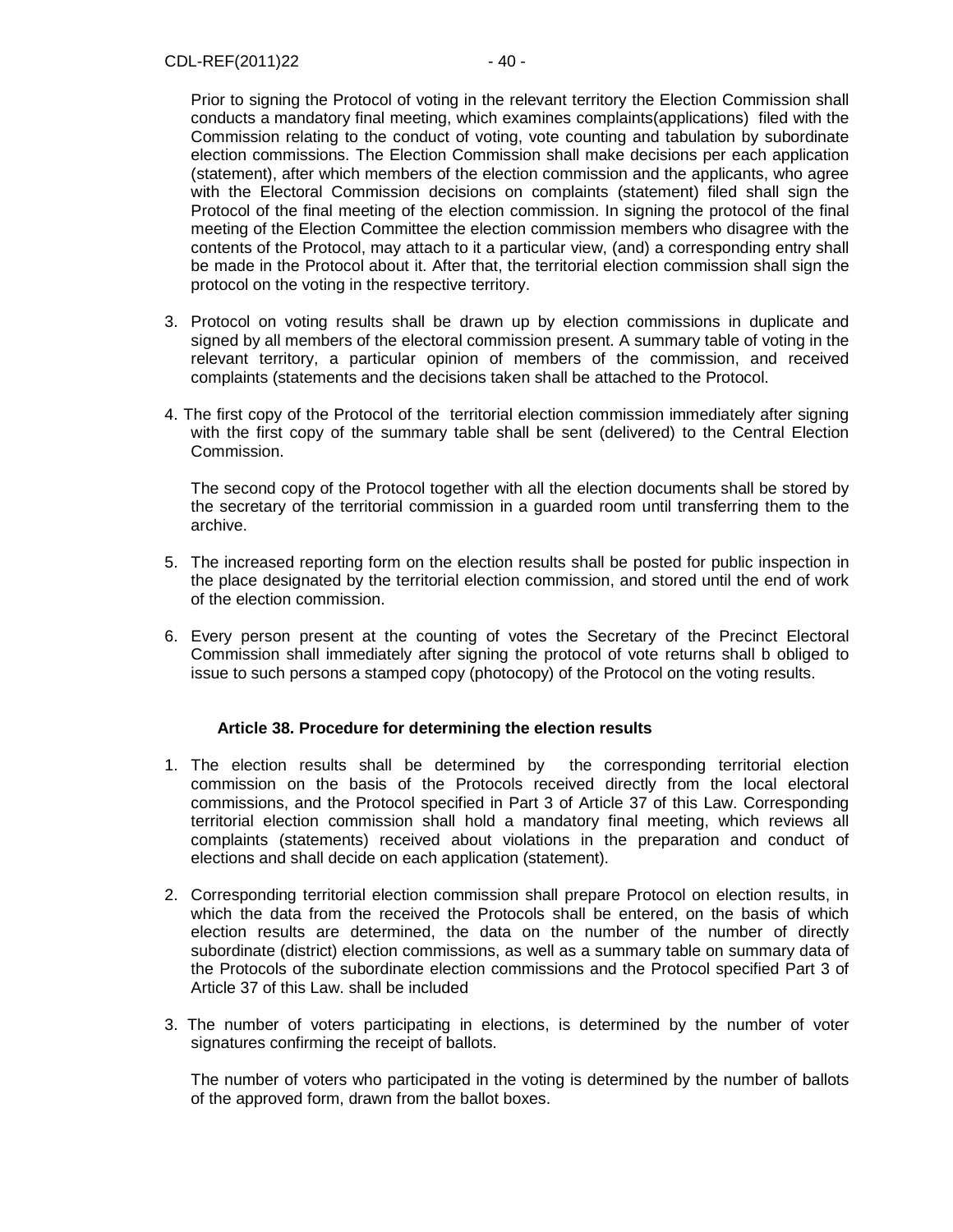Prior to signing the Protocol of voting in the relevant territory the Election Commission shall conducts a mandatory final meeting, which examines complaints(applications) filed with the Commission relating to the conduct of voting, vote counting and tabulation by subordinate election commissions. The Election Commission shall make decisions per each application (statement), after which members of the election commission and the applicants, who agree with the Electoral Commission decisions on complaints (statement) filed shall sign the Protocol of the final meeting of the election commission. In signing the protocol of the final meeting of the Election Committee the election commission members who disagree with the contents of the Protocol, may attach to it a particular view, (and) a corresponding entry shall be made in the Protocol about it. After that, the territorial election commission shall sign the protocol on the voting in the respective territory.

3. Protocol on voting results shall be drawn up by election commissions in duplicate and signed by all members of the electoral commission present. A summary table of voting in the relevant territory, a particular opinion of members of the commission, and received complaints (statements and the decisions taken shall be attached to the Protocol.

4. The first copy of the Protocol of the territorial election commission immediately after signing with the first copy of the summary table shall be sent (delivered) to the Central Election Commission.

   The second copy of the Protocol together with all the election documents shall be stored by the secretary of the territorial commission in a guarded room until transferring them to the archive.

5. The increased reporting form on the election results shall be posted for public inspection in the place designated by the territorial election commission, and stored until the end of work of the election commission.

6. Every person present at the counting of votes the Secretary of the Precinct Electoral Commission shall immediately after signing the protocol of vote returns shall b obliged to issue to such persons a stamped copy (photocopy) of the Protocol on the voting results.

### Article 38. Procedure for determining the election results

1. The election results shall be determined by the corresponding territorial election commission on the basis of the Protocols received directly from the local electoral commissions, and the Protocol specified in Part 3 of Article 37 of this Law. Corresponding territorial election commission shall hold a mandatory final meeting, which reviews all complaints (statements) received about violations in the preparation and conduct of elections and shall decide on each application (statement).

2. Corresponding territorial election commission shall prepare Protocol on election results, in which the data from the received the Protocols shall be entered, on the basis of which election results are determined, the data on the number of the number of directly subordinate (district) election commissions, as well as a summary table on summary data of the Protocols of the subordinate election commissions and the Protocol specified Part 3 of Article 37 of this Law. shall be included

3. The number of voters participating in elections, is determined by the number of voter signatures confirming the receipt of ballots.

   The number of voters who participated in the voting is determined by the number of ballots of the approved form, drawn from the ballot boxes.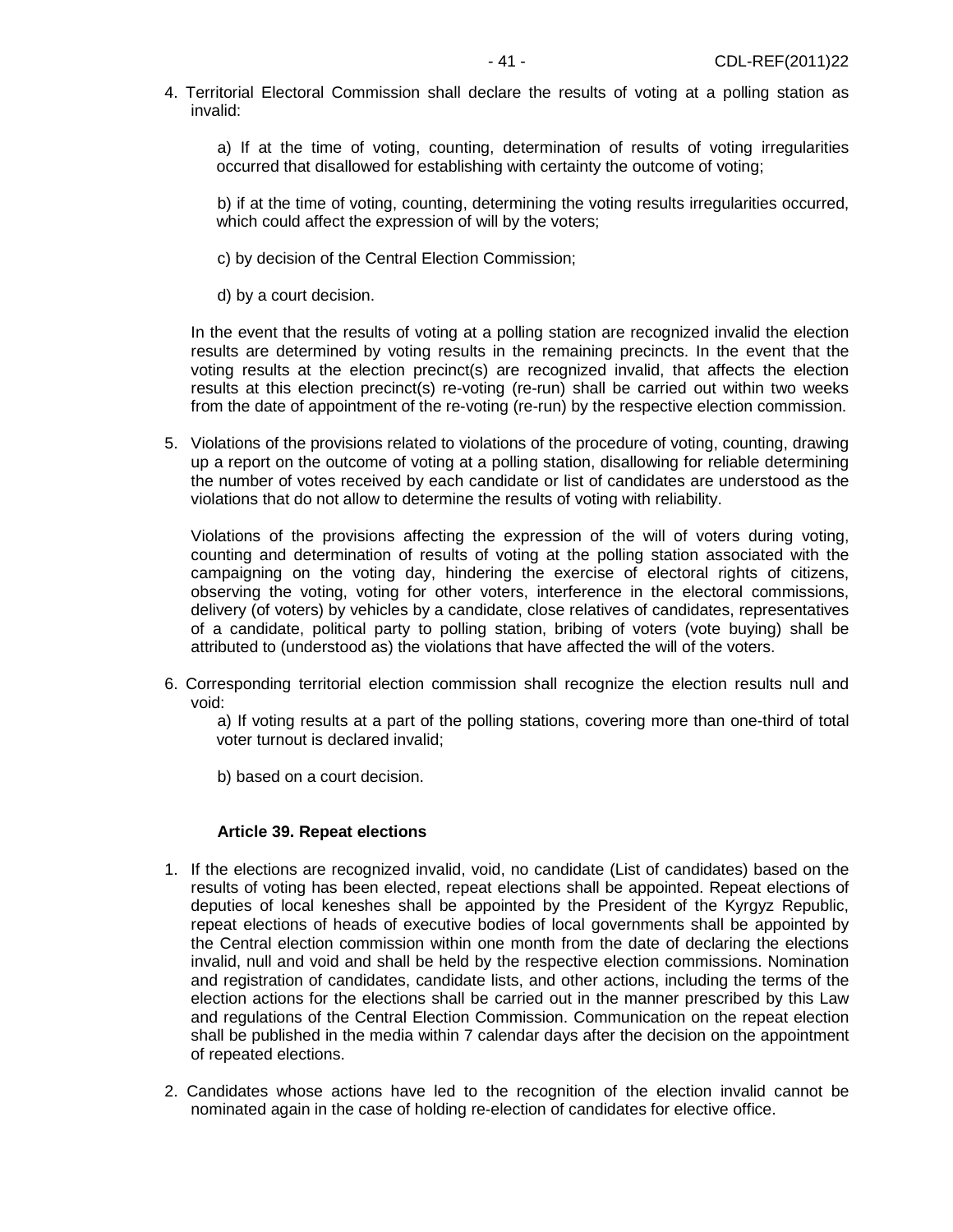4. Territorial Electoral Commission shall declare the results of voting at a polling station as invalid:

   a) If at the time of voting, counting, determination of results of voting irregularities occurred that disallowed for establishing with certainty the outcome of voting;

   b) if at the time of voting, counting, determining the voting results irregularities occurred, which could affect the expression of will by the voters;

   c) by decision of the Central Election Commission;

   d) by a court decision.

   In the event that the results of voting at a polling station are recognized invalid the election results are determined by voting results in the remaining precincts. In the event that the voting results at the election precinct(s) are recognized invalid, that affects the election results at this election precinct(s) re-voting (re-run) shall be carried out within two weeks from the date of appointment of the re-voting (re-run) by the respective election commission.

5. Violations of the provisions related to violations of the procedure of voting, counting, drawing up a report on the outcome of voting at a polling station, disallowing for reliable determining the number of votes received by each candidate or list of candidates are understood as the violations that do not allow to determine the results of voting with reliability.

   Violations of the provisions affecting the expression of the will of voters during voting, counting and determination of results of voting at the polling station associated with the campaigning on the voting day, hindering the exercise of electoral rights of citizens, observing the voting, voting for other voters, interference in the electoral commissions, delivery (of voters) by vehicles by a candidate, close relatives of candidates, representatives of a candidate, political party to polling station, bribing of voters (vote buying) shall be attributed to (understood as) the violations that have affected the will of the voters.

6. Corresponding territorial election commission shall recognize the election results null and void:

   a) If voting results at a part of the polling stations, covering more than one-third of total voter turnout is declared invalid;

   b) based on a court decision.

#### Article 39. Repeat elections

1. If the elections are recognized invalid, void, no candidate (List of candidates) based on the results of voting has been elected, repeat elections shall be appointed. Repeat elections of deputies of local keneshes shall be appointed by the President of the Kyrgyz Republic, repeat elections of heads of executive bodies of local governments shall be appointed by the Central election commission within one month from the date of declaring the elections invalid, null and void and shall be held by the respective election commissions. Nomination and registration of candidates, candidate lists, and other actions, including the terms of the election actions for the elections shall be carried out in the manner prescribed by this Law and regulations of the Central Election Commission. Communication on the repeat election shall be published in the media within 7 calendar days after the decision on the appointment of repeated elections.

2. Candidates whose actions have led to the recognition of the election invalid cannot be nominated again in the case of holding re-election of candidates for elective office.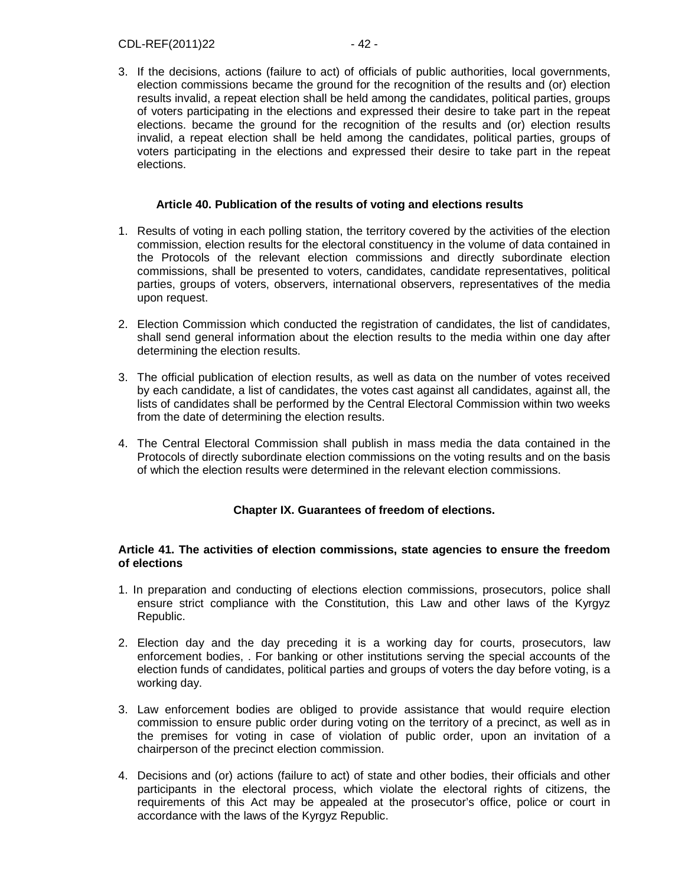3. If the decisions, actions (failure to act) of officials of public authorities, local governments, election commissions became the ground for the recognition of the results and (or) election results invalid, a repeat election shall be held among the candidates, political parties, groups of voters participating in the elections and expressed their desire to take part in the repeat elections. became the ground for the recognition of the results and (or) election results invalid, a repeat election shall be held among the candidates, political parties, groups of voters participating in the elections and expressed their desire to take part in the repeat elections.

### Article 40. Publication of the results of voting and elections results

1. Results of voting in each polling station, the territory covered by the activities of the election commission, election results for the electoral constituency in the volume of data contained in the Protocols of the relevant election commissions and directly subordinate election commissions, shall be presented to voters, candidates, candidate representatives, political parties, groups of voters, observers, international observers, representatives of the media upon request.

2. Election Commission which conducted the registration of candidates, the list of candidates, shall send general information about the election results to the media within one day after determining the election results.

3. The official publication of election results, as well as data on the number of votes received by each candidate, a list of candidates, the votes cast against all candidates, against all, the lists of candidates shall be performed by the Central Electoral Commission within two weeks from the date of determining the election results.

4. The Central Electoral Commission shall publish in mass media the data contained in the Protocols of directly subordinate election commissions on the voting results and on the basis of which the election results were determined in the relevant election commissions.

## Chapter IX. Guarantees of freedom of elections.

### Article 41. The activities of election commissions, state agencies to ensure the freedom of elections

1. In preparation and conducting of elections election commissions, prosecutors, police shall ensure strict compliance with the Constitution, this Law and other laws of the Kyrgyz Republic.

2. Election day and the day preceding it is a working day for courts, prosecutors, law enforcement bodies, . For banking or other institutions serving the special accounts of the election funds of candidates, political parties and groups of voters the day before voting, is a working day.

3. Law enforcement bodies are obliged to provide assistance that would require election commission to ensure public order during voting on the territory of a precinct, as well as in the premises for voting in case of violation of public order, upon an invitation of a chairperson of the precinct election commission.

4. Decisions and (or) actions (failure to act) of state and other bodies, their officials and other participants in the electoral process, which violate the electoral rights of citizens, the requirements of this Act may be appealed at the prosecutor's office, police or court in accordance with the laws of the Kyrgyz Republic.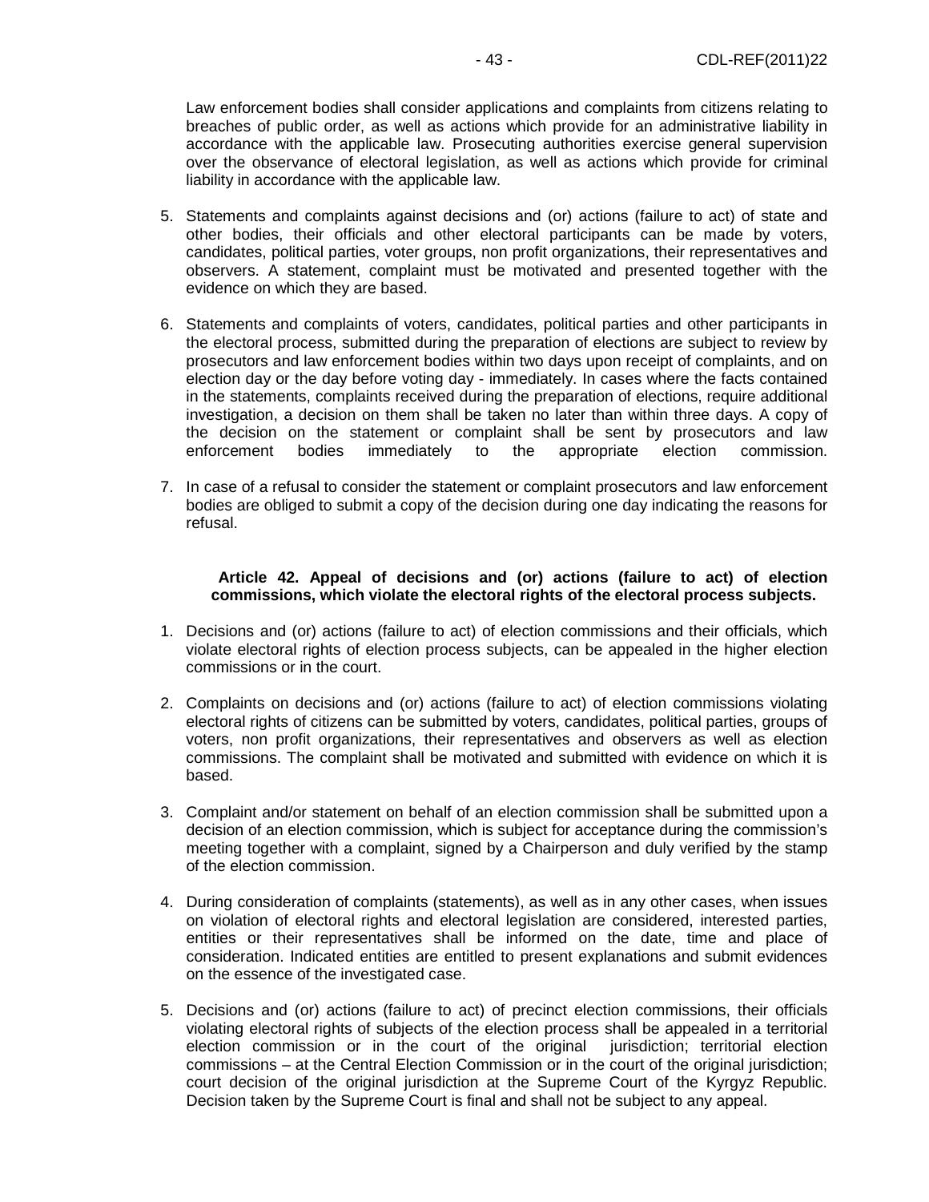Law enforcement bodies shall consider applications and complaints from citizens relating to breaches of public order, as well as actions which provide for an administrative liability in accordance with the applicable law. Prosecuting authorities exercise general supervision over the observance of electoral legislation, as well as actions which provide for criminal liability in accordance with the applicable law.

5. Statements and complaints against decisions and (or) actions (failure to act) of state and other bodies, their officials and other electoral participants can be made by voters, candidates, political parties, voter groups, non profit organizations, their representatives and observers. A statement, complaint must be motivated and presented together with the evidence on which they are based.

6. Statements and complaints of voters, candidates, political parties and other participants in the electoral process, submitted during the preparation of elections are subject to review by prosecutors and law enforcement bodies within two days upon receipt of complaints, and on election day or the day before voting day - immediately. In cases where the facts contained in the statements, complaints received during the preparation of elections, require additional investigation, a decision on them shall be taken no later than within three days. A copy of the decision on the statement or complaint shall be sent by prosecutors and law enforcement bodies immediately to the appropriate election commission.

7. In case of a refusal to consider the statement or complaint prosecutors and law enforcement bodies are obliged to submit a copy of the decision during one day indicating the reasons for refusal.

### Article 42. Appeal of decisions and (or) actions (failure to act) of election commissions, which violate the electoral rights of the electoral process subjects.

1. Decisions and (or) actions (failure to act) of election commissions and their officials, which violate electoral rights of election process subjects, can be appealed in the higher election commissions or in the court.

2. Complaints on decisions and (or) actions (failure to act) of election commissions violating electoral rights of citizens can be submitted by voters, candidates, political parties, groups of voters, non profit organizations, their representatives and observers as well as election commissions. The complaint shall be motivated and submitted with evidence on which it is based.

3. Complaint and/or statement on behalf of an election commission shall be submitted upon a decision of an election commission, which is subject for acceptance during the commission's meeting together with a complaint, signed by a Chairperson and duly verified by the stamp of the election commission.

4. During consideration of complaints (statements), as well as in any other cases, when issues on violation of electoral rights and electoral legislation are considered, interested parties, entities or their representatives shall be informed on the date, time and place of consideration. Indicated entities are entitled to present explanations and submit evidences on the essence of the investigated case.

5. Decisions and (or) actions (failure to act) of precinct election commissions, their officials violating electoral rights of subjects of the election process shall be appealed in a territorial election commission or in the court of the original jurisdiction; territorial election commissions – at the Central Election Commission or in the court of the original jurisdiction; court decision of the original jurisdiction at the Supreme Court of the Kyrgyz Republic. Decision taken by the Supreme Court is final and shall not be subject to any appeal.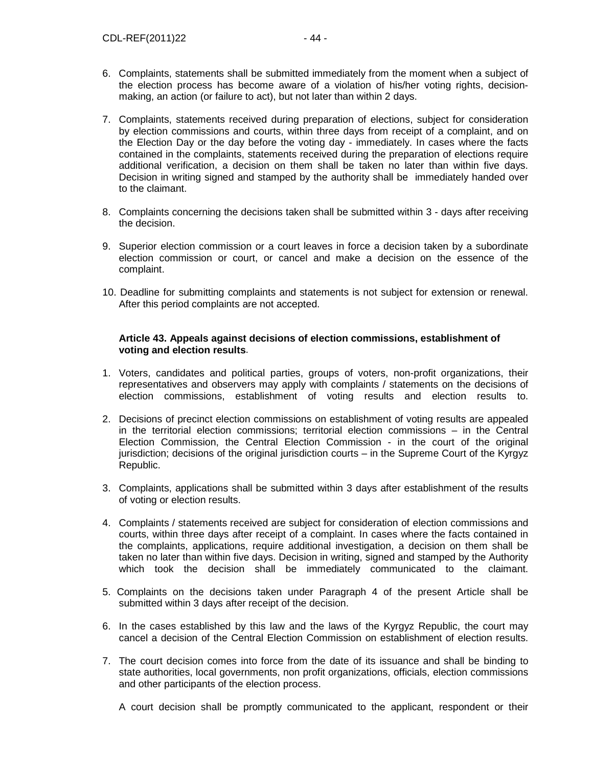6. Complaints, statements shall be submitted immediately from the moment when a subject of the election process has become aware of a violation of his/her voting rights, decision-making, an action (or failure to act), but not later than within 2 days.

7. Complaints, statements received during preparation of elections, subject for consideration by election commissions and courts, within three days from receipt of a complaint, and on the Election Day or the day before the voting day - immediately. In cases where the facts contained in the complaints, statements received during the preparation of elections require additional verification, a decision on them shall be taken no later than within five days. Decision in writing signed and stamped by the authority shall be immediately handed over to the claimant.

8. Complaints concerning the decisions taken shall be submitted within 3 - days after receiving the decision.

9. Superior election commission or a court leaves in force a decision taken by a subordinate election commission or court, or cancel and make a decision on the essence of the complaint.

10. Deadline for submitting complaints and statements is not subject for extension or renewal. After this period complaints are not accepted.

**Article 43. Appeals against decisions of election commissions, establishment of voting and election results**.

1. Voters, candidates and political parties, groups of voters, non-profit organizations, their representatives and observers may apply with complaints / statements on the decisions of election commissions, establishment of voting results and election results to.

2. Decisions of precinct election commissions on establishment of voting results are appealed in the territorial election commissions; territorial election commissions – in the Central Election Commission, the Central Election Commission - in the court of the original jurisdiction; decisions of the original jurisdiction courts – in the Supreme Court of the Kyrgyz Republic.

3. Complaints, applications shall be submitted within 3 days after establishment of the results of voting or election results.

4. Complaints / statements received are subject for consideration of election commissions and courts, within three days after receipt of a complaint. In cases where the facts contained in the complaints, applications, require additional investigation, a decision on them shall be taken no later than within five days. Decision in writing, signed and stamped by the Authority which took the decision shall be immediately communicated to the claimant.

5. Complaints on the decisions taken under Paragraph 4 of the present Article shall be submitted within 3 days after receipt of the decision.

6. In the cases established by this law and the laws of the Kyrgyz Republic, the court may cancel a decision of the Central Election Commission on establishment of election results.

7. The court decision comes into force from the date of its issuance and shall be binding to state authorities, local governments, non profit organizations, officials, election commissions and other participants of the election process.

   A court decision shall be promptly communicated to the applicant, respondent or their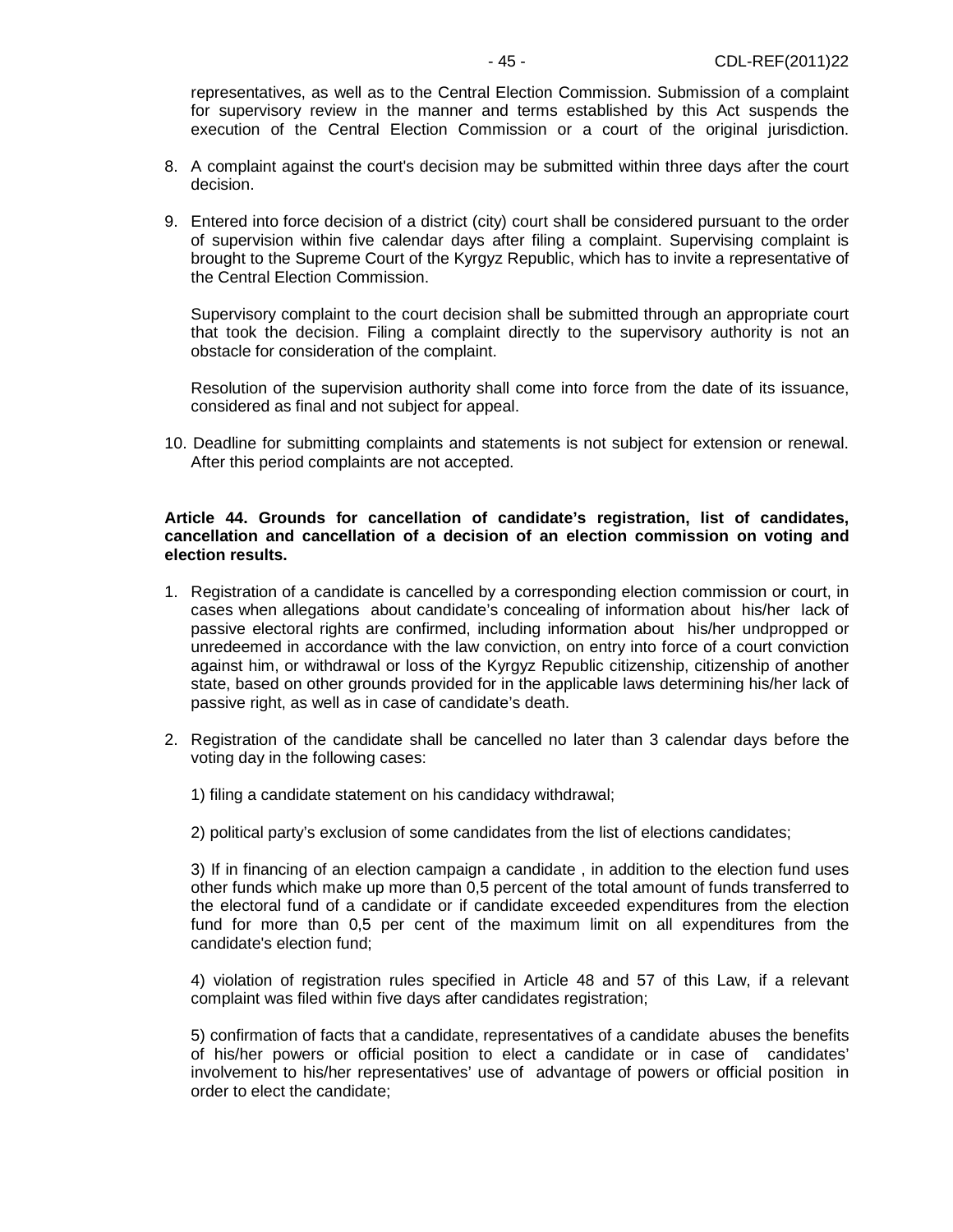representatives, as well as to the Central Election Commission. Submission of a complaint for supervisory review in the manner and terms established by this Act suspends the execution of the Central Election Commission or a court of the original jurisdiction.

8. A complaint against the court's decision may be submitted within three days after the court decision.

9. Entered into force decision of a district (city) court shall be considered pursuant to the order of supervision within five calendar days after filing a complaint. Supervising complaint is brought to the Supreme Court of the Kyrgyz Republic, which has to invite a representative of the Central Election Commission.

   Supervisory complaint to the court decision shall be submitted through an appropriate court that took the decision. Filing a complaint directly to the supervisory authority is not an obstacle for consideration of the complaint.

   Resolution of the supervision authority shall come into force from the date of its issuance, considered as final and not subject for appeal.

10. Deadline for submitting complaints and statements is not subject for extension or renewal. After this period complaints are not accepted.

**Article 44. Grounds for cancellation of candidate's registration, list of candidates, cancellation and cancellation of a decision of an election commission on voting and election results.**

1. Registration of a candidate is cancelled by a corresponding election commission or court, in cases when allegations about candidate's concealing of information about his/her lack of passive electoral rights are confirmed, including information about his/her undpropped or unredeemed in accordance with the law conviction, on entry into force of a court conviction against him, or withdrawal or loss of the Kyrgyz Republic citizenship, citizenship of another state, based on other grounds provided for in the applicable laws determining his/her lack of passive right, as well as in case of candidate's death.

2. Registration of the candidate shall be cancelled no later than 3 calendar days before the voting day in the following cases:

   1) filing a candidate statement on his candidacy withdrawal;

   2) political party's exclusion of some candidates from the list of elections candidates;

   3) If in financing of an election campaign a candidate , in addition to the election fund uses other funds which make up more than 0,5 percent of the total amount of funds transferred to the electoral fund of a candidate or if candidate exceeded expenditures from the election fund for more than 0,5 per cent of the maximum limit on all expenditures from the candidate's election fund;

   4) violation of registration rules specified in Article 48 and 57 of this Law, if a relevant complaint was filed within five days after candidates registration;

   5) confirmation of facts that a candidate, representatives of a candidate abuses the benefits of his/her powers or official position to elect a candidate or in case of candidates' involvement to his/her representatives' use of advantage of powers or official position in order to elect the candidate;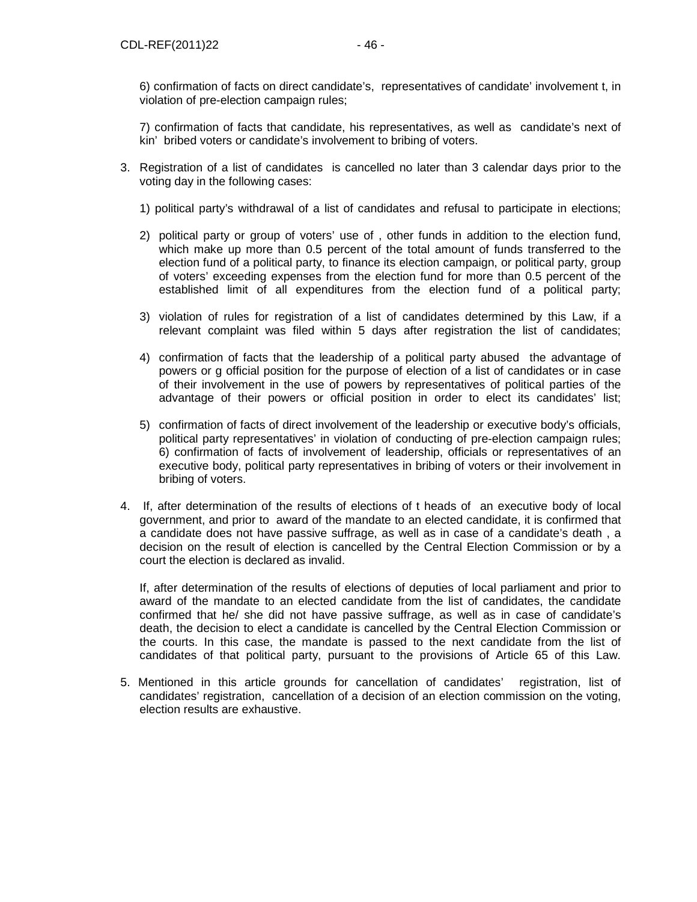6) confirmation of facts on direct candidate's, representatives of candidate' involvement t, in violation of pre-election campaign rules;

7) confirmation of facts that candidate, his representatives, as well as candidate's next of kin' bribed voters or candidate's involvement to bribing of voters.

3. Registration of a list of candidates is cancelled no later than 3 calendar days prior to the voting day in the following cases:

   1) political party's withdrawal of a list of candidates and refusal to participate in elections;

   2) political party or group of voters' use of , other funds in addition to the election fund, which make up more than 0.5 percent of the total amount of funds transferred to the election fund of a political party, to finance its election campaign, or political party, group of voters' exceeding expenses from the election fund for more than 0.5 percent of the established limit of all expenditures from the election fund of a political party;

   3) violation of rules for registration of a list of candidates determined by this Law, if a relevant complaint was filed within 5 days after registration the list of candidates;

   4) confirmation of facts that the leadership of a political party abused the advantage of powers or g official position for the purpose of election of a list of candidates or in case of their involvement in the use of powers by representatives of political parties of the advantage of their powers or official position in order to elect its candidates' list;

   5) confirmation of facts of direct involvement of the leadership or executive body's officials, political party representatives' in violation of conducting of pre-election campaign rules;
   6) confirmation of facts of involvement of leadership, officials or representatives of an executive body, political party representatives in bribing of voters or their involvement in bribing of voters.

4. If, after determination of the results of elections of t heads of an executive body of local government, and prior to award of the mandate to an elected candidate, it is confirmed that a candidate does not have passive suffrage, as well as in case of a candidate's death , a decision on the result of election is cancelled by the Central Election Commission or by a court the election is declared as invalid.

   If, after determination of the results of elections of deputies of local parliament and prior to award of the mandate to an elected candidate from the list of candidates, the candidate confirmed that he/ she did not have passive suffrage, as well as in case of candidate's death, the decision to elect a candidate is cancelled by the Central Election Commission or the courts. In this case, the mandate is passed to the next candidate from the list of candidates of that political party, pursuant to the provisions of Article 65 of this Law.

5. Mentioned in this article grounds for cancellation of candidates' registration, list of candidates' registration, cancellation of a decision of an election commission on the voting, election results are exhaustive.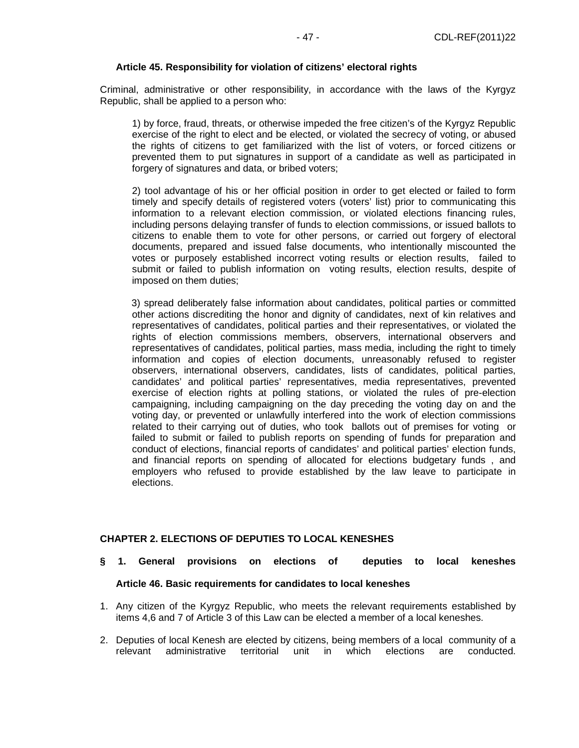### Article 45. Responsibility for violation of citizens' electoral rights

Criminal, administrative or other responsibility, in accordance with the laws of the Kyrgyz Republic, shall be applied to a person who:

1) by force, fraud, threats, or otherwise impeded the free citizen's of the Kyrgyz Republic exercise of the right to elect and be elected, or violated the secrecy of voting, or abused the rights of citizens to get familiarized with the list of voters, or forced citizens or prevented them to put signatures in support of a candidate as well as participated in forgery of signatures and data, or bribed voters;

2) tool advantage of his or her official position in order to get elected or failed to form timely and specify details of registered voters (voters' list) prior to communicating this information to a relevant election commission, or violated elections financing rules, including persons delaying transfer of funds to election commissions, or issued ballots to citizens to enable them to vote for other persons, or carried out forgery of electoral documents, prepared and issued false documents, who intentionally miscounted the votes or purposely established incorrect voting results or election results, failed to submit or failed to publish information on voting results, election results, despite of imposed on them duties;

3) spread deliberately false information about candidates, political parties or committed other actions discrediting the honor and dignity of candidates, next of kin relatives and representatives of candidates, political parties and their representatives, or violated the rights of election commissions members, observers, international observers and representatives of candidates, political parties, mass media, including the right to timely information and copies of election documents, unreasonably refused to register observers, international observers, candidates, lists of candidates, political parties, candidates' and political parties' representatives, media representatives, prevented exercise of election rights at polling stations, or violated the rules of pre-election campaigning, including campaigning on the day preceding the voting day on and the voting day, or prevented or unlawfully interfered into the work of election commissions related to their carrying out of duties, who took ballots out of premises for voting or failed to submit or failed to publish reports on spending of funds for preparation and conduct of elections, financial reports of candidates' and political parties' election funds, and financial reports on spending of allocated for elections budgetary funds , and employers who refused to provide established by the law leave to participate in elections.

## CHAPTER 2. ELECTIONS OF DEPUTIES TO LOCAL KENESHES

### § 1. General provisions on elections of deputies to local keneshes

### Article 46. Basic requirements for candidates to local keneshes

1. Any citizen of the Kyrgyz Republic, who meets the relevant requirements established by items 4,6 and 7 of Article 3 of this Law can be elected a member of a local keneshes.
2. Deputies of local Kenesh are elected by citizens, being members of a local community of a relevant administrative territorial unit in which elections are conducted.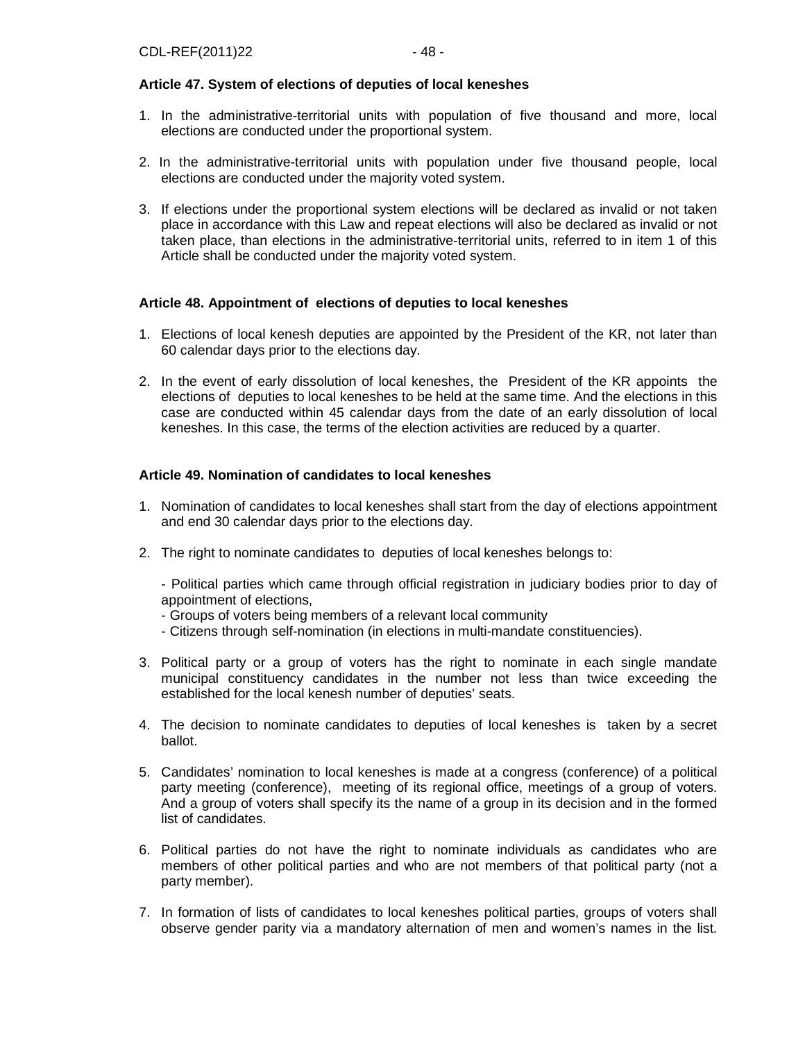**Article 47. System of elections of deputies of local keneshes**

1. In the administrative-territorial units with population of five thousand and more, local elections are conducted under the proportional system.

2. In the administrative-territorial units with population under five thousand people, local elections are conducted under the majority voted system.

3. If elections under the proportional system elections will be declared as invalid or not taken place in accordance with this Law and repeat elections will also be declared as invalid or not taken place, than elections in the administrative-territorial units, referred to in item 1 of this Article shall be conducted under the majority voted system.

**Article 48. Appointment of elections of deputies to local keneshes**

1. Elections of local kenesh deputies are appointed by the President of the KR, not later than 60 calendar days prior to the elections day.

2. In the event of early dissolution of local keneshes, the President of the KR appoints the elections of deputies to local keneshes to be held at the same time. And the elections in this case are conducted within 45 calendar days from the date of an early dissolution of local keneshes. In this case, the terms of the election activities are reduced by a quarter.

**Article 49. Nomination of candidates to local keneshes**

1. Nomination of candidates to local keneshes shall start from the day of elections appointment and end 30 calendar days prior to the elections day.

2. The right to nominate candidates to deputies of local keneshes belongs to:

   - Political parties which came through official registration in judiciary bodies prior to day of appointment of elections,
   - Groups of voters being members of a relevant local community
   - Citizens through self-nomination (in elections in multi-mandate constituencies).

3. Political party or a group of voters has the right to nominate in each single mandate municipal constituency candidates in the number not less than twice exceeding the established for the local kenesh number of deputies' seats.

4. The decision to nominate candidates to deputies of local keneshes is taken by a secret ballot.

5. Candidates' nomination to local keneshes is made at a congress (conference) of a political party meeting (conference), meeting of its regional office, meetings of a group of voters. And a group of voters shall specify its the name of a group in its decision and in the formed list of candidates.

6. Political parties do not have the right to nominate individuals as candidates who are members of other political parties and who are not members of that political party (not a party member).

7. In formation of lists of candidates to local keneshes political parties, groups of voters shall observe gender parity via a mandatory alternation of men and women's names in the list.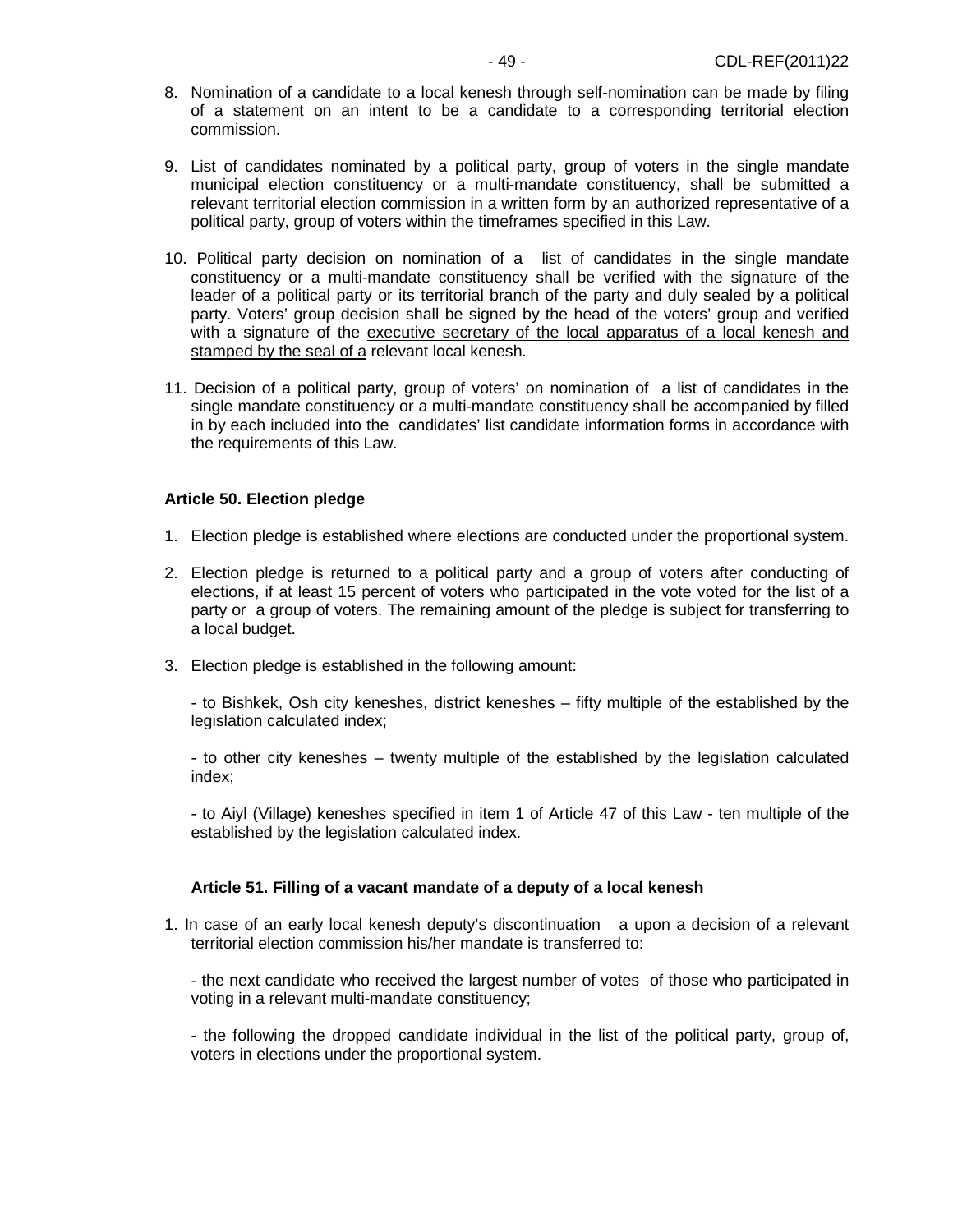8. Nomination of a candidate to a local kenesh through self-nomination can be made by filing of a statement on an intent to be a candidate to a corresponding territorial election commission.

9. List of candidates nominated by a political party, group of voters in the single mandate municipal election constituency or a multi-mandate constituency, shall be submitted a relevant territorial election commission in a written form by an authorized representative of a political party, group of voters within the timeframes specified in this Law.

10. Political party decision on nomination of a list of candidates in the single mandate constituency or a multi-mandate constituency shall be verified with the signature of the leader of a political party or its territorial branch of the party and duly sealed by a political party. Voters' group decision shall be signed by the head of the voters' group and verified with a signature of the <u>executive secretary of the local apparatus of a local kenesh and stamped by the seal of a</u> relevant local kenesh.

11. Decision of a political party, group of voters' on nomination of a list of candidates in the single mandate constituency or a multi-mandate constituency shall be accompanied by filled in by each included into the candidates' list candidate information forms in accordance with the requirements of this Law.

**Article 50. Election pledge**

1. Election pledge is established where elections are conducted under the proportional system.

2. Election pledge is returned to a political party and a group of voters after conducting of elections, if at least 15 percent of voters who participated in the vote voted for the list of a party or a group of voters. The remaining amount of the pledge is subject for transferring to a local budget.

3. Election pledge is established in the following amount:

   - to Bishkek, Osh city keneshes, district keneshes – fifty multiple of the established by the legislation calculated index;

   - to other city keneshes – twenty multiple of the established by the legislation calculated index;

   - to Aiyl (Village) keneshes specified in item 1 of Article 47 of this Law - ten multiple of the established by the legislation calculated index.

**Article 51. Filling of a vacant mandate of a deputy of a local kenesh**

1. In case of an early local kenesh deputy's discontinuation a upon a decision of a relevant territorial election commission his/her mandate is transferred to:

   - the next candidate who received the largest number of votes of those who participated in voting in a relevant multi-mandate constituency;

   - the following the dropped candidate individual in the list of the political party, group of, voters in elections under the proportional system.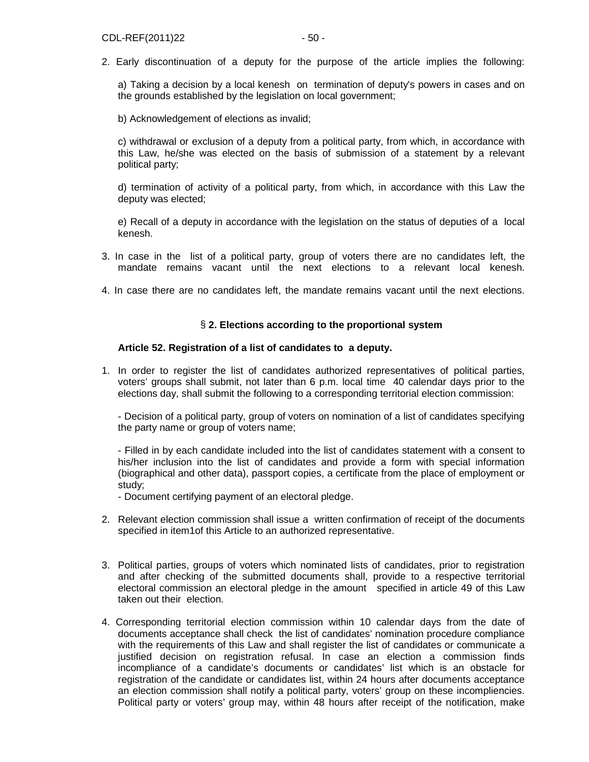2. Early discontinuation of a deputy for the purpose of the article implies the following:

   a) Taking a decision by a local kenesh on termination of deputy's powers in cases and on the grounds established by the legislation on local government;

   b) Acknowledgement of elections as invalid;

   c) withdrawal or exclusion of a deputy from a political party, from which, in accordance with this Law, he/she was elected on the basis of submission of a statement by a relevant political party;

   d) termination of activity of a political party, from which, in accordance with this Law the deputy was elected;

   e) Recall of a deputy in accordance with the legislation on the status of deputies of a local kenesh.

3. In case in the list of a political party, group of voters there are no candidates left, the mandate remains vacant until the next elections to a relevant local kenesh.

4. In case there are no candidates left, the mandate remains vacant until the next elections.

### § 2. Elections according to the proportional system

**Article 52. Registration of a list of candidates to a deputy.**

1. In order to register the list of candidates authorized representatives of political parties, voters' groups shall submit, not later than 6 p.m. local time 40 calendar days prior to the elections day, shall submit the following to a corresponding territorial election commission:

   - Decision of a political party, group of voters on nomination of a list of candidates specifying the party name or group of voters name;

   - Filled in by each candidate included into the list of candidates statement with a consent to his/her inclusion into the list of candidates and provide a form with special information (biographical and other data), passport copies, a certificate from the place of employment or study;
   - Document certifying payment of an electoral pledge.

2. Relevant election commission shall issue a written confirmation of receipt of the documents specified in item1of this Article to an authorized representative.

3. Political parties, groups of voters which nominated lists of candidates, prior to registration and after checking of the submitted documents shall, provide to a respective territorial electoral commission an electoral pledge in the amount specified in article 49 of this Law taken out their election.

4. Corresponding territorial election commission within 10 calendar days from the date of documents acceptance shall check the list of candidates' nomination procedure compliance with the requirements of this Law and shall register the list of candidates or communicate a justified decision on registration refusal. In case an election a commission finds incompliance of a candidate's documents or candidates' list which is an obstacle for registration of the candidate or candidates list, within 24 hours after documents acceptance an election commission shall notify a political party, voters' group on these incompliencies. Political party or voters' group may, within 48 hours after receipt of the notification, make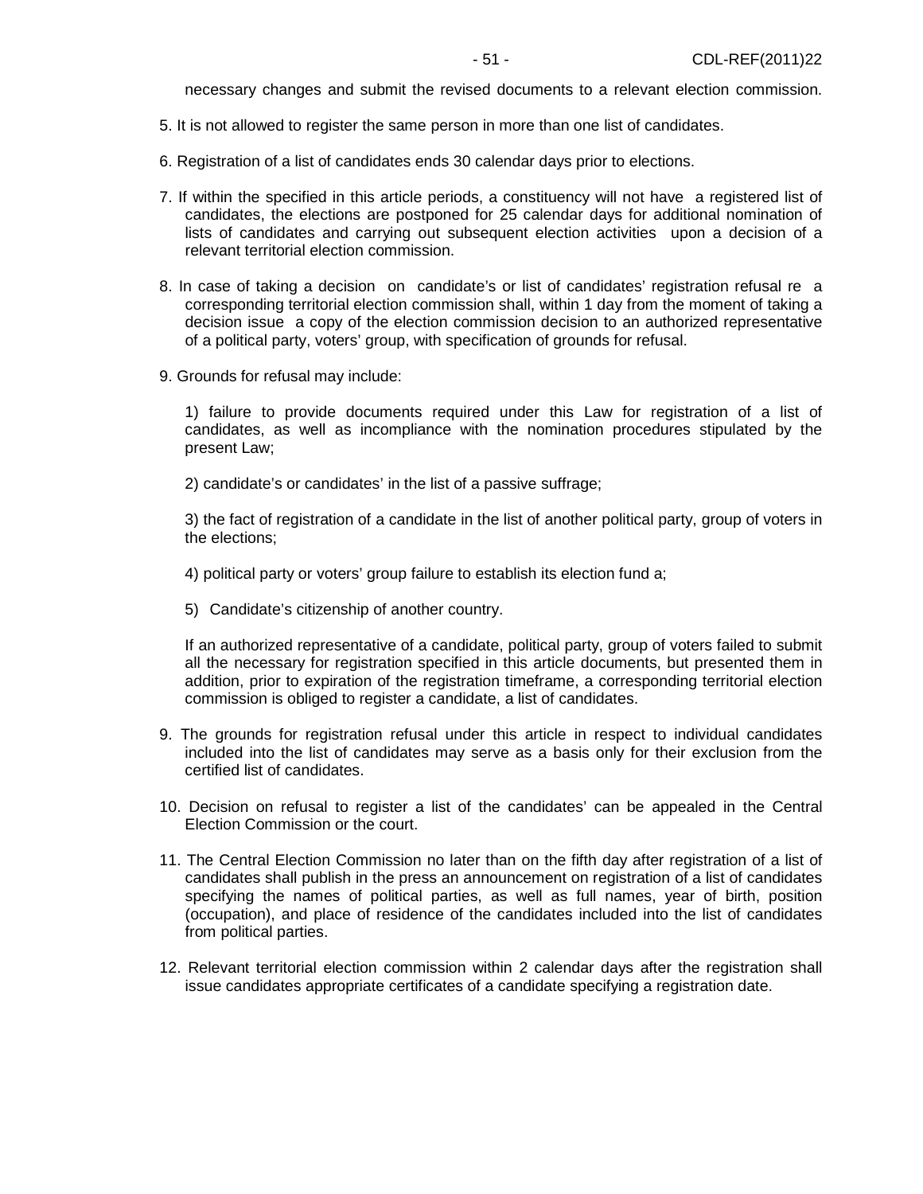necessary changes and submit the revised documents to a relevant election commission.

5. It is not allowed to register the same person in more than one list of candidates.

6. Registration of a list of candidates ends 30 calendar days prior to elections.

7. If within the specified in this article periods, a constituency will not have a registered list of candidates, the elections are postponed for 25 calendar days for additional nomination of lists of candidates and carrying out subsequent election activities upon a decision of a relevant territorial election commission.

8. In case of taking a decision on candidate's or list of candidates' registration refusal re a corresponding territorial election commission shall, within 1 day from the moment of taking a decision issue a copy of the election commission decision to an authorized representative of a political party, voters' group, with specification of grounds for refusal.

9. Grounds for refusal may include:

   1) failure to provide documents required under this Law for registration of a list of candidates, as well as incompliance with the nomination procedures stipulated by the present Law;

   2) candidate's or candidates' in the list of a passive suffrage;

   3) the fact of registration of a candidate in the list of another political party, group of voters in the elections;

   4) political party or voters' group failure to establish its election fund a;

   5) Candidate's citizenship of another country.

   If an authorized representative of a candidate, political party, group of voters failed to submit all the necessary for registration specified in this article documents, but presented them in addition, prior to expiration of the registration timeframe, a corresponding territorial election commission is obliged to register a candidate, a list of candidates.

9. The grounds for registration refusal under this article in respect to individual candidates included into the list of candidates may serve as a basis only for their exclusion from the certified list of candidates.

10. Decision on refusal to register a list of the candidates' can be appealed in the Central Election Commission or the court.

11. The Central Election Commission no later than on the fifth day after registration of a list of candidates shall publish in the press an announcement on registration of a list of candidates specifying the names of political parties, as well as full names, year of birth, position (occupation), and place of residence of the candidates included into the list of candidates from political parties.

12. Relevant territorial election commission within 2 calendar days after the registration shall issue candidates appropriate certificates of a candidate specifying a registration date.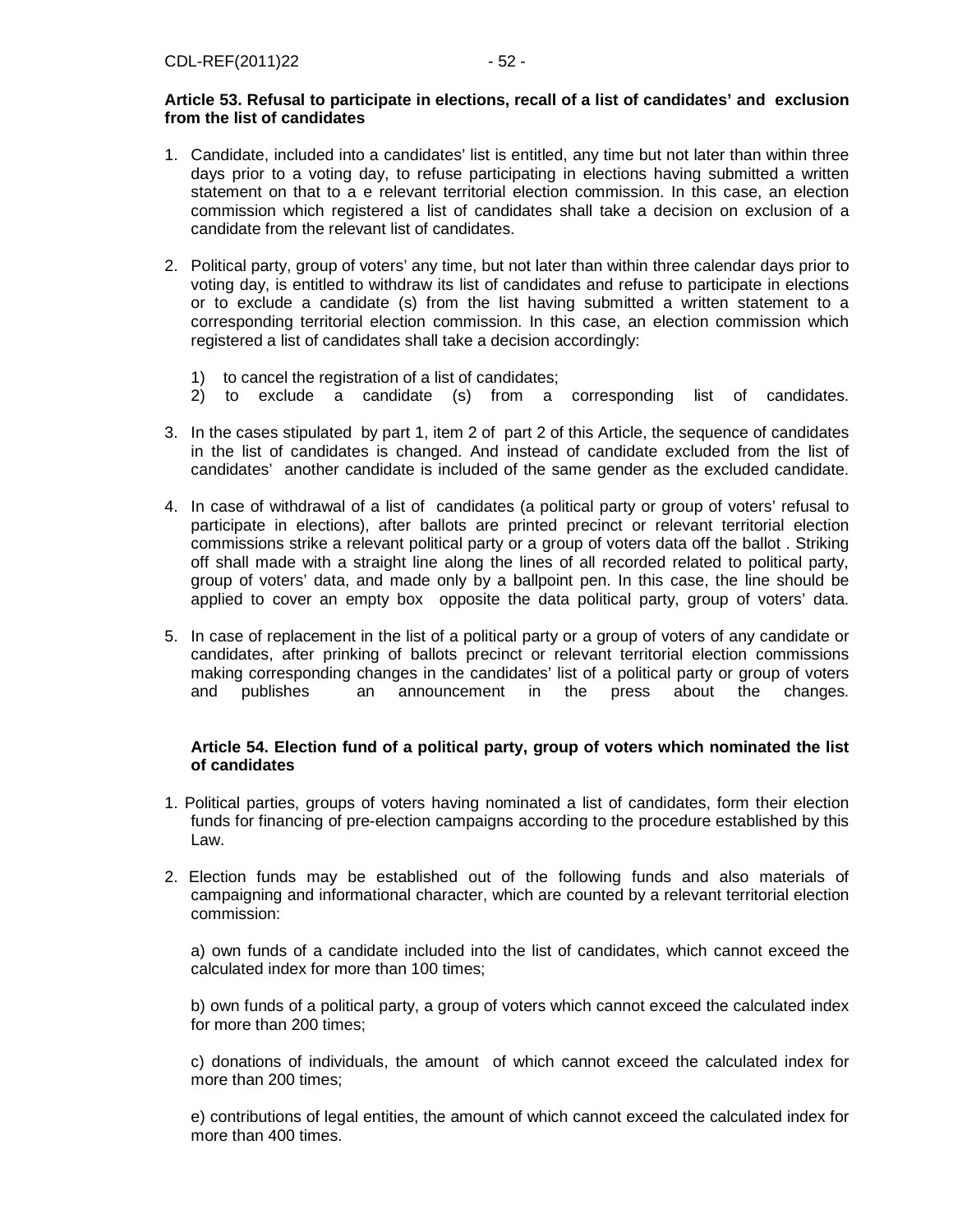**Article 53. Refusal to participate in elections, recall of a list of candidates' and exclusion from the list of candidates**

1. Candidate, included into a candidates' list is entitled, any time but not later than within three days prior to a voting day, to refuse participating in elections having submitted a written statement on that to a e relevant territorial election commission. In this case, an election commission which registered a list of candidates shall take a decision on exclusion of a candidate from the relevant list of candidates.

2. Political party, group of voters' any time, but not later than within three calendar days prior to voting day, is entitled to withdraw its list of candidates and refuse to participate in elections or to exclude a candidate (s) from the list having submitted a written statement to a corresponding territorial election commission. In this case, an election commission which registered a list of candidates shall take a decision accordingly:

   1) to cancel the registration of a list of candidates;
   2) to exclude a candidate (s) from a corresponding list of candidates.

3. In the cases stipulated by part 1, item 2 of part 2 of this Article, the sequence of candidates in the list of candidates is changed. And instead of candidate excluded from the list of candidates' another candidate is included of the same gender as the excluded candidate.

4. In case of withdrawal of a list of candidates (a political party or group of voters' refusal to participate in elections), after ballots are printed precinct or relevant territorial election commissions strike a relevant political party or a group of voters data off the ballot . Striking off shall made with a straight line along the lines of all recorded related to political party, group of voters' data, and made only by a ballpoint pen. In this case, the line should be applied to cover an empty box opposite the data political party, group of voters' data.

5. In case of replacement in the list of a political party or a group of voters of any candidate or candidates, after prinking of ballots precinct or relevant territorial election commissions making corresponding changes in the candidates' list of a political party or group of voters and publishes an announcement in the press about the changes.

**Article 54. Election fund of a political party, group of voters which nominated the list of candidates**

1. Political parties, groups of voters having nominated a list of candidates, form their election funds for financing of pre-election campaigns according to the procedure established by this Law.

2. Election funds may be established out of the following funds and also materials of campaigning and informational character, which are counted by a relevant territorial election commission:

   a) own funds of a candidate included into the list of candidates, which cannot exceed the calculated index for more than 100 times;

   b) own funds of a political party, a group of voters which cannot exceed the calculated index for more than 200 times;

   c) donations of individuals, the amount of which cannot exceed the calculated index for more than 200 times;

   e) contributions of legal entities, the amount of which cannot exceed the calculated index for more than 400 times.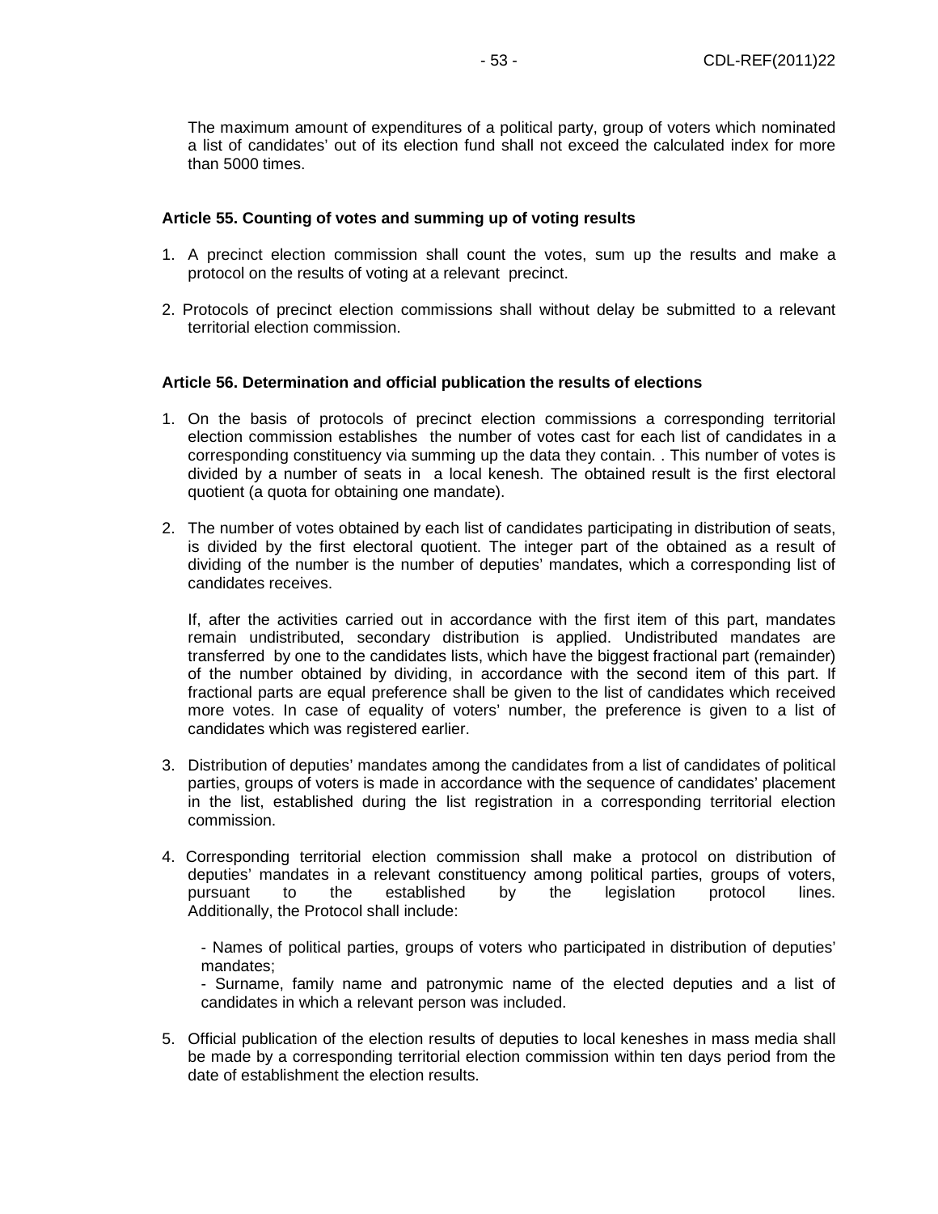The maximum amount of expenditures of a political party, group of voters which nominated a list of candidates' out of its election fund shall not exceed the calculated index for more than 5000 times.

**Article 55. Counting of votes and summing up of voting results**

1. A precinct election commission shall count the votes, sum up the results and make a protocol on the results of voting at a relevant precinct.

2. Protocols of precinct election commissions shall without delay be submitted to a relevant territorial election commission.

**Article 56. Determination and official publication the results of elections**

1. On the basis of protocols of precinct election commissions a corresponding territorial election commission establishes the number of votes cast for each list of candidates in a corresponding constituency via summing up the data they contain. . This number of votes is divided by a number of seats in a local kenesh. The obtained result is the first electoral quotient (a quota for obtaining one mandate).

2. The number of votes obtained by each list of candidates participating in distribution of seats, is divided by the first electoral quotient. The integer part of the obtained as a result of dividing of the number is the number of deputies' mandates, which a corresponding list of candidates receives.

   If, after the activities carried out in accordance with the first item of this part, mandates remain undistributed, secondary distribution is applied. Undistributed mandates are transferred by one to the candidates lists, which have the biggest fractional part (remainder) of the number obtained by dividing, in accordance with the second item of this part. If fractional parts are equal preference shall be given to the list of candidates which received more votes. In case of equality of voters' number, the preference is given to a list of candidates which was registered earlier.

3. Distribution of deputies' mandates among the candidates from a list of candidates of political parties, groups of voters is made in accordance with the sequence of candidates' placement in the list, established during the list registration in a corresponding territorial election commission.

4. Corresponding territorial election commission shall make a protocol on distribution of deputies' mandates in a relevant constituency among political parties, groups of voters, pursuant to the established by the legislation protocol lines. Additionally, the Protocol shall include:

   - Names of political parties, groups of voters who participated in distribution of deputies' mandates;
   - Surname, family name and patronymic name of the elected deputies and a list of candidates in which a relevant person was included.

5. Official publication of the election results of deputies to local keneshes in mass media shall be made by a corresponding territorial election commission within ten days period from the date of establishment the election results.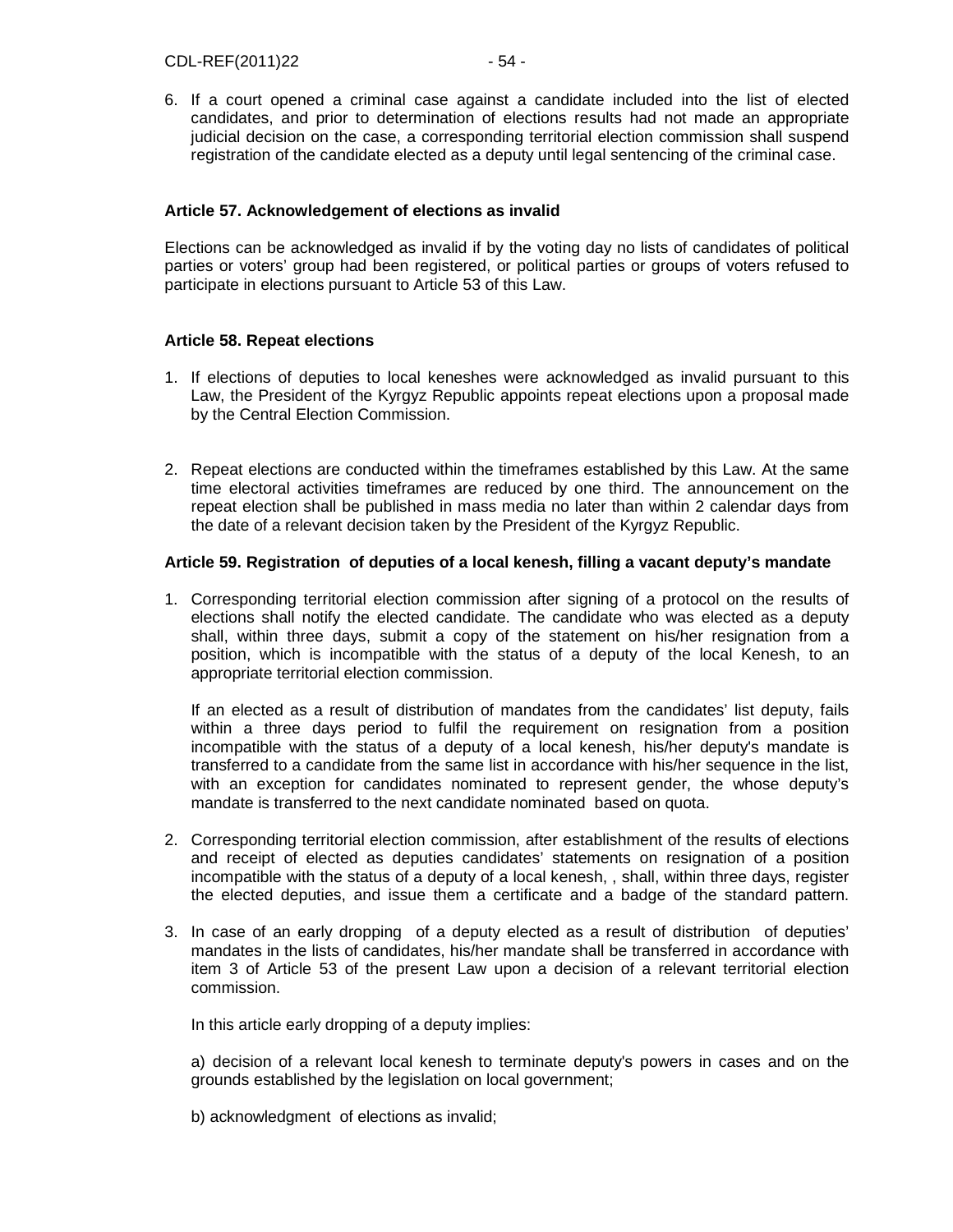6. If a court opened a criminal case against a candidate included into the list of elected candidates, and prior to determination of elections results had not made an appropriate judicial decision on the case, a corresponding territorial election commission shall suspend registration of the candidate elected as a deputy until legal sentencing of the criminal case.

**Article 57. Acknowledgement of elections as invalid**

Elections can be acknowledged as invalid if by the voting day no lists of candidates of political parties or voters' group had been registered, or political parties or groups of voters refused to participate in elections pursuant to Article 53 of this Law.

**Article 58. Repeat elections**

1. If elections of deputies to local keneshes were acknowledged as invalid pursuant to this Law, the President of the Kyrgyz Republic appoints repeat elections upon a proposal made by the Central Election Commission.

2. Repeat elections are conducted within the timeframes established by this Law. At the same time electoral activities timeframes are reduced by one third. The announcement on the repeat election shall be published in mass media no later than within 2 calendar days from the date of a relevant decision taken by the President of the Kyrgyz Republic.

**Article 59. Registration of deputies of a local kenesh, filling a vacant deputy's mandate**

1. Corresponding territorial election commission after signing of a protocol on the results of elections shall notify the elected candidate. The candidate who was elected as a deputy shall, within three days, submit a copy of the statement on his/her resignation from a position, which is incompatible with the status of a deputy of the local Kenesh, to an appropriate territorial election commission.

   If an elected as a result of distribution of mandates from the candidates' list deputy, fails within a three days period to fulfil the requirement on resignation from a position incompatible with the status of a deputy of a local kenesh, his/her deputy's mandate is transferred to a candidate from the same list in accordance with his/her sequence in the list, with an exception for candidates nominated to represent gender, the whose deputy's mandate is transferred to the next candidate nominated based on quota.

2. Corresponding territorial election commission, after establishment of the results of elections and receipt of elected as deputies candidates' statements on resignation of a position incompatible with the status of a deputy of a local kenesh, , shall, within three days, register the elected deputies, and issue them a certificate and a badge of the standard pattern.

3. In case of an early dropping of a deputy elected as a result of distribution of deputies' mandates in the lists of candidates, his/her mandate shall be transferred in accordance with item 3 of Article 53 of the present Law upon a decision of a relevant territorial election commission.

   In this article early dropping of a deputy implies:

   a) decision of a relevant local kenesh to terminate deputy's powers in cases and on the grounds established by the legislation on local government;

   b) acknowledgment of elections as invalid;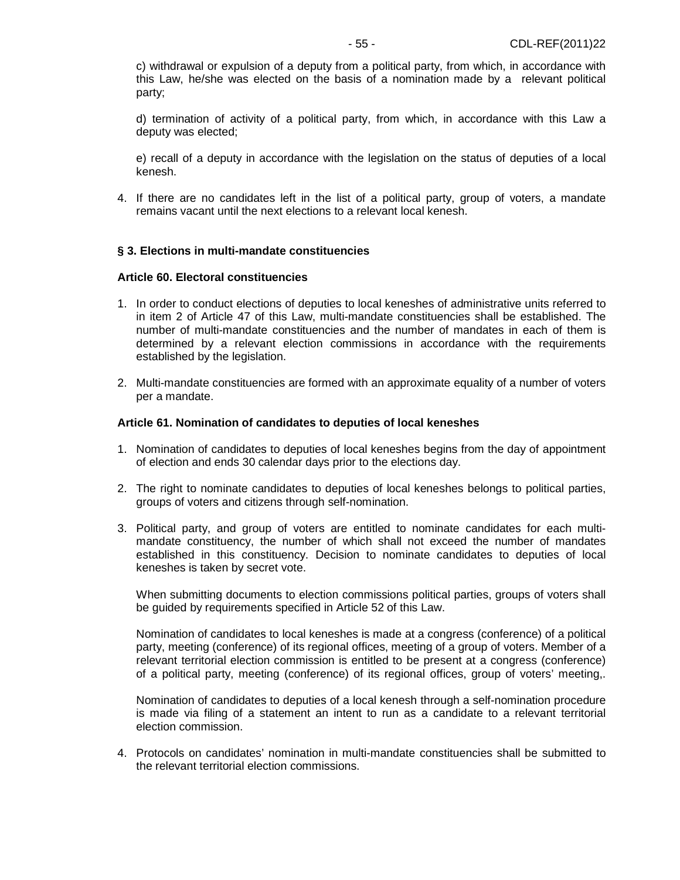c) withdrawal or expulsion of a deputy from a political party, from which, in accordance with this Law, he/she was elected on the basis of a nomination made by a relevant political party;

d) termination of activity of a political party, from which, in accordance with this Law a deputy was elected;

e) recall of a deputy in accordance with the legislation on the status of deputies of a local kenesh.

4. If there are no candidates left in the list of a political party, group of voters, a mandate remains vacant until the next elections to a relevant local kenesh.

### § 3. Elections in multi-mandate constituencies

#### Article 60. Electoral constituencies

1. In order to conduct elections of deputies to local keneshes of administrative units referred to in item 2 of Article 47 of this Law, multi-mandate constituencies shall be established. The number of multi-mandate constituencies and the number of mandates in each of them is determined by a relevant election commissions in accordance with the requirements established by the legislation.

2. Multi-mandate constituencies are formed with an approximate equality of a number of voters per a mandate.

#### Article 61. Nomination of candidates to deputies of local keneshes

1. Nomination of candidates to deputies of local keneshes begins from the day of appointment of election and ends 30 calendar days prior to the elections day.

2. The right to nominate candidates to deputies of local keneshes belongs to political parties, groups of voters and citizens through self-nomination.

3. Political party, and group of voters are entitled to nominate candidates for each multi-mandate constituency, the number of which shall not exceed the number of mandates established in this constituency. Decision to nominate candidates to deputies of local keneshes is taken by secret vote.

   When submitting documents to election commissions political parties, groups of voters shall be guided by requirements specified in Article 52 of this Law.

   Nomination of candidates to local keneshes is made at a congress (conference) of a political party, meeting (conference) of its regional offices, meeting of a group of voters. Member of a relevant territorial election commission is entitled to be present at a congress (conference) of a political party, meeting (conference) of its regional offices, group of voters' meeting,.

   Nomination of candidates to deputies of a local kenesh through a self-nomination procedure is made via filing of a statement an intent to run as a candidate to a relevant territorial election commission.

4. Protocols on candidates' nomination in multi-mandate constituencies shall be submitted to the relevant territorial election commissions.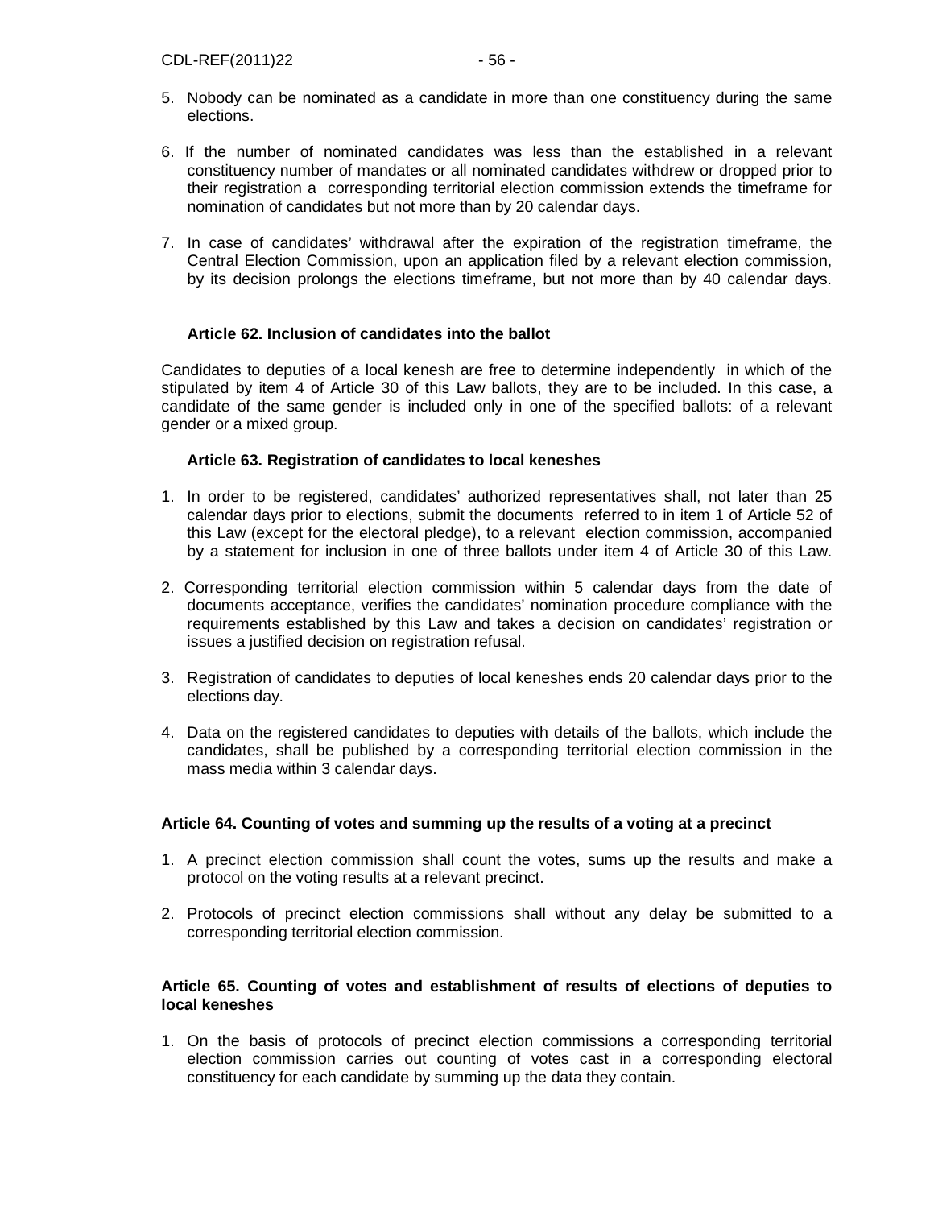5. Nobody can be nominated as a candidate in more than one constituency during the same elections.

6. If the number of nominated candidates was less than the established in a relevant constituency number of mandates or all nominated candidates withdrew or dropped prior to their registration a corresponding territorial election commission extends the timeframe for nomination of candidates but not more than by 20 calendar days.

7. In case of candidates' withdrawal after the expiration of the registration timeframe, the Central Election Commission, upon an application filed by a relevant election commission, by its decision prolongs the elections timeframe, but not more than by 40 calendar days.

**Article 62. Inclusion of candidates into the ballot**

Candidates to deputies of a local kenesh are free to determine independently in which of the stipulated by item 4 of Article 30 of this Law ballots, they are to be included. In this case, a candidate of the same gender is included only in one of the specified ballots: of a relevant gender or a mixed group.

**Article 63. Registration of candidates to local keneshes**

1. In order to be registered, candidates' authorized representatives shall, not later than 25 calendar days prior to elections, submit the documents referred to in item 1 of Article 52 of this Law (except for the electoral pledge), to a relevant election commission, accompanied by a statement for inclusion in one of three ballots under item 4 of Article 30 of this Law.

2. Corresponding territorial election commission within 5 calendar days from the date of documents acceptance, verifies the candidates' nomination procedure compliance with the requirements established by this Law and takes a decision on candidates' registration or issues a justified decision on registration refusal.

3. Registration of candidates to deputies of local keneshes ends 20 calendar days prior to the elections day.

4. Data on the registered candidates to deputies with details of the ballots, which include the candidates, shall be published by a corresponding territorial election commission in the mass media within 3 calendar days.

**Article 64. Counting of votes and summing up the results of a voting at a precinct**

1. A precinct election commission shall count the votes, sums up the results and make a protocol on the voting results at a relevant precinct.

2. Protocols of precinct election commissions shall without any delay be submitted to a corresponding territorial election commission.

**Article 65. Counting of votes and establishment of results of elections of deputies to local keneshes**

1. On the basis of protocols of precinct election commissions a corresponding territorial election commission carries out counting of votes cast in a corresponding electoral constituency for each candidate by summing up the data they contain.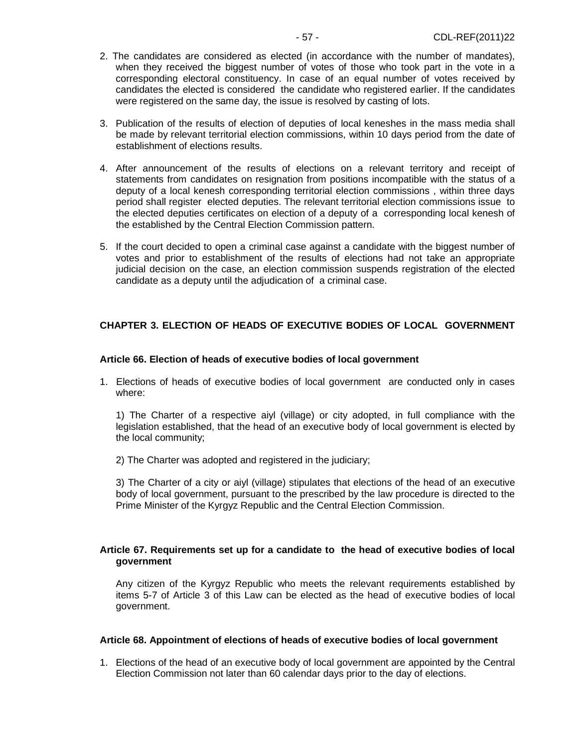2. The candidates are considered as elected (in accordance with the number of mandates), when they received the biggest number of votes of those who took part in the vote in a corresponding electoral constituency. In case of an equal number of votes received by candidates the elected is considered the candidate who registered earlier. If the candidates were registered on the same day, the issue is resolved by casting of lots.

3. Publication of the results of election of deputies of local keneshes in the mass media shall be made by relevant territorial election commissions, within 10 days period from the date of establishment of elections results.

4. After announcement of the results of elections on a relevant territory and receipt of statements from candidates on resignation from positions incompatible with the status of a deputy of a local kenesh corresponding territorial election commissions , within three days period shall register elected deputies. The relevant territorial election commissions issue to the elected deputies certificates on election of a deputy of a corresponding local kenesh of the established by the Central Election Commission pattern.

5. If the court decided to open a criminal case against a candidate with the biggest number of votes and prior to establishment of the results of elections had not take an appropriate judicial decision on the case, an election commission suspends registration of the elected candidate as a deputy until the adjudication of a criminal case.

## CHAPTER 3. ELECTION OF HEADS OF EXECUTIVE BODIES OF LOCAL GOVERNMENT

### Article 66. Election of heads of executive bodies of local government

1. Elections of heads of executive bodies of local government are conducted only in cases where:

   1) The Charter of a respective aiyl (village) or city adopted, in full compliance with the legislation established, that the head of an executive body of local government is elected by the local community;

   2) The Charter was adopted and registered in the judiciary;

   3) The Charter of a city or aiyl (village) stipulates that elections of the head of an executive body of local government, pursuant to the prescribed by the law procedure is directed to the Prime Minister of the Kyrgyz Republic and the Central Election Commission.

### Article 67. Requirements set up for a candidate to the head of executive bodies of local government

Any citizen of the Kyrgyz Republic who meets the relevant requirements established by items 5-7 of Article 3 of this Law can be elected as the head of executive bodies of local government.

### Article 68. Appointment of elections of heads of executive bodies of local government

1. Elections of the head of an executive body of local government are appointed by the Central Election Commission not later than 60 calendar days prior to the day of elections.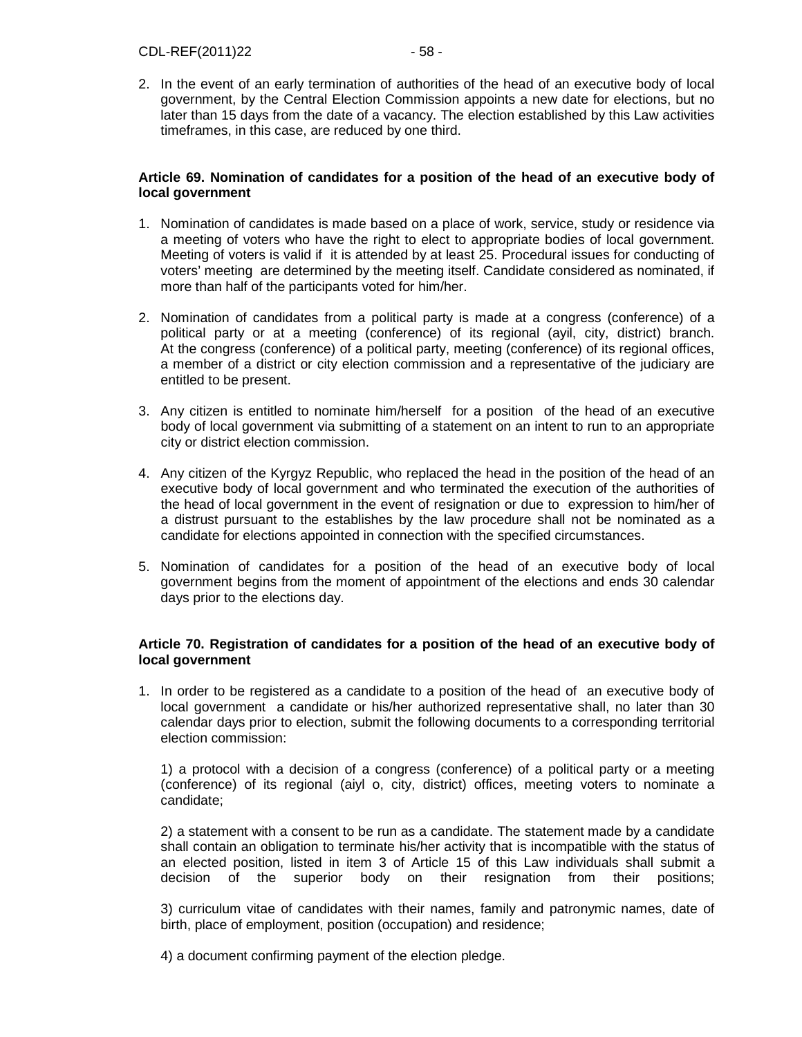2. In the event of an early termination of authorities of the head of an executive body of local government, by the Central Election Commission appoints a new date for elections, but no later than 15 days from the date of a vacancy. The election established by this Law activities timeframes, in this case, are reduced by one third.

**Article 69. Nomination of candidates for a position of the head of an executive body of local government**

1. Nomination of candidates is made based on a place of work, service, study or residence via a meeting of voters who have the right to elect to appropriate bodies of local government. Meeting of voters is valid if it is attended by at least 25. Procedural issues for conducting of voters' meeting are determined by the meeting itself. Candidate considered as nominated, if more than half of the participants voted for him/her.

2. Nomination of candidates from a political party is made at a congress (conference) of a political party or at a meeting (conference) of its regional (ayil, city, district) branch. At the congress (conference) of a political party, meeting (conference) of its regional offices, a member of a district or city election commission and a representative of the judiciary are entitled to be present.

3. Any citizen is entitled to nominate him/herself for a position of the head of an executive body of local government via submitting of a statement on an intent to run to an appropriate city or district election commission.

4. Any citizen of the Kyrgyz Republic, who replaced the head in the position of the head of an executive body of local government and who terminated the execution of the authorities of the head of local government in the event of resignation or due to expression to him/her of a distrust pursuant to the establishes by the law procedure shall not be nominated as a candidate for elections appointed in connection with the specified circumstances.

5. Nomination of candidates for a position of the head of an executive body of local government begins from the moment of appointment of the elections and ends 30 calendar days prior to the elections day.

**Article 70. Registration of candidates for a position of the head of an executive body of local government**

1. In order to be registered as a candidate to a position of the head of an executive body of local government a candidate or his/her authorized representative shall, no later than 30 calendar days prior to election, submit the following documents to a corresponding territorial election commission:

   1) a protocol with a decision of a congress (conference) of a political party or a meeting (conference) of its regional (aiyl o, city, district) offices, meeting voters to nominate a candidate;

   2) a statement with a consent to be run as a candidate. The statement made by a candidate shall contain an obligation to terminate his/her activity that is incompatible with the status of an elected position, listed in item 3 of Article 15 of this Law individuals shall submit a decision of the superior body on their resignation from their positions;

   3) curriculum vitae of candidates with their names, family and patronymic names, date of birth, place of employment, position (occupation) and residence;

   4) a document confirming payment of the election pledge.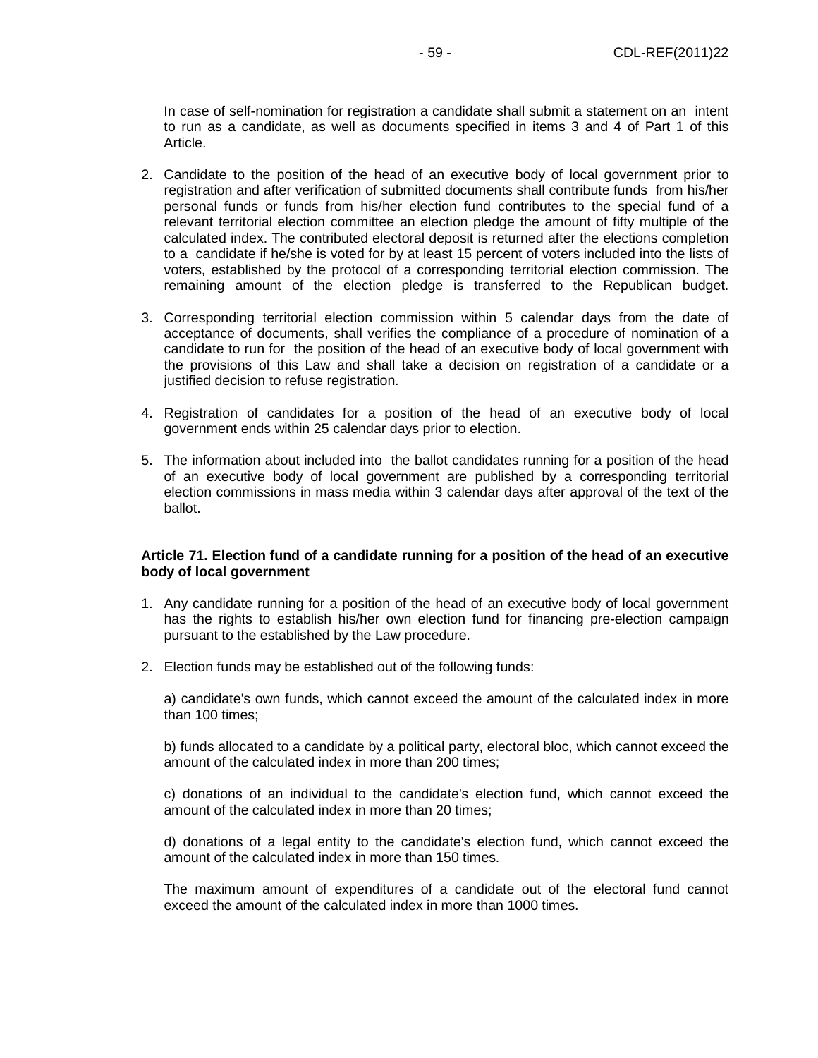In case of self-nomination for registration a candidate shall submit a statement on an intent to run as a candidate, as well as documents specified in items 3 and 4 of Part 1 of this Article.

2. Candidate to the position of the head of an executive body of local government prior to registration and after verification of submitted documents shall contribute funds from his/her personal funds or funds from his/her election fund contributes to the special fund of a relevant territorial election committee an election pledge the amount of fifty multiple of the calculated index. The contributed electoral deposit is returned after the elections completion to a candidate if he/she is voted for by at least 15 percent of voters included into the lists of voters, established by the protocol of a corresponding territorial election commission. The remaining amount of the election pledge is transferred to the Republican budget.

3. Corresponding territorial election commission within 5 calendar days from the date of acceptance of documents, shall verifies the compliance of a procedure of nomination of a candidate to run for the position of the head of an executive body of local government with the provisions of this Law and shall take a decision on registration of a candidate or a justified decision to refuse registration.

4. Registration of candidates for a position of the head of an executive body of local government ends within 25 calendar days prior to election.

5. The information about included into the ballot candidates running for a position of the head of an executive body of local government are published by a corresponding territorial election commissions in mass media within 3 calendar days after approval of the text of the ballot.

**Article 71. Election fund of a candidate running for a position of the head of an executive body of local government**

1. Any candidate running for a position of the head of an executive body of local government has the rights to establish his/her own election fund for financing pre-election campaign pursuant to the established by the Law procedure.

2. Election funds may be established out of the following funds:

   a) candidate's own funds, which cannot exceed the amount of the calculated index in more than 100 times;

   b) funds allocated to a candidate by a political party, electoral bloc, which cannot exceed the amount of the calculated index in more than 200 times;

   c) donations of an individual to the candidate's election fund, which cannot exceed the amount of the calculated index in more than 20 times;

   d) donations of a legal entity to the candidate's election fund, which cannot exceed the amount of the calculated index in more than 150 times.

   The maximum amount of expenditures of a candidate out of the electoral fund cannot exceed the amount of the calculated index in more than 1000 times.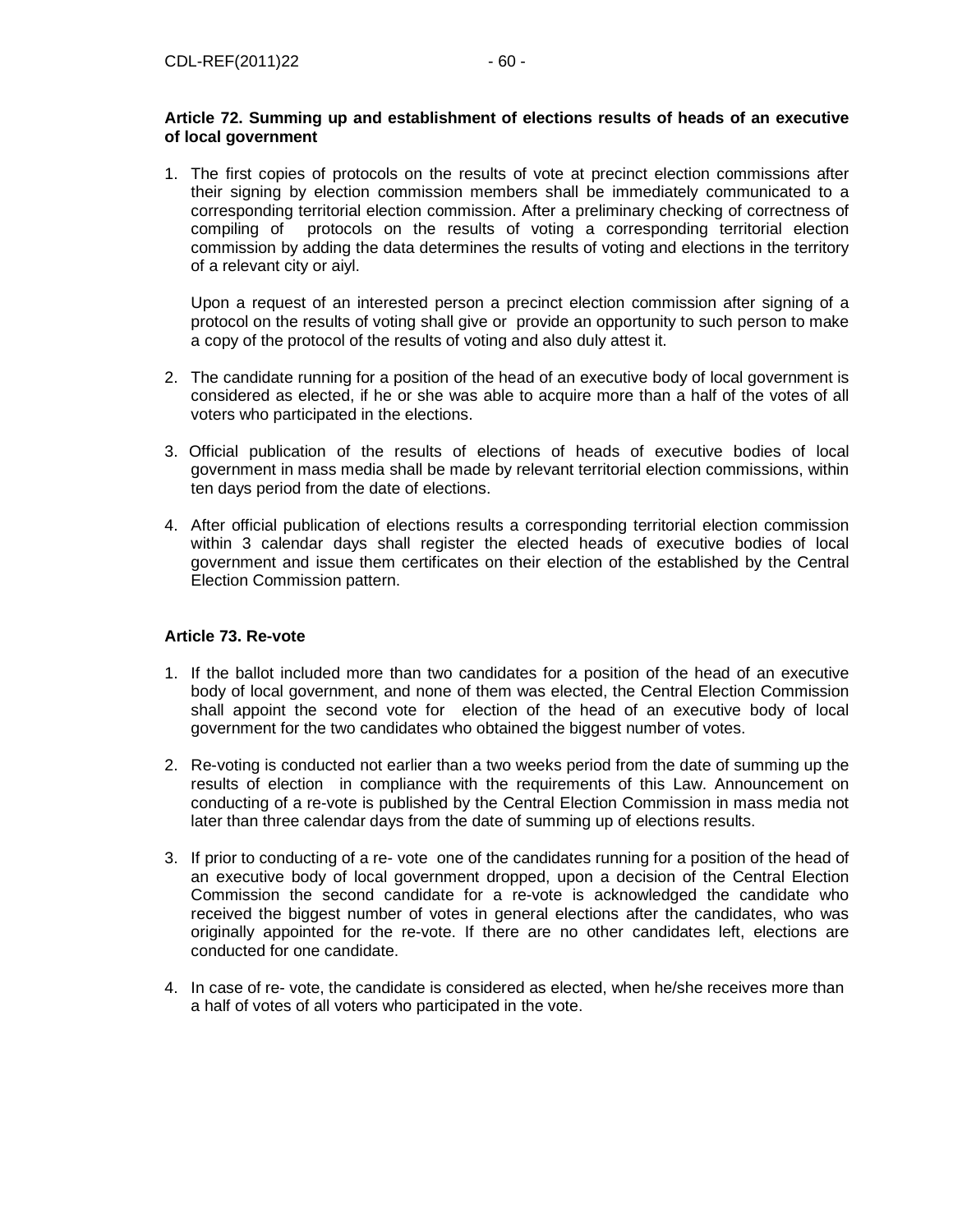**Article 72. Summing up and establishment of elections results of heads of an executive of local government**

1. The first copies of protocols on the results of vote at precinct election commissions after their signing by election commission members shall be immediately communicated to a corresponding territorial election commission. After a preliminary checking of correctness of compiling of protocols on the results of voting a corresponding territorial election commission by adding the data determines the results of voting and elections in the territory of a relevant city or aiyl.

   Upon a request of an interested person a precinct election commission after signing of a protocol on the results of voting shall give or provide an opportunity to such person to make a copy of the protocol of the results of voting and also duly attest it.

2. The candidate running for a position of the head of an executive body of local government is considered as elected, if he or she was able to acquire more than a half of the votes of all voters who participated in the elections.

3. Official publication of the results of elections of heads of executive bodies of local government in mass media shall be made by relevant territorial election commissions, within ten days period from the date of elections.

4. After official publication of elections results a corresponding territorial election commission within 3 calendar days shall register the elected heads of executive bodies of local government and issue them certificates on their election of the established by the Central Election Commission pattern.

**Article 73. Re-vote**

1. If the ballot included more than two candidates for a position of the head of an executive body of local government, and none of them was elected, the Central Election Commission shall appoint the second vote for election of the head of an executive body of local government for the two candidates who obtained the biggest number of votes.

2. Re-voting is conducted not earlier than a two weeks period from the date of summing up the results of election in compliance with the requirements of this Law. Announcement on conducting of a re-vote is published by the Central Election Commission in mass media not later than three calendar days from the date of summing up of elections results.

3. If prior to conducting of a re- vote one of the candidates running for a position of the head of an executive body of local government dropped, upon a decision of the Central Election Commission the second candidate for a re-vote is acknowledged the candidate who received the biggest number of votes in general elections after the candidates, who was originally appointed for the re-vote. If there are no other candidates left, elections are conducted for one candidate.

4. In case of re- vote, the candidate is considered as elected, when he/she receives more than a half of votes of all voters who participated in the vote.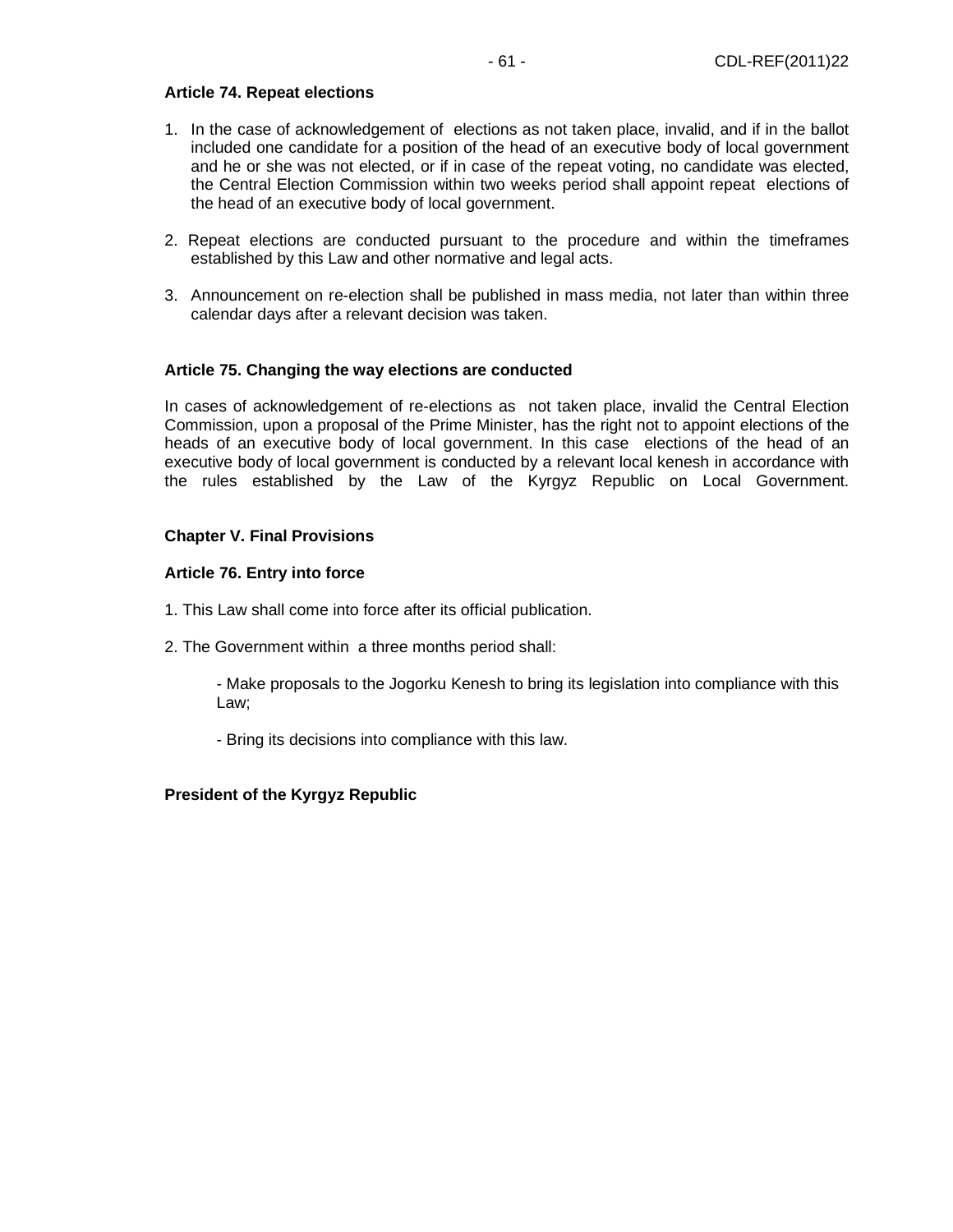**Article 74. Repeat elections**

1. In the case of acknowledgement of elections as not taken place, invalid, and if in the ballot included one candidate for a position of the head of an executive body of local government and he or she was not elected, or if in case of the repeat voting, no candidate was elected, the Central Election Commission within two weeks period shall appoint repeat elections of the head of an executive body of local government.

2. Repeat elections are conducted pursuant to the procedure and within the timeframes established by this Law and other normative and legal acts.

3. Announcement on re-election shall be published in mass media, not later than within three calendar days after a relevant decision was taken.

**Article 75. Changing the way elections are conducted**

In cases of acknowledgement of re-elections as not taken place, invalid the Central Election Commission, upon a proposal of the Prime Minister, has the right not to appoint elections of the heads of an executive body of local government. In this case elections of the head of an executive body of local government is conducted by a relevant local kenesh in accordance with the rules established by the Law of the Kyrgyz Republic on Local Government.

**Chapter V. Final Provisions**

**Article 76. Entry into force**

1. This Law shall come into force after its official publication.

2. The Government within a three months period shall:

   - Make proposals to the Jogorku Kenesh to bring its legislation into compliance with this Law;

   - Bring its decisions into compliance with this law.

**President of the Kyrgyz Republic**